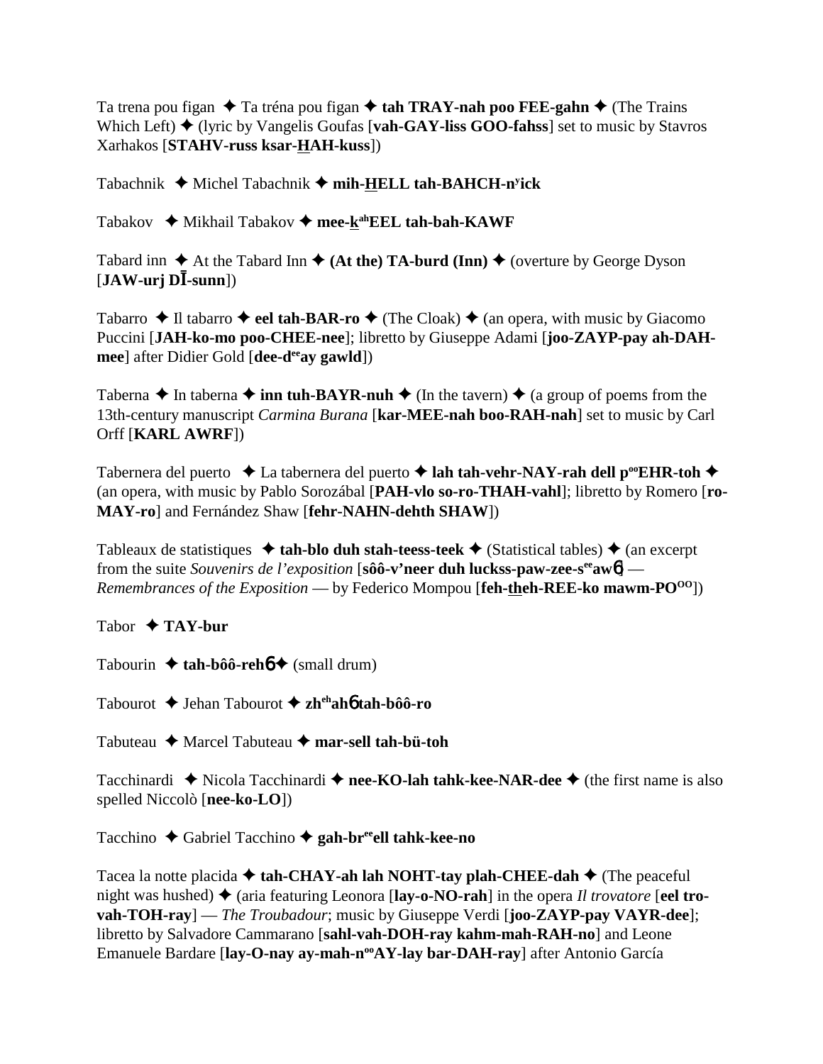Ta trena pou figan ✦ Ta tréna pou figan ✦ **tah TRAY-nah poo FEE-gahn** ✦ (The Trains Which Left) ✦ (lyric by Vangelis Goufas [**vah-GAY-liss GOO-fahss**] set to music by Stavros Xarhakos [**STAHV-russ ksar-HAH-kuss**])

Tabachnik ✦ Michel Tabachnik ✦ **mih-HELL tah-BAHCH-nʸick**

Tabakov ✦ Mikhail Tabakov ✦ **mee-kahEEL tah-bah-KAWF**

Tabard inn ✦ At the Tabard Inn ✦ **(At the) TA-burd (Inn)** ✦ (overture by George Dyson [**JAW-urj DĪ-sunn**])

Tabarro ✦ Il tabarro ✦ **eel tah-BAR-ro** ✦ (The Cloak) ✦ (an opera, with music by Giacomo Puccini [**JAH-ko-mo poo-CHEE-nee**]; libretto by Giuseppe Adami [**joo-ZAYP-pay ah-DAH-mee**] after Didier Gold [**dee-deeay gawld**])

Taberna ✦ In taberna ✦ **inn tuh-BAYR-nuh** ✦ (In the tavern) ✦ (a group of poems from the 13th-century manuscript *Carmina Burana* [**kar-MEE-nah boo-RAH-nah**] set to music by Carl Orff [**KARL AWRF**])

Tabernera del puerto ✦ La tabernera del puerto ✦ **lah tah-vehr-NAY-rah dell pooEHR-toh** ✦ (an opera, with music by Pablo Sorozábal [**PAH-vlo so-ro-THAH-vahl**]; libretto by Romero [**ro-MAY-ro**] and Fernández Shaw [**fehr-NAHN-dehth SHAW**])

Tableaux de statistiques ✦ **tah-blo duh stah-teess-teek** ✦ (Statistical tables) ✦ (an excerpt from the suite *Souvenirs de l'exposition* [**sôô-v'neer duh luckss-paw-zee-seeawɳ**] — *Remembrances of the Exposition* — by Federico Mompou [**feh-theh-REE-ko mawm-POOO**])

Tabor ✦ **TAY-bur**

Tabourin ✦ **tah-bôô-rehɳ** ✦ (small drum)

Tabourot ✦ Jehan Tabourot ✦ **zhehahɳ tah-bôô-ro**

Tabuteau ✦ Marcel Tabuteau ✦ **mar-sell tah-bü-toh**

Tacchinardi ✦ Nicola Tacchinardi ✦ **nee-KO-lah tahk-kee-NAR-dee** ✦ (the first name is also spelled Niccolò [**nee-ko-LO**])

Tacchino ✦ Gabriel Tacchino ✦ **gah-breeell tahk-kee-no**

Tacea la notte placida ✦ **tah-CHAY-ah lah NOHT-tay plah-CHEE-dah** ✦ (The peaceful night was hushed) ✦ (aria featuring Leonora [**lay-o-NO-rah**] in the opera *Il trovatore* [**eel tro-vah-TOH-ray**] — *The Troubadour*; music by Giuseppe Verdi [**joo-ZAYP-pay VAYR-dee**]; libretto by Salvadore Cammarano [**sahl-vah-DOH-ray kahm-mah-RAH-no**] and Leone Emanuele Bardare [**lay-O-nay ay-mah-nooAY-lay bar-DAH-ray**] after Antonio García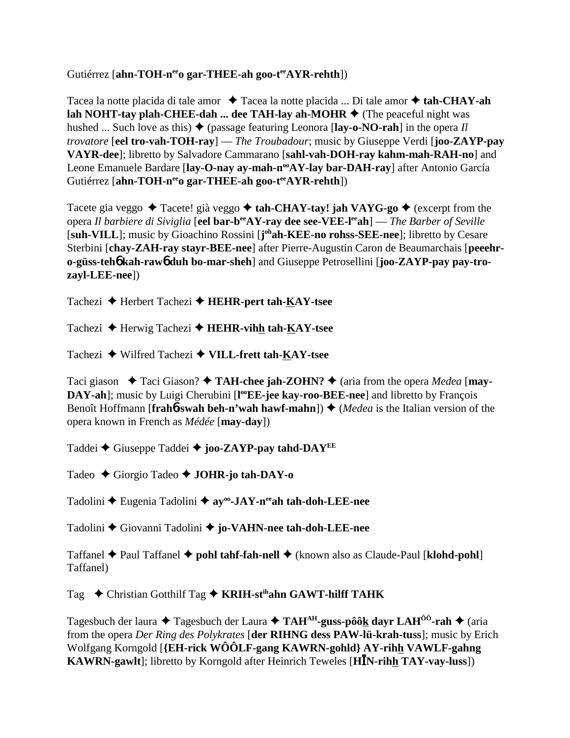Gutiérrez [**ahn-TOH-n^ee^o gar-THEE-ah goo-t^ee^AYR-rehth**])

Tacea la notte placida di tale amor ✦ Tacea la notte placida ... Di tale amor ✦ **tah-CHAY-ah lah NOHT-tay plah-CHEE-dah ... dee TAH-lay ah-MOHR** ✦ (The peaceful night was hushed ... Such love as this) ✦ (passage featuring Leonora [**lay-o-NO-rah**] in the opera *Il trovatore* [**eel tro-vah-TOH-ray**] — *The Troubadour*; music by Giuseppe Verdi [**joo-ZAYP-pay VAYR-dee**]; libretto by Salvadore Cammarano [**sahl-vah-DOH-ray kahm-mah-RAH-no**] and Leone Emanuele Bardare [**lay-O-nay ay-mah-n^oo^AY-lay bar-DAH-ray**] after Antonio García Gutiérrez [**ahn-TOH-n^ee^o gar-THEE-ah goo-t^ee^AYR-rehth**])

Tacete gia veggo ✦ Tacete! già veggo ✦ **tah-CHAY-tay! jah VAYG-go** ✦ (excerpt from the opera *Il barbiere di Siviglia* [**eel bar-b^ee^AY-ray dee see-VEE-l^ee^ah**] — *The Barber of Seville* [**suh-VILL**]; music by Gioachino Rossini [**j^oh^ah-KEE-no rohss-SEE-nee**]; libretto by Cesare Sterbini [**chay-ZAH-ray stayr-BEE-nee**] after Pierre-Augustin Caron de Beaumarchais [**peeehr-o-güss-tehɓ kah-rawɓ duh bo-mar-sheh**] and Giuseppe Petrosellini [**joo-ZAYP-pay pay-tro-zayl-LEE-nee**])

Tachezi ✦ Herbert Tachezi ✦ **HEHR-pert tah-K̲AY-tsee**

Tachezi ✦ Herwig Tachezi ✦ **HEHR-vihh̲ tah-K̲AY-tsee**

Tachezi ✦ Wilfred Tachezi ✦ **VILL-frett tah-K̲AY-tsee**

Taci giason ✦ Taci Giason? ✦ **TAH-chee jah-ZOHN?** ✦ (aria from the opera *Medea* [**may-DAY-ah**]; music by Luigi Cherubini [**l^oo^EE-jee kay-roo-BEE-nee**] and libretto by François Benoît Hoffmann [**frahɓ-swah beh-n'wah hawf-mahn**]) ✦ (*Medea* is the Italian version of the opera known in French as *Médée* [**may-day**])

Taddei ✦ Giuseppe Taddei ✦ **joo-ZAYP-pay tahd-DAY^EE^**

Tadeo ✦ Giorgio Tadeo ✦ **JOHR-jo tah-DAY-o**

Tadolini ✦ Eugenia Tadolini ✦ **ay^oo^-JAY-n^ee^ah tah-doh-LEE-nee**

Tadolini ✦ Giovanni Tadolini ✦ **jo-VAHN-nee tah-doh-LEE-nee**

Taffanel ✦ Paul Taffanel ✦ **pohl tahf-fah-nell** ✦ (known also as Claude-Paul [**klohd-pohl**] Taffanel)

Tag ✦ Christian Gotthilf Tag ✦ **KRIH-st^ih^ahn GAWT-hilff TAHK**

Tagesbuch der laura ✦ Tagesbuch der Laura ✦ **TAH^AH^-guss-pôôk̲ dayr LAH^ÔÔ^-rah** ✦ (aria from the opera *Der Ring des Polykrates* [**der RIHNG dess PAW-lü-krah-tuss**]; music by Erich Wolfgang Korngold [**{EH-rick WÔÔLF-gang KAWRN-gohld} AY-rihh̲ VAWLF-gahng KAWRN-gawlt**]; libretto by Korngold after Heinrich Teweles [**HĪN-rihh̲ TAY-vay-luss**])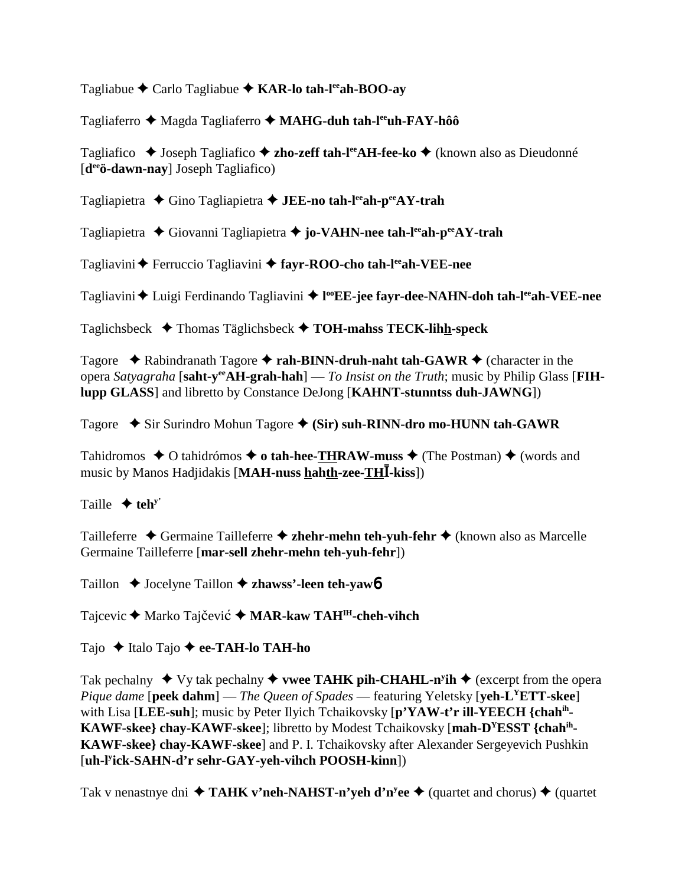Tagliabue ✦ Carlo Tagliabue ✦ **KAR-lo tah-l[ee]ah-BOO-ay**

Tagliaferro ✦ Magda Tagliaferro ✦ **MAHG-duh tah-l[ee]uh-FAY-hôô**

Tagliafico ✦ Joseph Tagliafico ✦ **zho-zeff tah-l[ee]AH-fee-ko** ✦ (known also as Dieudonné [**d[ee]ö-dawn-nay**] Joseph Tagliafico)

Tagliapietra ✦ Gino Tagliapietra ✦ **JEE-no tah-l[ee]ah-p[ee]AY-trah**

Tagliapietra ✦ Giovanni Tagliapietra ✦ **jo-VAHN-nee tah-l[ee]ah-p[ee]AY-trah**

Tagliavini ✦ Ferruccio Tagliavini ✦ **fayr-ROO-cho tah-l[ee]ah-VEE-nee**

Tagliavini ✦ Luigi Ferdinando Tagliavini ✦ **l[oo]EE-jee fayr-dee-NAHN-doh tah-l[ee]ah-VEE-nee**

Taglichsbeck ✦ Thomas Täglichsbeck ✦ **TOH-mahss TECK-lihh-speck**

Tagore ✦ Rabindranath Tagore ✦ **rah-BINN-druh-naht tah-GAWR** ✦ (character in the opera *Satyagraha* [**saht-y[ee]AH-grah-hah**] — *To Insist on the Truth*; music by Philip Glass [**FIH-lupp GLASS**] and libretto by Constance DeJong [**KAHNT-stunntss duh-JAWNG**])

Tagore ✦ Sir Surindro Mohun Tagore ✦ **(Sir) suh-RINN-dro mo-HUNN tah-GAWR**

Tahidromos ✦ O tahidrómos ✦ **o tah-hee-THRAW-muss** ✦ (The Postman) ✦ (words and music by Manos Hadjidakis [**MAH-nuss hahth-zee-THĪ-kiss**])

Taille ✦ **teh[y']**

Tailleferre ✦ Germaine Tailleferre ✦ **zhehr-mehn teh-yuh-fehr** ✦ (known also as Marcelle Germaine Tailleferre [**mar-sell zhehr-mehn teh-yuh-fehr**])

Taillon ✦ Jocelyne Taillon ✦ **zhawss'-leen teh-yaw6**

Tajcevic ✦ Marko Tajčević ✦ **MAR-kaw TAH[IH]-cheh-vihch**

Tajo ✦ Italo Tajo ✦ **ee-TAH-lo TAH-ho**

Tak pechalny ✦ Vy tak pechalny ✦ **vwee TAHK pih-CHAHL-n[y]ih** ✦ (excerpt from the opera *Pique dame* [**peek dahm**] — *The Queen of Spades* — featuring Yeletsky [**yeh-L[Y]ETT-skee**] with Lisa [**LEE-suh**]; music by Peter Ilyich Tchaikovsky [**p'YAW-t'r ill-YEECH {chah[ih]-KAWF-skee} chay-KAWF-skee**]; libretto by Modest Tchaikovsky [**mah-D[Y]ESST {chah[ih]-KAWF-skee} chay-KAWF-skee**] and P. I. Tchaikovsky after Alexander Sergeyevich Pushkin [**uh-l[y]ick-SAHN-d'r sehr-GAY-yeh-vihch POOSH-kinn**])

Tak v nenastnye dni ✦ **TAHK v'neh-NAHST-n'yeh d'n[y]ee** ✦ (quartet and chorus) ✦ (quartet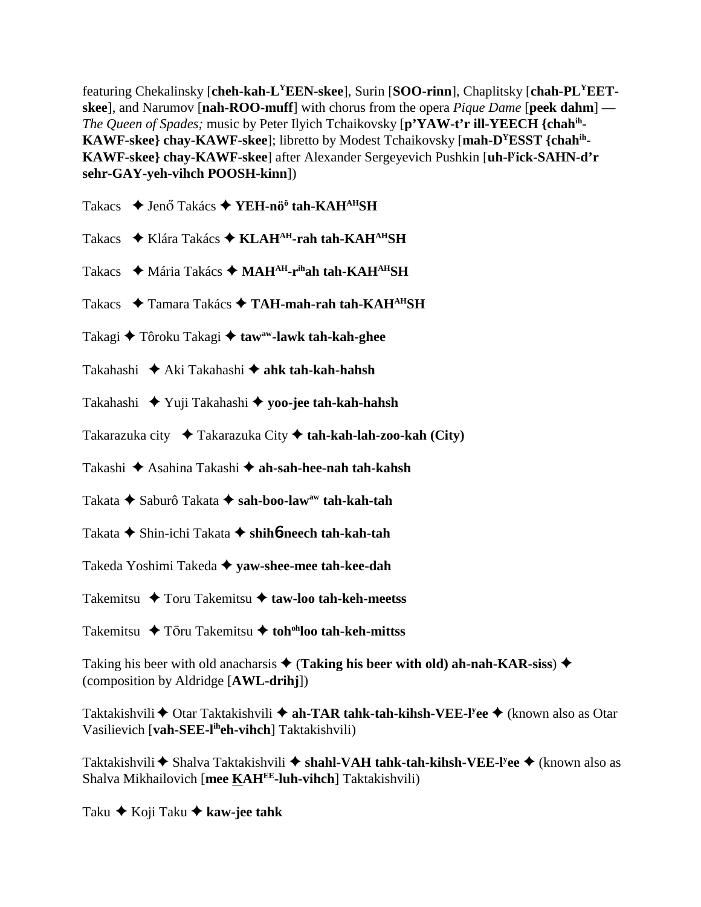featuring Chekalinsky [**cheh-kah-L^Y^EEN-skee**], Surin [**SOO-rinn**], Chaplitsky [**chah-PL^Y^EET-skee**], and Narumov [**nah-ROO-muff**] with chorus from the opera *Pique Dame* [**peek dahm**] — *The Queen of Spades;* music by Peter Ilyich Tchaikovsky [**p'YAW-t'r ill-YEECH {chah^ih^-KAWF-skee} chay-KAWF-skee**]; libretto by Modest Tchaikovsky [**mah-D^Y^ESST {chah^ih^-KAWF-skee} chay-KAWF-skee**] after Alexander Sergeyevich Pushkin [**uh-l^y^ick-SAHN-d'r sehr-GAY-yeh-vihch POOSH-kinn**])

Takacs ✦ Jenő Takács ✦ **YEH-nö^ö^ tah-KAH^AH^SH**

Takacs ✦ Klára Takács ✦ **KLAH^AH^-rah tah-KAH^AH^SH**

Takacs ✦ Mária Takács ✦ **MAH^AH^-r^ih^ah tah-KAH^AH^SH**

Takacs ✦ Tamara Takács ✦ **TAH-mah-rah tah-KAH^AH^SH**

Takagi ✦ Tôroku Takagi ✦ **taw^aw^-lawk tah-kah-ghee**

Takahashi ✦ Aki Takahashi ✦ **ahk tah-kah-hahsh**

Takahashi ✦ Yuji Takahashi ✦ **yoo-jee tah-kah-hahsh**

Takarazuka city ✦ Takarazuka City ✦ **tah-kah-lah-zoo-kah (City)**

Takashi ✦ Asahina Takashi ✦ **ah-sah-hee-nah tah-kahsh**

Takata ✦ Saburô Takata ✦ **sah-boo-law^aw^ tah-kah-tah**

Takata ✦ Shin-ichi Takata ✦ **shih6neech tah-kah-tah**

Takeda Yoshimi Takeda ✦ **yaw-shee-mee tah-kee-dah**

Takemitsu ✦ Toru Takemitsu ✦ **taw-loo tah-keh-meetss**

Takemitsu ✦ Tōru Takemitsu ✦ **toh^oh^loo tah-keh-mittss**

Taking his beer with old anacharsis ✦ (**Taking his beer with old) ah-nah-KAR-siss**) ✦ (composition by Aldridge [**AWL-drihj**])

Taktakishvili ✦ Otar Taktakishvili ✦ **ah-TAR tahk-tah-kihsh-VEE-l^y^ee** ✦ (known also as Otar Vasilievich [**vah-SEE-l^ih^eh-vihch**] Taktakishvili)

Taktakishvili ✦ Shalva Taktakishvili ✦ **shahl-VAH tahk-tah-kihsh-VEE-l^y^ee** ✦ (known also as Shalva Mikhailovich [**mee KAH^EE^-luh-vihch**] Taktakishvili)

Taku ✦ Koji Taku ✦ **kaw-jee tahk**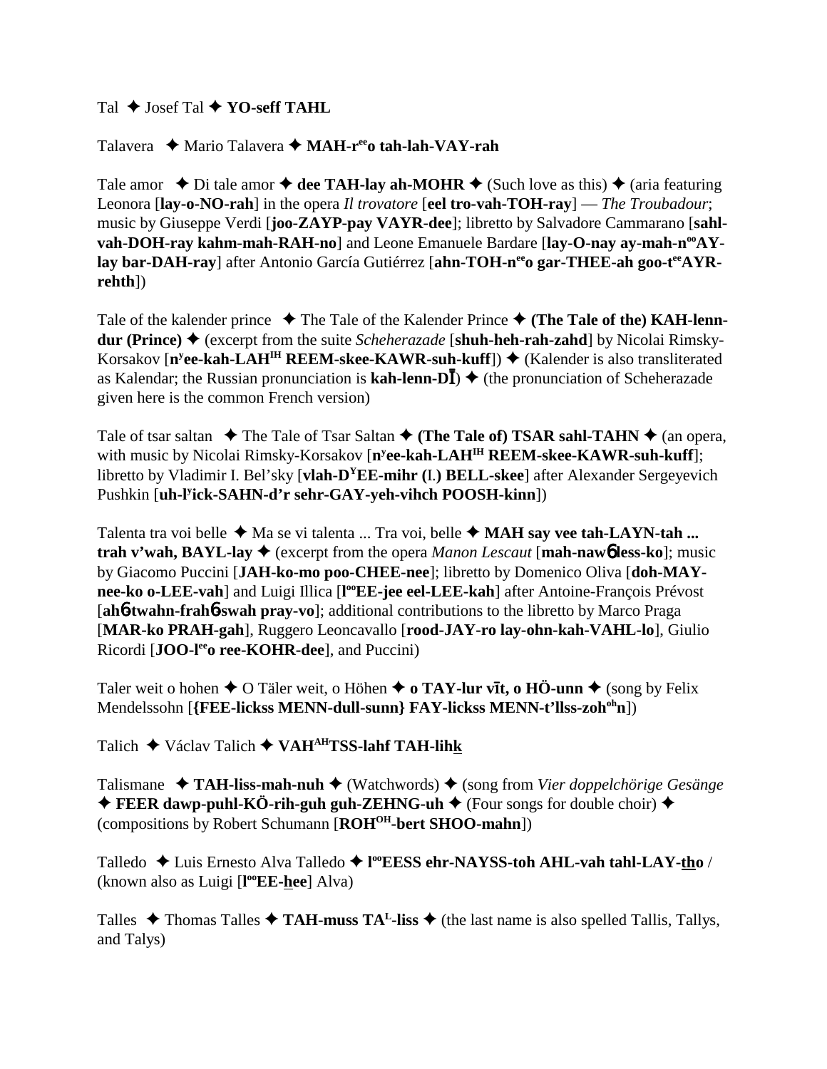Tal ✦ Josef Tal ✦ **YO-seff TAHL**

Talavera ✦ Mario Talavera ✦ **MAH-r**ee**o tah-lah-VAY-rah**

Tale amor ✦ Di tale amor ✦ **dee TAH-lay ah-MOHR** ✦ (Such love as this) ✦ (aria featuring Leonora [**lay-o-NO-rah**] in the opera *Il trovatore* [**eel tro-vah-TOH-ray**] — *The Troubadour*; music by Giuseppe Verdi [**joo-ZAYP-pay VAYR-dee**]; libretto by Salvadore Cammarano [**sahl-vah-DOH-ray kahm-mah-RAH-no**] and Leone Emanuele Bardare [**lay-O-nay ay-mah-n**oo**AY-lay bar-DAH-ray**] after Antonio García Gutiérrez [**ahn-TOH-n**ee**o gar-THEE-ah goo-t**ee**AYR-rehth**])

Tale of the kalender prince ✦ The Tale of the Kalender Prince ✦ **(The Tale of the) KAH-lenn-dur (Prince)** ✦ (excerpt from the suite *Scheherazade* [**shuh-heh-rah-zahd**] by Nicolai Rimsky-Korsakov [**n**y**ee-kah-LAH**IH **REEM-skee-KAWR-suh-kuff**]) ✦ (Kalender is also transliterated as Kalendar; the Russian pronunciation is **kah-lenn-DĪ**) ✦ (the pronunciation of Scheherazade given here is the common French version)

Tale of tsar saltan ✦ The Tale of Tsar Saltan ✦ **(The Tale of) TSAR sahl-TAHN** ✦ (an opera, with music by Nicolai Rimsky-Korsakov [**n**y**ee-kah-LAH**IH **REEM-skee-KAWR-suh-kuff**]; libretto by Vladimir I. Bel'sky [**vlah-D**Y**EE-mihr (**I.**) BELL-skee**] after Alexander Sergeyevich Pushkin [**uh-l**y**ick-SAHN-d'r sehr-GAY-yeh-vihch POOSH-kinn**])

Talenta tra voi belle ✦ Ma se vi talenta ... Tra voi, belle ✦ **MAH say vee tah-LAYN-tah ... trah v'wah, BAYL-lay** ✦ (excerpt from the opera *Manon Lescaut* [**mah-naw� less-ko**]; music by Giacomo Puccini [**JAH-ko-mo poo-CHEE-nee**]; libretto by Domenico Oliva [**doh-MAY-nee-ko o-LEE-vah**] and Luigi Illica [**l**oo**EE-jee eel-LEE-kah**] after Antoine-François Prévost [**ahɓ-twahn-frahɓ-swah pray-vo**]; additional contributions to the libretto by Marco Praga [**MAR-ko PRAH-gah**], Ruggero Leoncavallo [**rood-JAY-ro lay-ohn-kah-VAHL-lo**], Giulio Ricordi [**JOO-l**ee**o ree-KOHR-dee**], and Puccini)

Taler weit o hohen ✦ O Täler weit, o Höhen ✦ **o TAY-lur vīt, o HÖ-unn** ✦ (song by Felix Mendelssohn [**{FEE-lickss MENN-dull-sunn} FAY-lickss MENN-t'llss-zoh**oh**n**])

Talich ✦ Václav Talich ✦ **VAH**AH**TSS-lahf TAH-lihk**

Talismane ✦ **TAH-liss-mah-nuh** ✦ (Watchwords) ✦ (song from *Vier doppelchörige Gesänge* ✦ **FEER dawp-puhl-KÖ-rih-guh guh-ZEHNG-uh** ✦ (Four songs for double choir) ✦ (compositions by Robert Schumann [**ROH**OH**-bert SHOO-mahn**])

Talledo ✦ Luis Ernesto Alva Talledo ✦ **l**oo**EESS ehr-NAYSS-toh AHL-vah tahl-LAY-tho** / (known also as Luigi [**l**oo**EE-hee**] Alva)

Talles ✦ Thomas Talles ✦ **TAH-muss TA**L**-liss** ✦ (the last name is also spelled Tallis, Tallys, and Talys)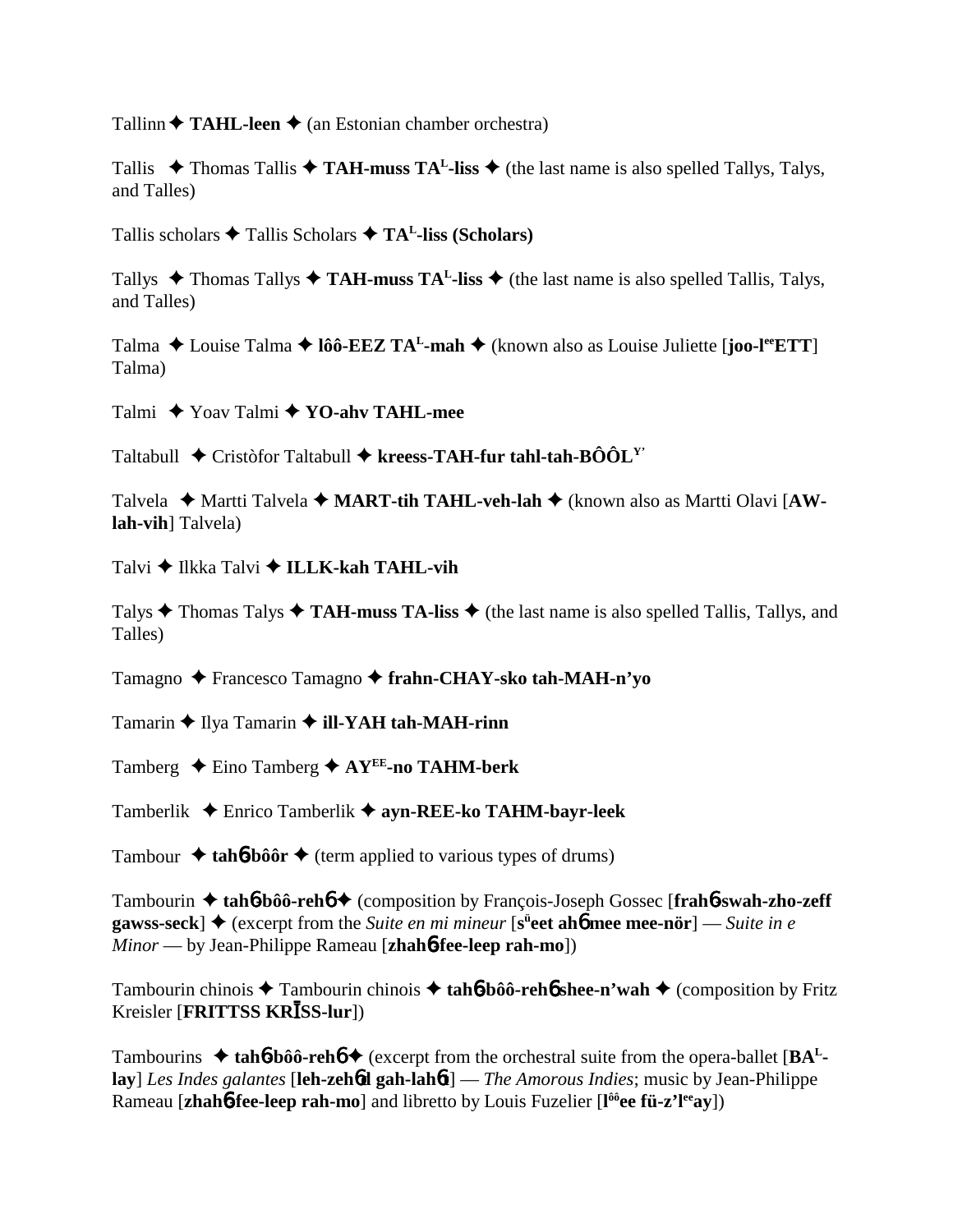Tallinn ✦ **TAHL-leen** ✦ (an Estonian chamber orchestra)

Tallis ✦ Thomas Tallis ✦ **TAH-muss TA**[L]**-liss** ✦ (the last name is also spelled Tallys, Talys, and Talles)

Tallis scholars ✦ Tallis Scholars ✦ **TA**[L]**-liss (Scholars)**

Tallys ✦ Thomas Tallys ✦ **TAH-muss TA**[L]**-liss** ✦ (the last name is also spelled Tallis, Talys, and Talles)

Talma ✦ Louise Talma ✦ **lôô-EEZ TA**[L]**-mah** ✦ (known also as Louise Juliette [**joo-l**[ee]**ETT**] Talma)

Talmi ✦ Yoav Talmi ✦ **YO-ahv TAHL-mee**

Taltabull ✦ Cristòfor Taltabull ✦ **kreess-TAH-fur tahl-tah-BÔÔL**[Y']

Talvela ✦ Martti Talvela ✦ **MART-tih TAHL-veh-lah** ✦ (known also as Martti Olavi [**AW-lah-vih**] Talvela)

Talvi ✦ Ilkka Talvi ✦ **ILLK-kah TAHL-vih**

Talys ✦ Thomas Talys ✦ **TAH-muss TA-liss** ✦ (the last name is also spelled Tallis, Tallys, and Talles)

Tamagno ✦ Francesco Tamagno ✦ **frahn-CHAY-sko tah-MAH-n'yo**

Tamarin ✦ Ilya Tamarin ✦ **ill-YAH tah-MAH-rinn**

Tamberg ✦ Eino Tamberg ✦ **AY**[EE]**-no TAHM-berk**

Tamberlik ✦ Enrico Tamberlik ✦ **ayn-REE-ko TAHM-bayr-leek**

Tambour ✦ **tah6-bôôr** ✦ (term applied to various types of drums)

Tambourin ✦ **tah6-bôô-reh6** ✦ (composition by François-Joseph Gossec [**frah6-swah-zho-zeff gawss-seck**] ✦ (excerpt from the *Suite en mi mineur* [**s**[ü]**eet ah6 mee mee-nör**] — *Suite in e Minor* — by Jean-Philippe Rameau [**zhah6 fee-leep rah-mo**])

Tambourin chinois ✦ Tambourin chinois ✦ **tah6-bôô-reh6 shee-n'wah** ✦ (composition by Fritz Kreisler [**FRITTSS KRĪSS-lur**])

Tambourins ✦ **tah6-bôô-reh6** ✦ (excerpt from the orchestral suite from the opera-ballet [**BA**[L]**-lay**] *Les Indes galantes* [**leh-zeh6d gah-lah6t**] — *The Amorous Indies*; music by Jean-Philippe Rameau [**zhah6 fee-leep rah-mo**] and libretto by Louis Fuzelier [**l**[ôô]**ee fü-z'l**[ee]**ay**])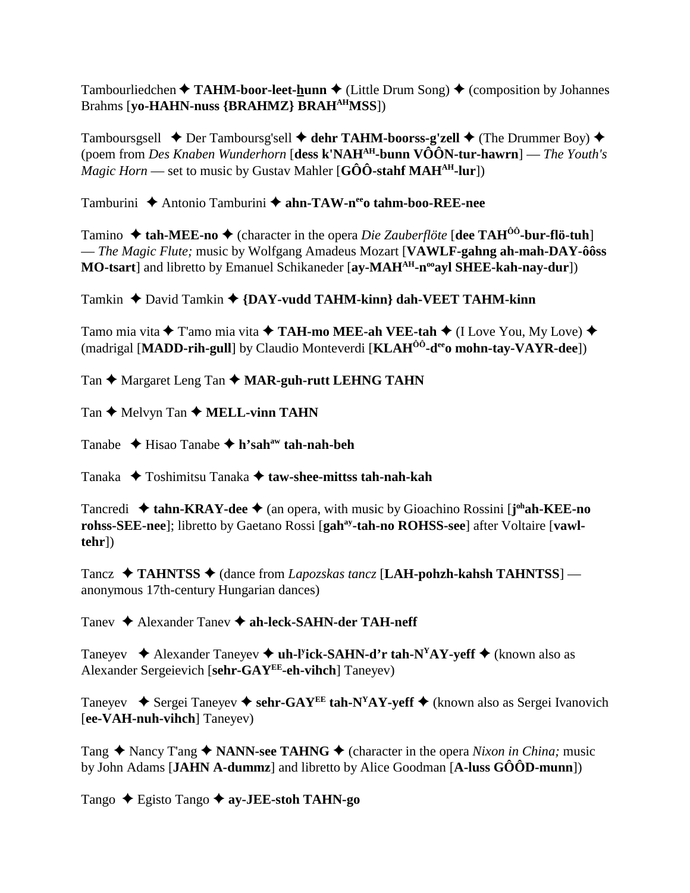Tambourliedchen ✦ **TAHM-boor-leet-hunn** ✦ (Little Drum Song) ✦ (composition by Johannes Brahms [**yo-HAHN-nuss {BRAHMZ} BRAH^AH^MSS**])

Tamboursgsell ✦ Der Tamboursg'sell ✦ **dehr TAHM-boorss-g'zell** ✦ (The Drummer Boy) ✦ (poem from *Des Knaben Wunderhorn* [**dess k'NAH^AH^-bunn VÔÔN-tur-hawrn**] — *The Youth's Magic Horn* — set to music by Gustav Mahler [**GÔÔ-stahf MAH^AH^-lur**])

Tamburini ✦ Antonio Tamburini ✦ **ahn-TAW-n^ee^o tahm-boo-REE-nee**

Tamino ✦ **tah-MEE-no** ✦ (character in the opera *Die Zauberflöte* [**dee TAH^ÔÔ^-bur-flö-tuh**] — *The Magic Flute;* music by Wolfgang Amadeus Mozart [**VAWLF-gahng ah-mah-DAY-ôôss MO-tsart**] and libretto by Emanuel Schikaneder [**ay-MAH^AH^-n^oo^ayl SHEE-kah-nay-dur**])

Tamkin ✦ David Tamkin ✦ **{DAY-vudd TAHM-kinn} dah-VEET TAHM-kinn**

Tamo mia vita ✦ T'amo mia vita ✦ **TAH-mo MEE-ah VEE-tah** ✦ (I Love You, My Love) ✦ (madrigal [**MADD-rih-gull**] by Claudio Monteverdi [**KLAH^ÔÔ^-d^ee^o mohn-tay-VAYR-dee**])

Tan ✦ Margaret Leng Tan ✦ **MAR-guh-rutt LEHNG TAHN**

Tan ✦ Melvyn Tan ✦ **MELL-vinn TAHN**

Tanabe ✦ Hisao Tanabe ✦ **h'sah^aw^ tah-nah-beh**

Tanaka ✦ Toshimitsu Tanaka ✦ **taw-shee-mittss tah-nah-kah**

Tancredi ✦ **tahn-KRAY-dee** ✦ (an opera, with music by Gioachino Rossini [**j^oh^ah-KEE-no rohss-SEE-nee**]; libretto by Gaetano Rossi [**gah^ay^-tah-no ROHSS-see**] after Voltaire [**vawl-tehr**])

Tancz ✦ **TAHNTSS** ✦ (dance from *Lapozskas tancz* [**LAH-pohzh-kahsh TAHNTSS**] — anonymous 17th-century Hungarian dances)

Tanev ✦ Alexander Tanev ✦ **ah-leck-SAHN-der TAH-neff**

Taneyev ✦ Alexander Taneyev ✦ **uh-l^y^ick-SAHN-d'r tah-N^Y^AY-yeff** ✦ (known also as Alexander Sergeievich [**sehr-GAY^EE^-eh-vihch**] Taneyev)

Taneyev ✦ Sergei Taneyev ✦ **sehr-GAY^EE^ tah-N^Y^AY-yeff** ✦ (known also as Sergei Ivanovich [**ee-VAH-nuh-vihch**] Taneyev)

Tang ✦ Nancy T'ang ✦ **NANN-see TAHNG** ✦ (character in the opera *Nixon in China;* music by John Adams [**JAHN A-dummz**] and libretto by Alice Goodman [**A-luss GÔÔD-munn**])

Tango ✦ Egisto Tango ✦ **ay-JEE-stoh TAHN-go**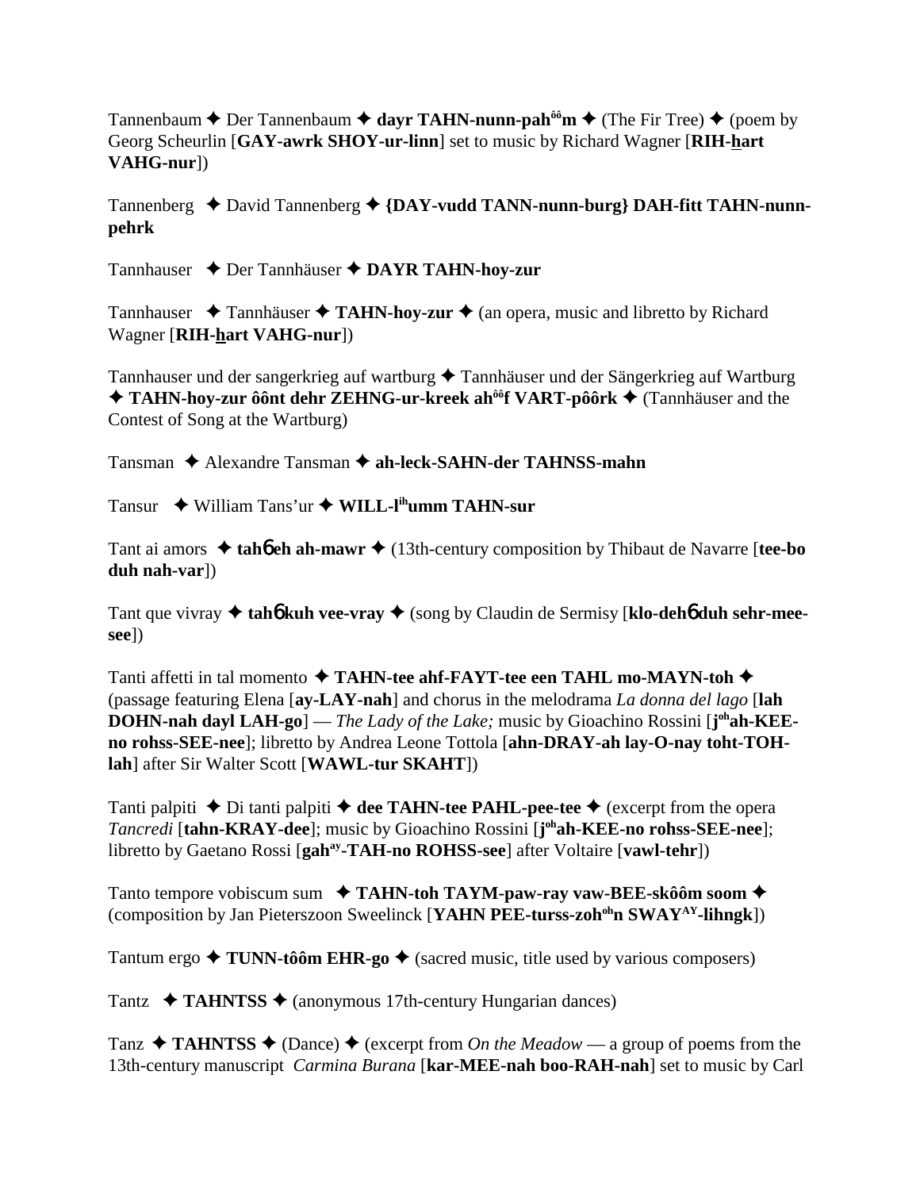Tannenbaum ✦ Der Tannenbaum ✦ **dayr TAHN-nunn-pah**ôô**m** ✦ (The Fir Tree) ✦ (poem by Georg Scheurlin [**GAY-awrk SHOY-ur-linn**] set to music by Richard Wagner [**RIH-hart VAHG-nur**])

Tannenberg ✦ David Tannenberg ✦ **{DAY-vudd TANN-nunn-burg} DAH-fitt TAHN-nunn-pehrk**

Tannhauser ✦ Der Tannhäuser ✦ **DAYR TAHN-hoy-zur**

Tannhauser ✦ Tannhäuser ✦ **TAHN-hoy-zur** ✦ (an opera, music and libretto by Richard Wagner [**RIH-hart VAHG-nur**])

Tannhauser und der sangerkrieg auf wartburg ✦ Tannhäuser und der Sängerkrieg auf Wartburg ✦ **TAHN-hoy-zur ôônt dehr ZEHNG-ur-kreek ah**ôô**f VART-pôôrk** ✦ (Tannhäuser and the Contest of Song at the Wartburg)

Tansman ✦ Alexandre Tansman ✦ **ah-leck-SAHN-der TAHNSS-mahn**

Tansur ✦ William Tans'ur ✦ **WILL-l**ih**umm TAHN-sur**

Tant ai amors ✦ **tah6 eh ah-mawr** ✦ (13th-century composition by Thibaut de Navarre [**tee-bo duh nah-var**])

Tant que vivray ✦ **tah6 kuh vee-vray** ✦ (song by Claudin de Sermisy [**klo-deh6 duh sehr-mee-see**])

Tanti affetti in tal momento ✦ **TAHN-tee ahf-FAYT-tee een TAHL mo-MAYN-toh** ✦ (passage featuring Elena [**ay-LAY-nah**] and chorus in the melodrama *La donna del lago* [**lah DOHN-nah dayl LAH-go**] — *The Lady of the Lake;* music by Gioachino Rossini [**j**oh**ah-KEE-no rohss-SEE-nee**]; libretto by Andrea Leone Tottola [**ahn-DRAY-ah lay-O-nay toht-TOH-lah**] after Sir Walter Scott [**WAWL-tur SKAHT**])

Tanti palpiti ✦ Di tanti palpiti ✦ **dee TAHN-tee PAHL-pee-tee** ✦ (excerpt from the opera *Tancredi* [**tahn-KRAY-dee**]; music by Gioachino Rossini [**j**oh**ah-KEE-no rohss-SEE-nee**]; libretto by Gaetano Rossi [**gah**ay**-TAH-no ROHSS-see**] after Voltaire [**vawl-tehr**])

Tanto tempore vobiscum sum ✦ **TAHN-toh TAYM-paw-ray vaw-BEE-skôôm soom** ✦ (composition by Jan Pieterszoon Sweelinck [**YAHN PEE-turss-zoh**oh**n SWAY**AY**-lihngk**])

Tantum ergo ✦ **TUNN-tôôm EHR-go** ✦ (sacred music, title used by various composers)

Tantz ✦ **TAHNTSS** ✦ (anonymous 17th-century Hungarian dances)

Tanz ✦ **TAHNTSS** ✦ (Dance) ✦ (excerpt from *On the Meadow* — a group of poems from the 13th-century manuscript *Carmina Burana* [**kar-MEE-nah boo-RAH-nah**] set to music by Carl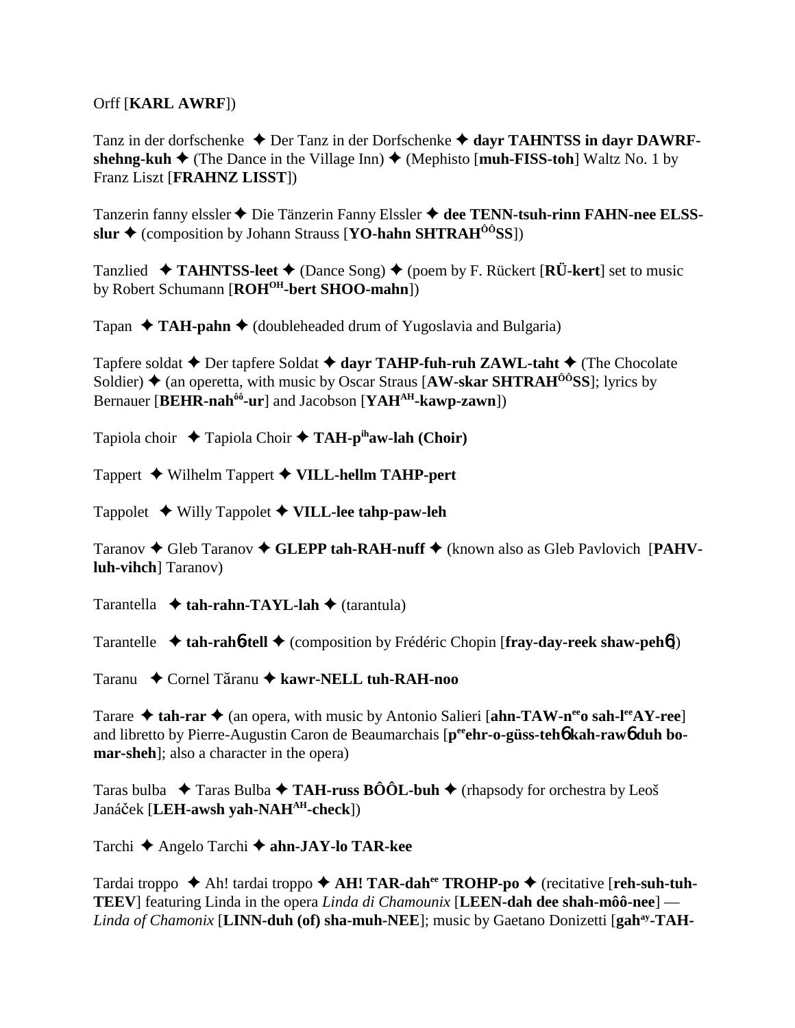Orff [**KARL AWRF**])

Tanz in der dorfschenke ✦ Der Tanz in der Dorfschenke ✦ **dayr TAHNTSS in dayr DAWRF-shehng-kuh** ✦ (The Dance in the Village Inn) ✦ (Mephisto [**muh-FISS-toh**] Waltz No. 1 by Franz Liszt [**FRAHNZ LISST**])

Tanzerin fanny elssler ✦ Die Tänzerin Fanny Elssler ✦ **dee TENN-tsuh-rinn FAHN-nee ELSS-slur** ✦ (composition by Johann Strauss [**YO-hahn SHTRAH^ÔÔ^SS**])

Tanzlied ✦ **TAHNTSS-leet** ✦ (Dance Song) ✦ (poem by F. Rückert [**RÜ-kert**] set to music by Robert Schumann [**ROH^OH^-bert SHOO-mahn**])

Tapan ✦ **TAH-pahn** ✦ (doubleheaded drum of Yugoslavia and Bulgaria)

Tapfere soldat ✦ Der tapfere Soldat ✦ **dayr TAHP-fuh-ruh ZAWL-taht** ✦ (The Chocolate Soldier) ✦ (an operetta, with music by Oscar Straus [**AW-skar SHTRAH^ÔÔ^SS**]; lyrics by Bernauer [**BEHR-nah^ôô^-ur**] and Jacobson [**YAH^AH^-kawp-zawn**])

Tapiola choir ✦ Tapiola Choir ✦ **TAH-p^ih^aw-lah (Choir)**

Tappert ✦ Wilhelm Tappert ✦ **VILL-hellm TAHP-pert**

Tappolet ✦ Willy Tappolet ✦ **VILL-lee tahp-paw-leh**

Taranov ✦ Gleb Taranov ✦ **GLEPP tah-RAH-nuff** ✦ (known also as Gleb Pavlovich [**PAHV-luh-vihch**] Taranov)

Tarantella ✦ **tah-rahn-TAYL-lah** ✦ (tarantula)

Tarantelle ✦ **tah-rahɓ-tell** ✦ (composition by Frédéric Chopin [**fray-day-reek shaw-pehɓ**])

Taranu ✦ Cornel Tăranu ✦ **kawr-NELL tuh-RAH-noo**

Tarare ✦ **tah-rar** ✦ (an opera, with music by Antonio Salieri [**ahn-TAW-n^ee^o sah-l^ee^AY-ree**] and libretto by Pierre-Augustin Caron de Beaumarchais [**p^ee^ehr-o-güss-tehɓ kah-rawɓ duh bo-mar-sheh**]; also a character in the opera)

Taras bulba ✦ Taras Bulba ✦ **TAH-russ BÔÔL-buh** ✦ (rhapsody for orchestra by Leoš Janáček [**LEH-awsh yah-NAH^AH^-check**])

Tarchi ✦ Angelo Tarchi ✦ **ahn-JAY-lo TAR-kee**

Tardai troppo ✦ Ah! tardai troppo ✦ **AH! TAR-dah^ee^ TROHP-po** ✦ (recitative [**reh-suh-tuh-TEEV**] featuring Linda in the opera *Linda di Chamounix* [**LEEN-dah dee shah-môô-nee**] — *Linda of Chamonix* [**LINN-duh (of) sha-muh-NEE**]; music by Gaetano Donizetti [**gah^ay^-TAH-**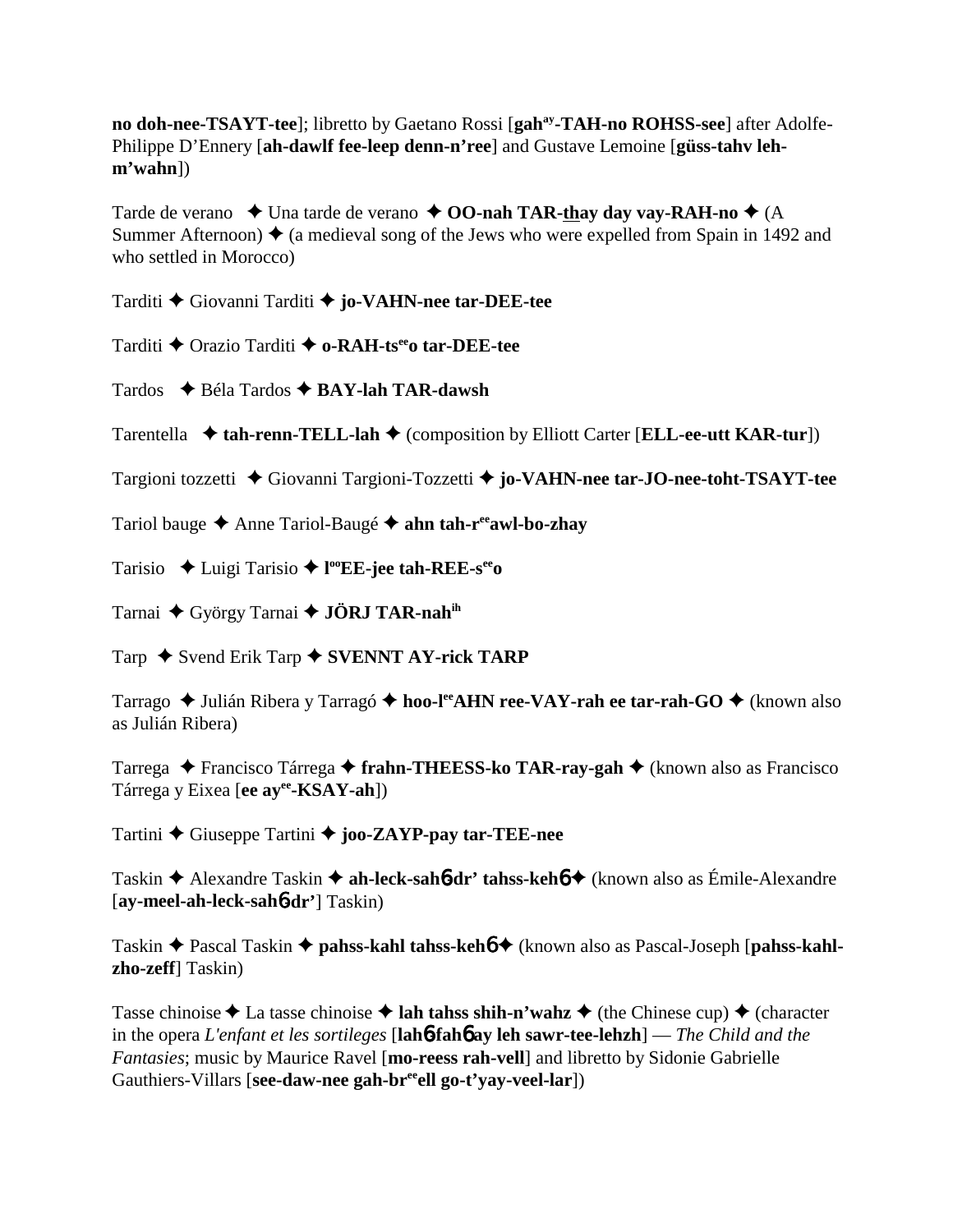**no doh-nee-TSAYT-tee**]; libretto by Gaetano Rossi [**gahay-TAH-no ROHSS-see**] after Adolfe-Philippe D'Ennery [**ah-dawlf fee-leep denn-n'ree**] and Gustave Lemoine [**güss-tahv leh-m'wahn**])

Tarde de verano ✦ Una tarde de verano ✦ **OO-nah TAR-thay day vay-RAH-no** ✦ (A Summer Afternoon) ✦ (a medieval song of the Jews who were expelled from Spain in 1492 and who settled in Morocco)

Tarditi ✦ Giovanni Tarditi ✦ **jo-VAHN-nee tar-DEE-tee**

Tarditi ✦ Orazio Tarditi ✦ **o-RAH-tseeo tar-DEE-tee**

Tardos ✦ Béla Tardos ✦ **BAY-lah TAR-dawsh**

Tarentella ✦ **tah-renn-TELL-lah** ✦ (composition by Elliott Carter [**ELL-ee-utt KAR-tur**])

Targioni tozzetti ✦ Giovanni Targioni-Tozzetti ✦ **jo-VAHN-nee tar-JO-nee-toht-TSAYT-tee**

Tariol bauge ✦ Anne Tariol-Baugé ✦ **ahn tah-reeawl-bo-zhay**

Tarisio ✦ Luigi Tarisio ✦ **looEE-jee tah-REE-seeo**

Tarnai ✦ György Tarnai ✦ **JÖRJ TAR-nahih**

Tarp ✦ Svend Erik Tarp ✦ **SVENNT AY-rick TARP**

Tarrago ✦ Julián Ribera y Tarragó ✦ **hoo-leeAHN ree-VAY-rah ee tar-rah-GO** ✦ (known also as Julián Ribera)

Tarrega ✦ Francisco Tárrega ✦ **frahn-THEESS-ko TAR-ray-gah** ✦ (known also as Francisco Tárrega y Eixea [**ee ayee-KSAY-ah**])

Tartini ✦ Giuseppe Tartini ✦ **joo-ZAYP-pay tar-TEE-nee**

Taskin ✦ Alexandre Taskin ✦ **ah-leck-sahб-dr' tahss-kehб** ✦ (known also as Émile-Alexandre [**ay-meel-ah-leck-sahб-dr'**] Taskin)

Taskin ✦ Pascal Taskin ✦ **pahss-kahl tahss-kehб** ✦ (known also as Pascal-Joseph [**pahss-kahl-zho-zeff**] Taskin)

Tasse chinoise ✦ La tasse chinoise ✦ **lah tahss shih-n'wahz** ✦ (the Chinese cup) ✦ (character in the opera *L'enfant et les sortileges* [**lahб-fahб ay leh sawr-tee-lehzh**] — *The Child and the Fantasies*; music by Maurice Ravel [**mo-reess rah-vell**] and libretto by Sidonie Gabrielle Gauthiers-Villars [**see-daw-nee gah-breeell go-t'yay-veel-lar**])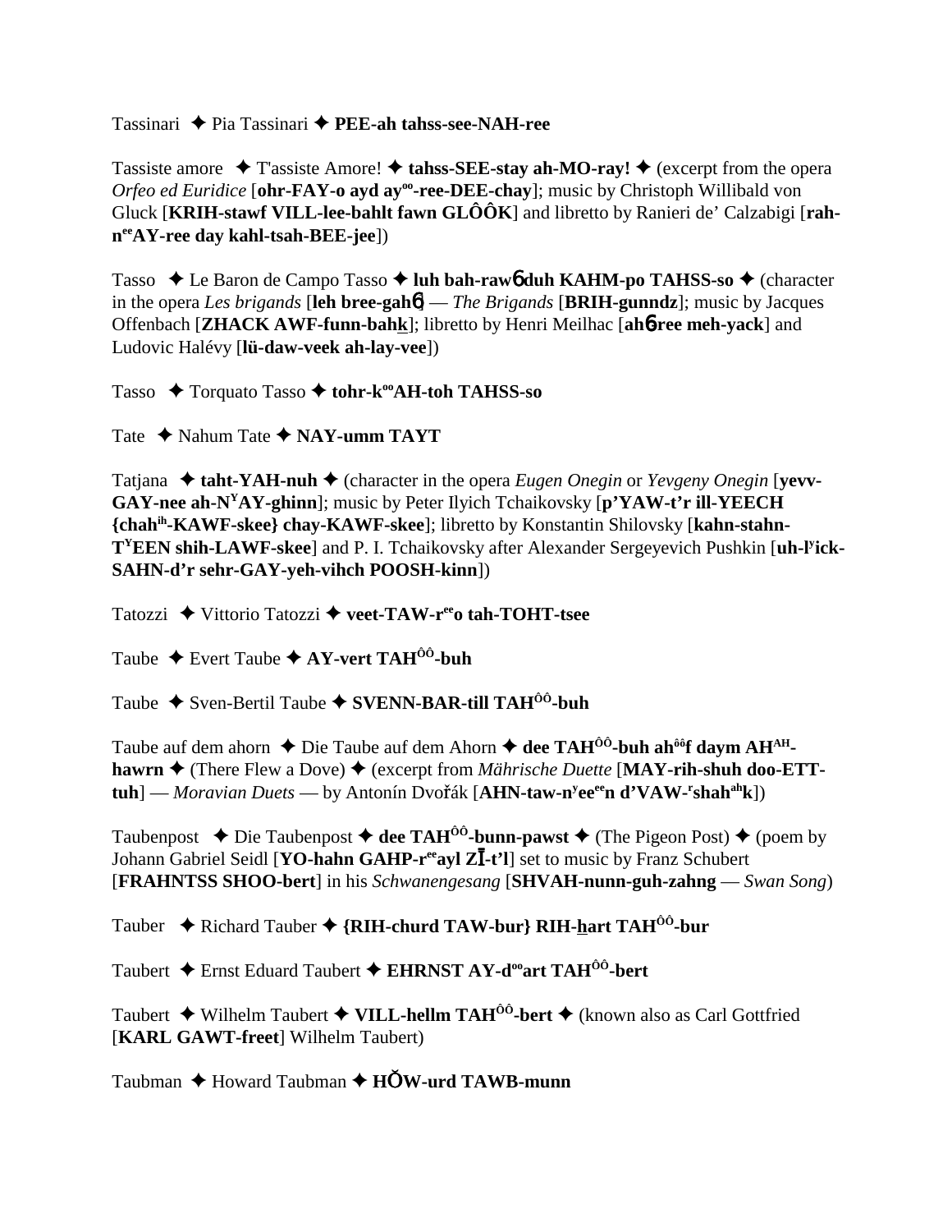Tassinari ✦ Pia Tassinari ✦ **PEE-ah tahss-see-NAH-ree**

Tassiste amore ✦ T'assiste Amore! ✦ **tahss-SEE-stay ah-MO-ray!** ✦ (excerpt from the opera *Orfeo ed Euridice* [**ohr-FAY-o ayd ay^oo^-ree-DEE-chay**]; music by Christoph Willibald von Gluck [**KRIH-stawf VILL-lee-bahlt fawn GLÔÔK**] and libretto by Ranieri de' Calzabigi [**rah-n^ee^AY-ree day kahl-tsah-BEE-jee**])

Tasso ✦ Le Baron de Campo Tasso ✦ **luh bah-rawɓ duh KAHM-po TAHSS-so** ✦ (character in the opera *Les brigands* [**leh bree-gahɓ**] — *The Brigands* [**BRIH-gunndz**]; music by Jacques Offenbach [**ZHACK AWF-funn-bahk**]; libretto by Henri Meilhac [**ahɓ-ree meh-yack**] and Ludovic Halévy [**lü-daw-veek ah-lay-vee**])

Tasso ✦ Torquato Tasso ✦ **tohr-k^oo^AH-toh TAHSS-so**

Tate ✦ Nahum Tate ✦ **NAY-umm TAYT**

Tatjana ✦ **taht-YAH-nuh** ✦ (character in the opera *Eugen Onegin* or *Yevgeny Onegin* [**yevv-GAY-nee ah-N^Y^AY-ghinn**]; music by Peter Ilyich Tchaikovsky [**p'YAW-t'r ill-YEECH {chah^ih^-KAWF-skee} chay-KAWF-skee**]; libretto by Konstantin Shilovsky [**kahn-stahn-T^Y^EEN shih-LAWF-skee**] and P. I. Tchaikovsky after Alexander Sergeyevich Pushkin [**uh-l^y^ick-SAHN-d'r sehr-GAY-yeh-vihch POOSH-kinn**])

Tatozzi ✦ Vittorio Tatozzi ✦ **veet-TAW-r^ee^o tah-TOHT-tsee**

Taube ✦ Evert Taube ✦ **AY-vert TAH^ÔÔ^-buh**

Taube ✦ Sven-Bertil Taube ✦ **SVENN-BAR-till TAH^ÔÔ^-buh**

Taube auf dem ahorn ✦ Die Taube auf dem Ahorn ✦ **dee TAH^ÔÔ^-buh ah^ôô^f daym AH^AH^-hawrn** ✦ (There Flew a Dove) ✦ (excerpt from *Mährische Duette* [**MAY-rih-shuh doo-ETT-tuh**] — *Moravian Duets* — by Antonín Dvořák [**AHN-taw-n^y^ee^ee^n d'VAW-^r^shah^ah^k**])

Taubenpost ✦ Die Taubenpost ✦ **dee TAH^ÔÔ^-bunn-pawst** ✦ (The Pigeon Post) ✦ (poem by Johann Gabriel Seidl [**YO-hahn GAHP-r^ee^ayl ZĪ-t'l**] set to music by Franz Schubert [**FRAHNTSS SHOO-bert**] in his *Schwanengesang* [**SHVAH-nunn-guh-zahng** — *Swan Song*)

Tauber ✦ Richard Tauber ✦ **{RIH-churd TAW-bur} RIH-hart TAH^ÔÔ^-bur**

Taubert ✦ Ernst Eduard Taubert ✦ **EHRNST AY-d^oo^art TAH^ÔÔ^-bert**

Taubert ✦ Wilhelm Taubert ✦ **VILL-hellm TAH^ÔÔ^-bert** ✦ (known also as Carl Gottfried [**KARL GAWT-freet**] Wilhelm Taubert)

Taubman ✦ Howard Taubman ✦ **HŎW-urd TAWB-munn**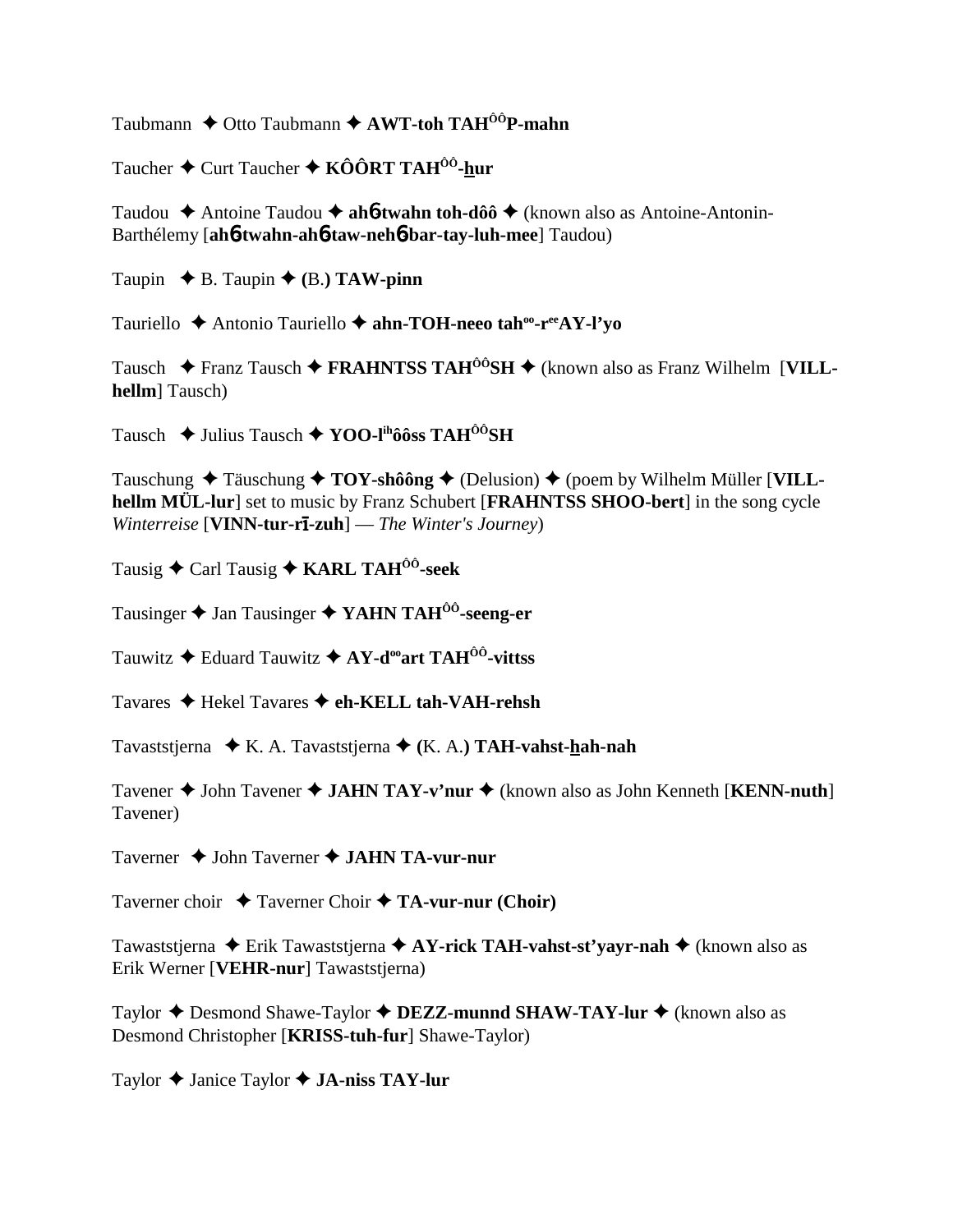Taubmann ✦ Otto Taubmann ✦ **AWT-toh TAH$^{ÔÔ}$P-mahn**

Taucher ✦ Curt Taucher ✦ **KÔÔRT TAH$^{ÔÔ}$-hur**

Taudou ✦ Antoine Taudou ✦ **ah6twahn toh-dôô** ✦ (known also as Antoine-Antonin-Barthélemy [**ah6twahn-ah6taw-neh6bar-tay-luh-mee**] Taudou)

Taupin ✦ B. Taupin ✦ **(B.) TAW-pinn**

Tauriello ✦ Antonio Tauriello ✦ **ahn-TOH-neeo tah$^{oo}$-r$^{ee}$AY-l'yo**

Tausch ✦ Franz Tausch ✦ **FRAHNTSS TAH$^{ÔÔ}$SH** ✦ (known also as Franz Wilhelm [**VILL-hellm**] Tausch)

Tausch ✦ Julius Tausch ✦ **YOO-l$^{ih}$ôôss TAH$^{ÔÔ}$SH**

Tauschung ✦ Täuschung ✦ **TOY-shôông** ✦ (Delusion) ✦ (poem by Wilhelm Müller [**VILL-hellm MÜL-lur**] set to music by Franz Schubert [**FRAHNTSS SHOO-bert**] in the song cycle *Winterreise* [**VINN-tur-rī-zuh**] — *The Winter's Journey*)

Tausig ✦ Carl Tausig ✦ **KARL TAH$^{ÔÔ}$-seek**

Tausinger ✦ Jan Tausinger ✦ **YAHN TAH$^{ÔÔ}$-seeng-er**

Tauwitz ✦ Eduard Tauwitz ✦ **AY-d$^{oo}$art TAH$^{ÔÔ}$-vittss**

Tavares ✦ Hekel Tavares ✦ **eh-KELL tah-VAH-rehsh**

Tavaststjerna ✦ K. A. Tavaststjerna ✦ **(K. A.) TAH-vahst-hah-nah**

Tavener ✦ John Tavener ✦ **JAHN TAY-v'nur** ✦ (known also as John Kenneth [**KENN-nuth**] Tavener)

Taverner ✦ John Taverner ✦ **JAHN TA-vur-nur**

Taverner choir ✦ Taverner Choir ✦ **TA-vur-nur (Choir)**

Tawaststjerna ✦ Erik Tawaststjerna ✦ **AY-rick TAH-vahst-st'yayr-nah** ✦ (known also as Erik Werner [**VEHR-nur**] Tawaststjerna)

Taylor ✦ Desmond Shawe-Taylor ✦ **DEZZ-munnd SHAW-TAY-lur** ✦ (known also as Desmond Christopher [**KRISS-tuh-fur**] Shawe-Taylor)

Taylor ✦ Janice Taylor ✦ **JA-niss TAY-lur**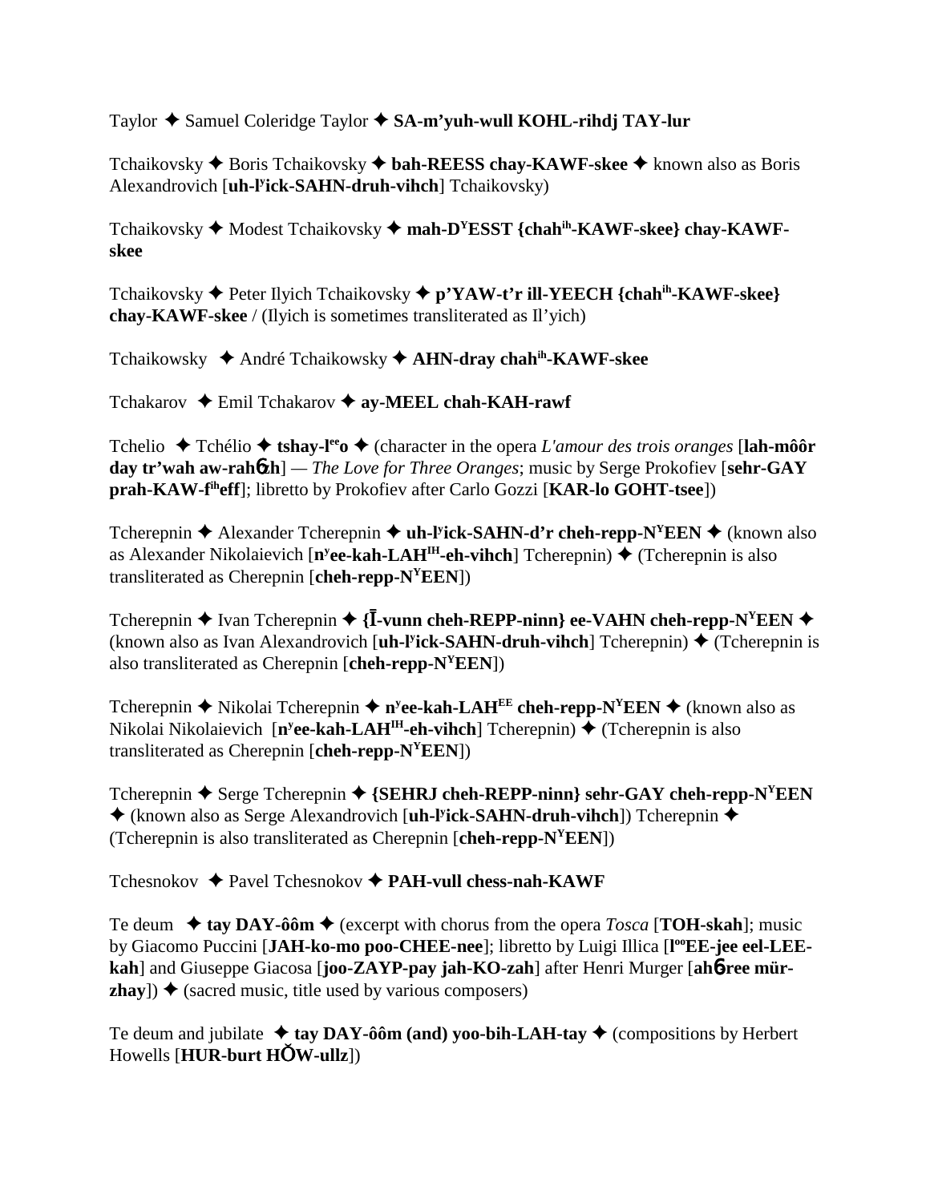Taylor ✦ Samuel Coleridge Taylor ✦ **SA-m'yuh-wull KOHL-rihdj TAY-lur**

Tchaikovsky ✦ Boris Tchaikovsky ✦ **bah-REESS chay-KAWF-skee** ✦ known also as Boris Alexandrovich [**uh-l^y^ick-SAHN-druh-vihch**] Tchaikovsky)

Tchaikovsky ✦ Modest Tchaikovsky ✦ **mah-D^Y^ESST {chah^ih^-KAWF-skee} chay-KAWF-skee**

Tchaikovsky ✦ Peter Ilyich Tchaikovsky ✦ **p'YAW-t'r ill-YEECH {chah^ih^-KAWF-skee} chay-KAWF-skee** / (Ilyich is sometimes transliterated as Il'yich)

Tchaikowsky ✦ André Tchaikowsky ✦ **AHN-dray chah^ih^-KAWF-skee**

Tchakarov ✦ Emil Tchakarov ✦ **ay-MEEL chah-KAH-rawf**

Tchelio ✦ Tchélio ✦ **tshay-l^ee^o** ✦ (character in the opera *L'amour des trois oranges* [**lah-môôr day tr'wah aw-rahɓzh**] — *The Love for Three Oranges*; music by Serge Prokofiev [**sehr-GAY prah-KAW-f^ih^eff**]; libretto by Prokofiev after Carlo Gozzi [**KAR-lo GOHT-tsee**])

Tcherepnin ✦ Alexander Tcherepnin ✦ **uh-l^y^ick-SAHN-d'r cheh-repp-N^Y^EEN** ✦ (known also as Alexander Nikolaievich [**n^y^ee-kah-LAH^IH^-eh-vihch**] Tcherepnin) ✦ (Tcherepnin is also transliterated as Cherepnin [**cheh-repp-N^Y^EEN**])

Tcherepnin ✦ Ivan Tcherepnin ✦ **{Ī-vunn cheh-REPP-ninn} ee-VAHN cheh-repp-N^Y^EEN** ✦ (known also as Ivan Alexandrovich [**uh-l^y^ick-SAHN-druh-vihch**] Tcherepnin) ✦ (Tcherepnin is also transliterated as Cherepnin [**cheh-repp-N^Y^EEN**])

Tcherepnin ✦ Nikolai Tcherepnin ✦ **n^y^ee-kah-LAH^EE^ cheh-repp-N^Y^EEN** ✦ (known also as Nikolai Nikolaievich [**n^y^ee-kah-LAH^IH^-eh-vihch**] Tcherepnin) ✦ (Tcherepnin is also transliterated as Cherepnin [**cheh-repp-N^Y^EEN**])

Tcherepnin ✦ Serge Tcherepnin ✦ **{SEHRJ cheh-REPP-ninn} sehr-GAY cheh-repp-N^Y^EEN** ✦ (known also as Serge Alexandrovich [**uh-l^y^ick-SAHN-druh-vihch**]) Tcherepnin ✦ (Tcherepnin is also transliterated as Cherepnin [**cheh-repp-N^Y^EEN**])

Tchesnokov ✦ Pavel Tchesnokov ✦ **PAH-vull chess-nah-KAWF**

Te deum ✦ **tay DAY-ôôm** ✦ (excerpt with chorus from the opera *Tosca* [**TOH-skah**]; music by Giacomo Puccini [**JAH-ko-mo poo-CHEE-nee**]; libretto by Luigi Illica [**l^oo^EE-jee eel-LEE-kah**] and Giuseppe Giacosa [**joo-ZAYP-pay jah-KO-zah**] after Henri Murger [**ahɓree mür-zhay**]) ✦ (sacred music, title used by various composers)

Te deum and jubilate ✦ **tay DAY-ôôm (and) yoo-bih-LAH-tay** ✦ (compositions by Herbert Howells [**HUR-burt HŎW-ullz**])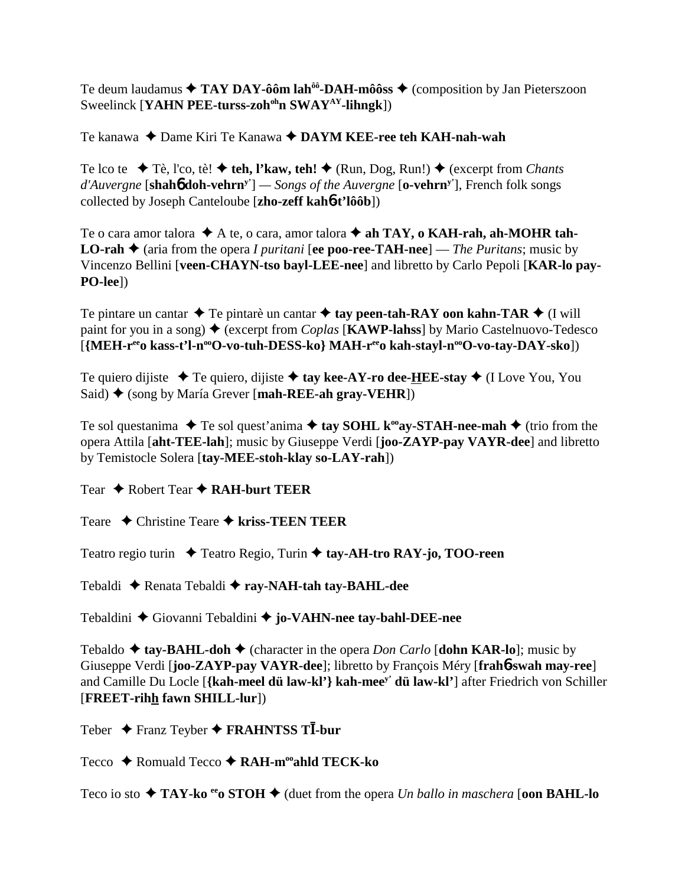Te deum laudamus ✦ **TAY DAY-ôôm lah^ôô-DAH-môôss** ✦ (composition by Jan Pieterszoon Sweelinck [**YAHN PEE-turss-zoh^oh n SWAY^AY-lihngk**])

Te kanawa ✦ Dame Kiri Te Kanawa ✦ **DAYM KEE-ree teh KAH-nah-wah**

Te lco te ✦ Tè, l'co, tè! ✦ **teh, l'kaw, teh!** ✦ (Run, Dog, Run!) ✦ (excerpt from *Chants d'Auvergne* [**shahɓ doh-vehrn^y'**] — *Songs of the Auvergne* [**o-vehrn^y'**], French folk songs collected by Joseph Canteloube [**zho-zeff kahɓ-t'lôôb**])

Te o cara amor talora ✦ A te, o cara, amor talora ✦ **ah TAY, o KAH-rah, ah-MOHR tah-LO-rah** ✦ (aria from the opera *I puritani* [**ee poo-ree-TAH-nee**] — *The Puritans*; music by Vincenzo Bellini [**veen-CHAYN-tso bayl-LEE-nee**] and libretto by Carlo Pepoli [**KAR-lo pay-PO-lee**])

Te pintare un cantar ✦ Te pintarè un cantar ✦ **tay peen-tah-RAY oon kahn-TAR** ✦ (I will paint for you in a song) ✦ (excerpt from *Coplas* [**KAWP-lahss**] by Mario Castelnuovo-Tedesco [**{MEH-r^ee o kass-t'l-n^oo O-vo-tuh-DESS-ko} MAH-r^ee o kah-stayl-n^oo O-vo-tay-DAY-sko**])

Te quiero dijiste ✦ Te quiero, dijiste ✦ **tay kee-AY-ro dee-HEE-stay** ✦ (I Love You, You Said) ✦ (song by María Grever [**mah-REE-ah gray-VEHR**])

Te sol questanima ✦ Te sol quest'anima ✦ **tay SOHL k^oo ay-STAH-nee-mah** ✦ (trio from the opera Attila [**aht-TEE-lah**]; music by Giuseppe Verdi [**joo-ZAYP-pay VAYR-dee**] and libretto by Temistocle Solera [**tay-MEE-stoh-klay so-LAY-rah**])

Tear ✦ Robert Tear ✦ **RAH-burt TEER**

Teare ✦ Christine Teare ✦ **kriss-TEEN TEER**

Teatro regio turin ✦ Teatro Regio, Turin ✦ **tay-AH-tro RAY-jo, TOO-reen**

Tebaldi ✦ Renata Tebaldi ✦ **ray-NAH-tah tay-BAHL-dee**

Tebaldini ✦ Giovanni Tebaldini ✦ **jo-VAHN-nee tay-bahl-DEE-nee**

Tebaldo ✦ **tay-BAHL-doh** ✦ (character in the opera *Don Carlo* [**dohn KAR-lo**]; music by Giuseppe Verdi [**joo-ZAYP-pay VAYR-dee**]; libretto by François Méry [**frahɓ-swah may-ree**] and Camille Du Locle [**{kah-meel dü law-kl'} kah-mee^y' dü law-kl'**] after Friedrich von Schiller [**FREET-rihh fawn SHILL-lur**])

Teber ✦ Franz Teyber ✦ **FRAHNTSS TĪ-bur**

Tecco ✦ Romuald Tecco ✦ **RAH-m^oo ahld TECK-ko**

Teco io sto ✦ **TAY-ko ^ee o STOH** ✦ (duet from the opera *Un ballo in maschera* [**oon BAHL-lo**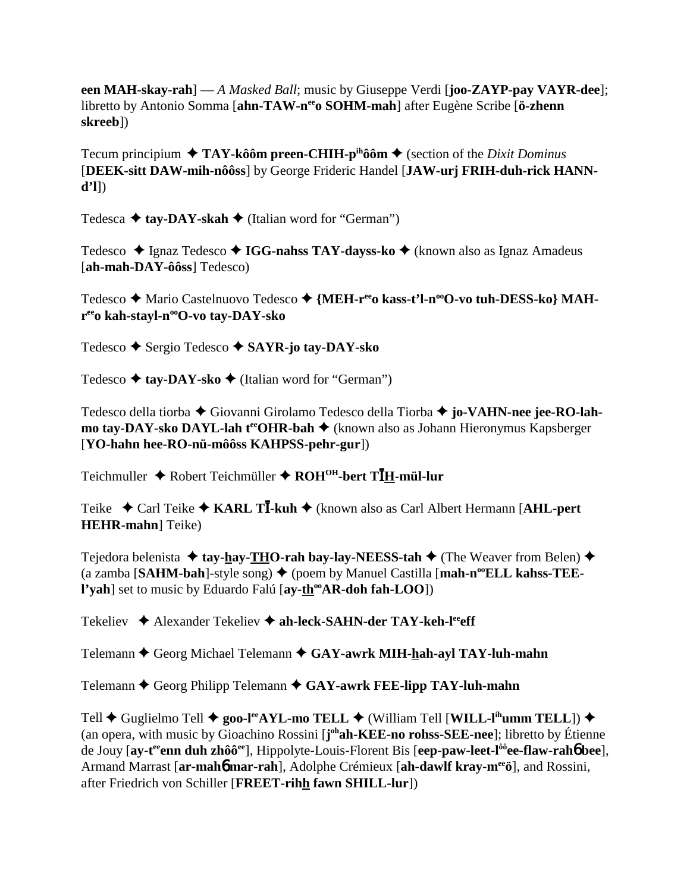**een MAH-skay-rah**] — *A Masked Ball*; music by Giuseppe Verdi [**joo-ZAYP-pay VAYR-dee**]; libretto by Antonio Somma [**ahn-TAW-n**ee**o SOHM-mah**] after Eugène Scribe [**ö-zhenn skreeb**])

Tecum principium ✦ **TAY-kôôm preen-CHIH-p**ih**ôôm** ✦ (section of the *Dixit Dominus* [**DEEK-sitt DAW-mih-nôôss**] by George Frideric Handel [**JAW-urj FRIH-duh-rick HANN-d'l**])

Tedesca ✦ **tay-DAY-skah** ✦ (Italian word for "German")

Tedesco ✦ Ignaz Tedesco ✦ **IGG-nahss TAY-dayss-ko** ✦ (known also as Ignaz Amadeus [**ah-mah-DAY-ôôss**] Tedesco)

Tedesco ✦ Mario Castelnuovo Tedesco ✦ **{MEH-r**ee**o kass-t'l-n**oo**O-vo tuh-DESS-ko} MAH-r**ee**o kah-stayl-n**oo**O-vo tay-DAY-sko**

Tedesco ✦ Sergio Tedesco ✦ **SAYR-jo tay-DAY-sko**

Tedesco ✦ **tay-DAY-sko** ✦ (Italian word for "German")

Tedesco della tiorba ✦ Giovanni Girolamo Tedesco della Tiorba ✦ **jo-VAHN-nee jee-RO-lah-mo tay-DAY-sko DAYL-lah t**ee**OHR-bah** ✦ (known also as Johann Hieronymus Kapsberger [**YO-hahn hee-RO-nü-môôss KAHPSS-pehr-gur**])

Teichmuller ✦ Robert Teichmüller ✦ **ROH**OH**-bert TĪH-mül-lur**

Teike ✦ Carl Teike ✦ **KARL TĪ-kuh** ✦ (known also as Carl Albert Hermann [**AHL-pert HEHR-mahn**] Teike)

Tejedora belenista ✦ **tay-hay-THO-rah bay-lay-NEESS-tah** ✦ (The Weaver from Belen) ✦ (a zamba [**SAHM-bah**]-style song) ✦ (poem by Manuel Castilla [**mah-n**oo**ELL kahss-TEE-l'yah**] set to music by Eduardo Falú [**ay-th**oo**AR-doh fah-LOO**])

Tekeliev ✦ Alexander Tekeliev ✦ **ah-leck-SAHN-der TAY-keh-l**ee**eff**

Telemann ✦ Georg Michael Telemann ✦ **GAY-awrk MIH-hah-ayl TAY-luh-mahn**

Telemann ✦ Georg Philipp Telemann ✦ **GAY-awrk FEE-lipp TAY-luh-mahn**

Tell ✦ Guglielmo Tell ✦ **goo-l**ee**AYL-mo TELL** ✦ (William Tell [**WILL-l**ih**umm TELL**]) ✦ (an opera, with music by Gioachino Rossini [**j**oh**ah-KEE-no rohss-SEE-nee**]; libretto by Étienne de Jouy [**ay-t**ee**enn duh zhôô**ee], Hippolyte-Louis-Florent Bis [**eep-paw-leet-l**ôô**ee-flaw-rahɓ bee**], Armand Marrast [**ar-mahɓ mar-rah**], Adolphe Crémieux [**ah-dawlf kray-m**ee**ö**], and Rossini, after Friedrich von Schiller [**FREET-rihh fawn SHILL-lur**])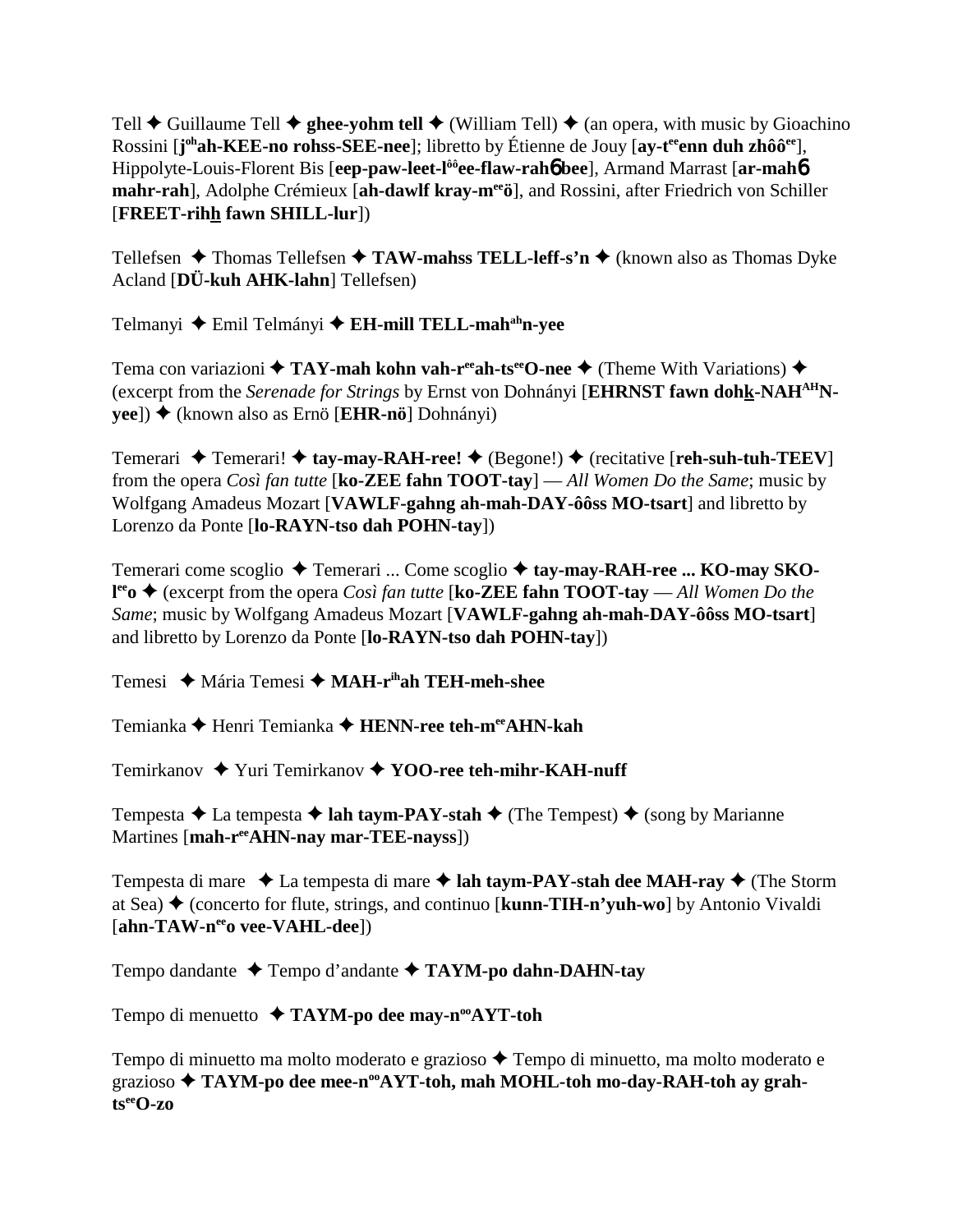Tell ✦ Guillaume Tell ✦ **ghee-yohm tell** ✦ (William Tell) ✦ (an opera, with music by Gioachino Rossini [**j**oh**ah-KEE-no rohss-SEE-nee**]; libretto by Étienne de Jouy [**ay-t**ee**enn duh zhôô**ee], Hippolyte-Louis-Florent Bis [**eep-paw-leet-l**ôô**ee-flaw-rah**ɓ **bee**], Armand Marrast [**ar-mah**ɓ **mahr-rah**], Adolphe Crémieux [**ah-dawlf kray-m**ee**ö**], and Rossini, after Friedrich von Schiller [**FREET-rihh fawn SHILL-lur**])

Tellefsen ✦ Thomas Tellefsen ✦ **TAW-mahss TELL-leff-s'n** ✦ (known also as Thomas Dyke Acland [**DÜ-kuh AHK-lahn**] Tellefsen)

Telmanyi ✦ Emil Telmányi ✦ **EH-mill TELL-mah**ah**n-yee**

Tema con variazioni ✦ **TAY-mah kohn vah-r**ee**ah-ts**ee**O-nee** ✦ (Theme With Variations) ✦ (excerpt from the *Serenade for Strings* by Ernst von Dohnányi [**EHRNST fawn dohk-NAH**AH**N-yee**]) ✦ (known also as Ernö [**EHR-nö**] Dohnányi)

Temerari ✦ Temerari! ✦ **tay-may-RAH-ree!** ✦ (Begone!) ✦ (recitative [**reh-suh-tuh-TEEV**] from the opera *Così fan tutte* [**ko-ZEE fahn TOOT-tay**] — *All Women Do the Same*; music by Wolfgang Amadeus Mozart [**VAWLF-gahng ah-mah-DAY-ôôss MO-tsart**] and libretto by Lorenzo da Ponte [**lo-RAYN-tso dah POHN-tay**])

Temerari come scoglio ✦ Temerari ... Come scoglio ✦ **tay-may-RAH-ree ... KO-may SKO-l**ee**o** ✦ (excerpt from the opera *Così fan tutte* [**ko-ZEE fahn TOOT-tay** — *All Women Do the Same*; music by Wolfgang Amadeus Mozart [**VAWLF-gahng ah-mah-DAY-ôôss MO-tsart**] and libretto by Lorenzo da Ponte [**lo-RAYN-tso dah POHN-tay**])

Temesi ✦ Mária Temesi ✦ **MAH-r**ih**ah TEH-meh-shee**

Temianka ✦ Henri Temianka ✦ **HENN-ree teh-m**ee**AHN-kah**

Temirkanov ✦ Yuri Temirkanov ✦ **YOO-ree teh-mihr-KAH-nuff**

Tempesta ✦ La tempesta ✦ **lah taym-PAY-stah** ✦ (The Tempest) ✦ (song by Marianne Martines [**mah-r**ee**AHN-nay mar-TEE-nayss**])

Tempesta di mare ✦ La tempesta di mare ✦ **lah taym-PAY-stah dee MAH-ray** ✦ (The Storm at Sea) ✦ (concerto for flute, strings, and continuo [**kunn-TIH-n'yuh-wo**] by Antonio Vivaldi [**ahn-TAW-n**ee**o vee-VAHL-dee**])

Tempo dandante ✦ Tempo d'andante ✦ **TAYM-po dahn-DAHN-tay**

Tempo di menuetto ✦ **TAYM-po dee may-n**oo**AYT-toh**

Tempo di minuetto ma molto moderato e grazioso ✦ Tempo di minuetto, ma molto moderato e grazioso ✦ **TAYM-po dee mee-n**oo**AYT-toh, mah MOHL-toh mo-day-RAH-toh ay grah-ts**ee**O-zo**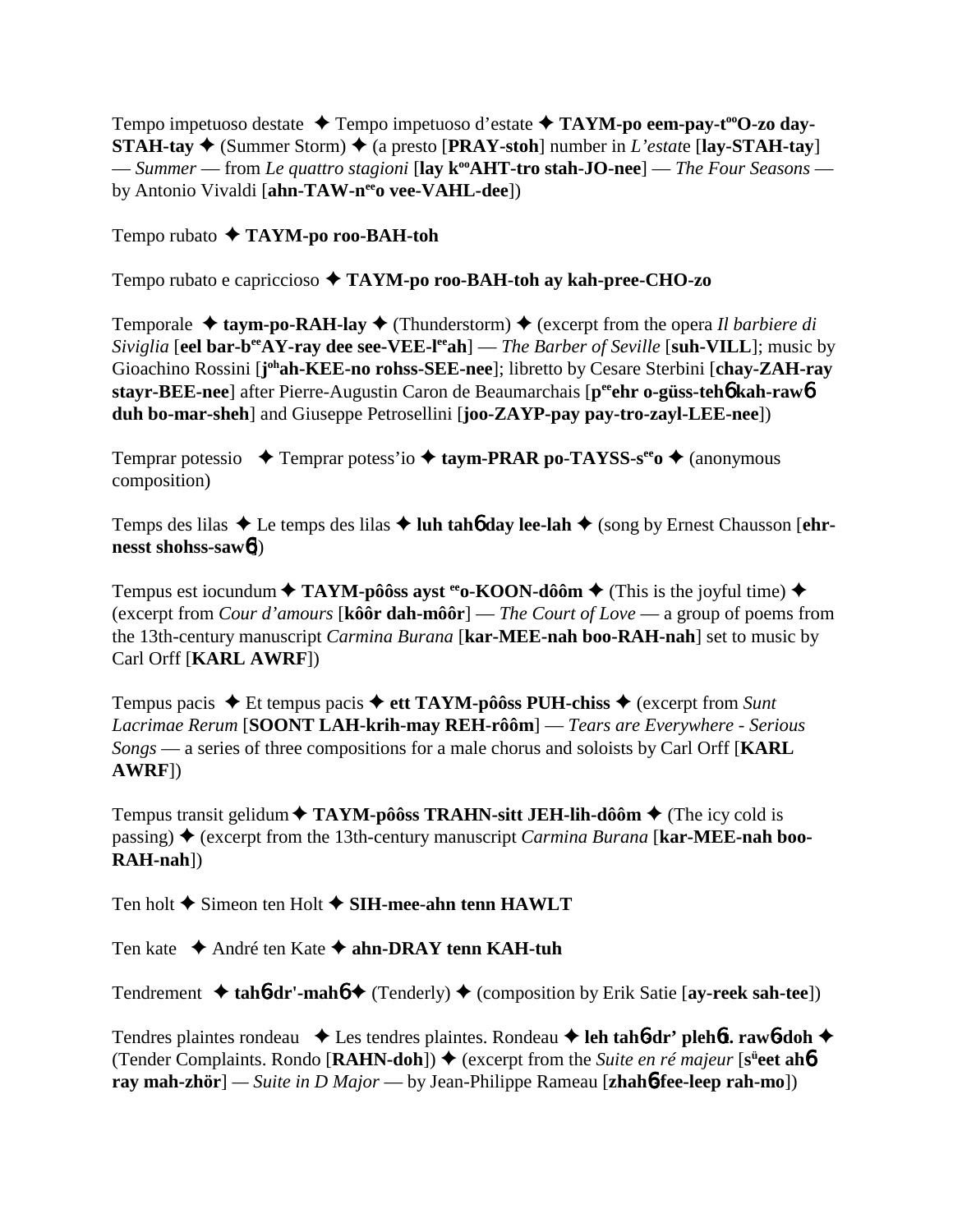Tempo impetuoso destate ✦ Tempo impetuoso d'estate ✦ **TAYM-po eem-pay-t°°O-zo day-STAH-tay** ✦ (Summer Storm) ✦ (a presto [**PRAY-stoh**] number in *L'estate* [**lay-STAH-tay**] — *Summer* — from *Le quattro stagioni* [**lay k°°AHT-tro stah-JO-nee**] — *The Four Seasons* — by Antonio Vivaldi [**ahn-TAW-neeo vee-VAHL-dee**])

Tempo rubato ✦ **TAYM-po roo-BAH-toh**

Tempo rubato e capriccioso ✦ **TAYM-po roo-BAH-toh ay kah-pree-CHO-zo**

Temporale ✦ **taym-po-RAH-lay** ✦ (Thunderstorm) ✦ (excerpt from the opera *Il barbiere di Siviglia* [**eel bar-beeAY-ray dee see-VEE-leeah**] — *The Barber of Seville* [**suh-VILL**]; music by Gioachino Rossini [**jo'ah-KEE-no rohss-SEE-nee**]; libretto by Cesare Sterbini [**chay-ZAH-ray stayr-BEE-nee**] after Pierre-Augustin Caron de Beaumarchais [**peeehr o-güss-tehɓ kah-rawɓ duh bo-mar-sheh**] and Giuseppe Petrosellini [**joo-ZAYP-pay pay-tro-zayl-LEE-nee**])

Temprar potessio ✦ Temprar potess'io ✦ **taym-PRAR po-TAYSS-seeo** ✦ (anonymous composition)

Temps des lilas ✦ Le temps des lilas ✦ **luh tahɓ day lee-lah** ✦ (song by Ernest Chausson [**ehr-nesst shohss-sawɓ**])

Tempus est iocundum ✦ **TAYM-pôôss ayst eeo-KOON-dôôm** ✦ (This is the joyful time) ✦ (excerpt from *Cour d'amours* [**kôôr dah-môôr**] — *The Court of Love* — a group of poems from the 13th-century manuscript *Carmina Burana* [**kar-MEE-nah boo-RAH-nah**] set to music by Carl Orff [**KARL AWRF**])

Tempus pacis ✦ Et tempus pacis ✦ **ett TAYM-pôôss PUH-chiss** ✦ (excerpt from *Sunt Lacrimae Rerum* [**SOONT LAH-krih-may REH-rôôm**] — *Tears are Everywhere - Serious Songs* — a series of three compositions for a male chorus and soloists by Carl Orff [**KARL AWRF**])

Tempus transit gelidum ✦ **TAYM-pôôss TRAHN-sitt JEH-lih-dôôm** ✦ (The icy cold is passing) ✦ (excerpt from the 13th-century manuscript *Carmina Burana* [**kar-MEE-nah boo-RAH-nah**])

Ten holt ✦ Simeon ten Holt ✦ **SIH-mee-ahn tenn HAWLT**

Ten kate ✦ André ten Kate ✦ **ahn-DRAY tenn KAH-tuh**

Tendrement ✦ **tahɓ-dr'-mahɓ** ✦ (Tenderly) ✦ (composition by Erik Satie [**ay-reek sah-tee**])

Tendres plaintes rondeau ✦ Les tendres plaintes. Rondeau ✦ **leh tahɓ-dr' plehɓt. rawɓ-doh** ✦ (Tender Complaints. Rondo [**RAHN-doh**]) ✦ (excerpt from the *Suite en ré majeur* [**süeet ahɓ ray mah-zhör**] — *Suite in D Major* — by Jean-Philippe Rameau [**zhahɓ-fee-leep rah-mo**])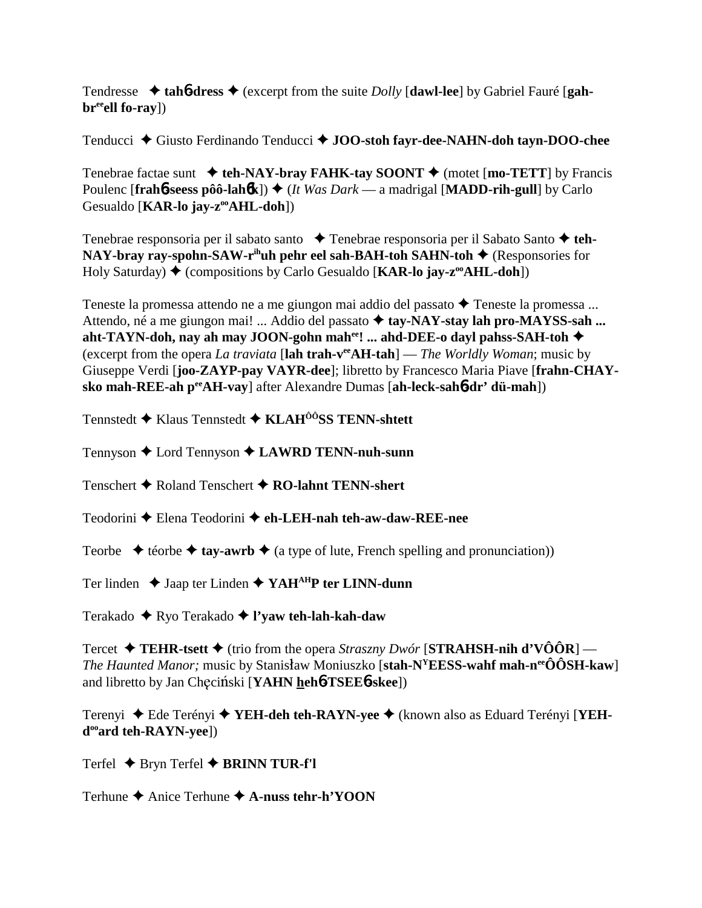Tendresse ✦ **tah6-dress** ✦ (excerpt from the suite *Dolly* [**dawl-lee**] by Gabriel Fauré [**gah-br[ee]ell fo-ray**])

Tenducci ✦ Giusto Ferdinando Tenducci ✦ **JOO-stoh fayr-dee-NAHN-doh tayn-DOO-chee**

Tenebrae factae sunt ✦ **teh-NAY-bray FAHK-tay SOONT** ✦ (motet [**mo-TETT**] by Francis Poulenc [**frah6-seess pôô-lah6k**]) ✦ (*It Was Dark* — a madrigal [**MADD-rih-gull**] by Carlo Gesualdo [**KAR-lo jay-z[oo]AHL-doh**])

Tenebrae responsoria per il sabato santo ✦ Tenebrae responsoria per il Sabato Santo ✦ **teh-NAY-bray ray-spohn-SAW-r[ih]uh pehr eel sah-BAH-toh SAHN-toh** ✦ (Responsories for Holy Saturday) ✦ (compositions by Carlo Gesualdo [**KAR-lo jay-z[oo]AHL-doh**])

Teneste la promessa attendo ne a me giungon mai addio del passato ✦ Teneste la promessa ... Attendo, né a me giungon mai! ... Addio del passato ✦ **tay-NAY-stay lah pro-MAYSS-sah ... aht-TAYN-doh, nay ah may JOON-gohn mah[ee]! ... ahd-DEE-o dayl pahss-SAH-toh** ✦ (excerpt from the opera *La traviata* [**lah trah-v[ee]AH-tah**] — *The Worldly Woman*; music by Giuseppe Verdi [**joo-ZAYP-pay VAYR-dee**]; libretto by Francesco Maria Piave [**frahn-CHAY-sko mah-REE-ah p[ee]AH-vay**] after Alexandre Dumas [**ah-leck-sah6-dr' dü-mah**])

Tennstedt ✦ Klaus Tennstedt ✦ **KLAH[ÔÔ]SS TENN-shtett**

Tennyson ✦ Lord Tennyson ✦ **LAWRD TENN-nuh-sunn**

Tenschert ✦ Roland Tenschert ✦ **RO-lahnt TENN-shert**

Teodorini ✦ Elena Teodorini ✦ **eh-LEH-nah teh-aw-daw-REE-nee**

Teorbe ✦ téorbe ✦ **tay-awrb** ✦ (a type of lute, French spelling and pronunciation))

Ter linden ✦ Jaap ter Linden ✦ **YAH[AH]P ter LINN-dunn**

Terakado ✦ Ryo Terakado ✦ **l'yaw teh-lah-kah-daw**

Tercet ✦ **TEHR-tsett** ✦ (trio from the opera *Straszny Dwór* [**STRAHSH-nih d'VÔÔR**] — *The Haunted Manor;* music by Stanisław Moniuszko [**stah-N[Y]EESS-wahf mah-n[ee]ÔÔSH-kaw**] and libretto by Jan Chęciński [**YAHN heh6-TSEE6-skee**])

Terenyi ✦ Ede Terényi ✦ **YEH-deh teh-RAYN-yee** ✦ (known also as Eduard Terényi [**YEH-d[oo]ard teh-RAYN-yee**])

Terfel ✦ Bryn Terfel ✦ **BRINN TUR-f'l**

Terhune ✦ Anice Terhune ✦ **A-nuss tehr-h'YOON**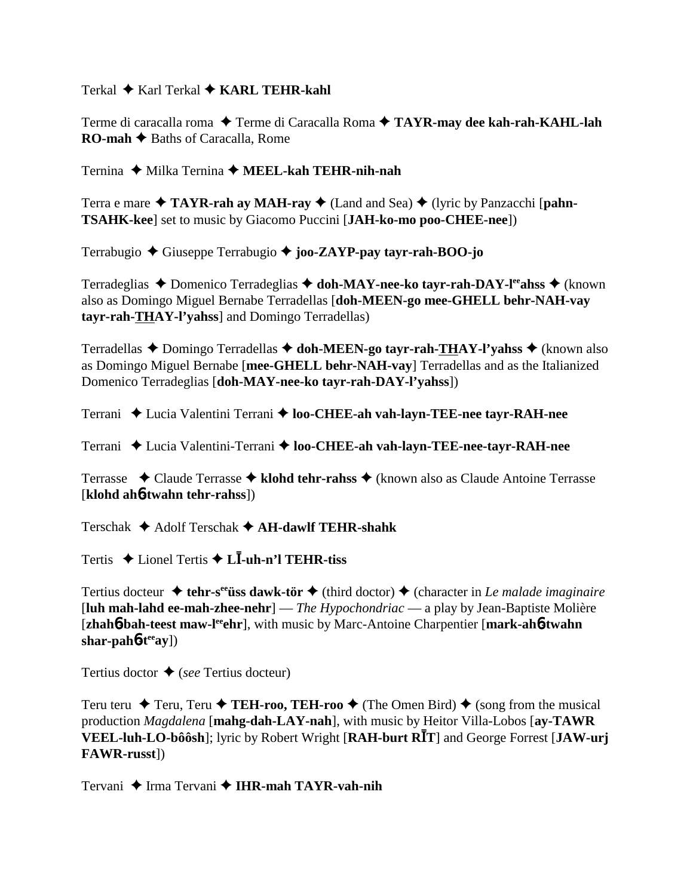Terkal ✦ Karl Terkal ✦ **KARL TEHR-kahl**

Terme di caracalla roma ✦ Terme di Caracalla Roma ✦ **TAYR-may dee kah-rah-KAHL-lah RO-mah** ✦ Baths of Caracalla, Rome

Ternina ✦ Milka Ternina ✦ **MEEL-kah TEHR-nih-nah**

Terra e mare ✦ **TAYR-rah ay MAH-ray** ✦ (Land and Sea) ✦ (lyric by Panzacchi [**pahn-TSAHK-kee**] set to music by Giacomo Puccini [**JAH-ko-mo poo-CHEE-nee**])

Terrabugio ✦ Giuseppe Terrabugio ✦ **joo-ZAYP-pay tayr-rah-BOO-jo**

Terradeglias ✦ Domenico Terradeglias ✦ **doh-MAY-nee-ko tayr-rah-DAY-l**[ee]**ahss** ✦ (known also as Domingo Miguel Bernabe Terradellas [**doh-MEEN-go mee-GHELL behr-NAH-vay tayr-rah-THAY-l'yahss**] and Domingo Terradellas)

Terradellas ✦ Domingo Terradellas ✦ **doh-MEEN-go tayr-rah-THAY-l'yahss** ✦ (known also as Domingo Miguel Bernabe [**mee-GHELL behr-NAH-vay**] Terradellas and as the Italianized Domenico Terradeglias [**doh-MAY-nee-ko tayr-rah-DAY-l'yahss**])

Terrani ✦ Lucia Valentini Terrani ✦ **loo-CHEE-ah vah-layn-TEE-nee tayr-RAH-nee**

Terrani ✦ Lucia Valentini-Terrani ✦ **loo-CHEE-ah vah-layn-TEE-nee-tayr-RAH-nee**

Terrasse ✦ Claude Terrasse ✦ **klohd tehr-rahss** ✦ (known also as Claude Antoine Terrasse [**klohd ahɳ-twahn tehr-rahss**])

Terschak ✦ Adolf Terschak ✦ **AH-dawlf TEHR-shahk**

Tertis ✦ Lionel Tertis ✦ **LĪ-uh-n'l TEHR-tiss**

Tertius docteur ✦ **tehr-s**[ee]**üss dawk-tör** ✦ (third doctor) ✦ (character in *Le malade imaginaire* [**luh mah-lahd ee-mah-zhee-nehr**] — *The Hypochondriac* — a play by Jean-Baptiste Molière [**zhahɳ-bah-teest maw-l**[ee]**ehr**], with music by Marc-Antoine Charpentier [**mark-ahɳ-twahn shar-pahɳ-t**[ee]**ay**])

Tertius doctor ✦ (*see* Tertius docteur)

Teru teru ✦ Teru, Teru ✦ **TEH-roo, TEH-roo** ✦ (The Omen Bird) ✦ (song from the musical production *Magdalena* [**mahg-dah-LAY-nah**], with music by Heitor Villa-Lobos [**ay-TAWR VEEL-luh-LO-bôôsh**]; lyric by Robert Wright [**RAH-burt RĪT**] and George Forrest [**JAW-urj FAWR-russt**])

Tervani ✦ Irma Tervani ✦ **IHR-mah TAYR-vah-nih**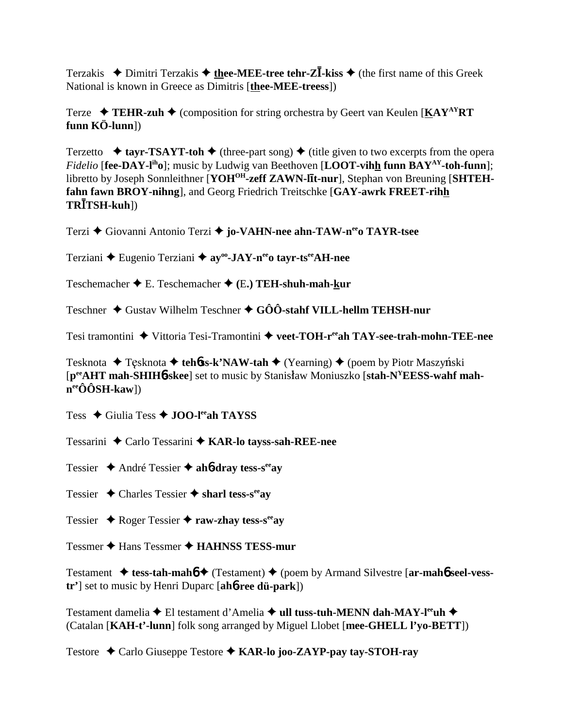Terzakis ✦ Dimitri Terzakis ✦ **thee-MEE-tree tehr-ZĪ-kiss** ✦ (the first name of this Greek National is known in Greece as Dimitris [**thee-MEE-treess**])

Terze ✦ **TEHR-zuh** ✦ (composition for string orchestra by Geert van Keulen [**KAY^AY RT funn KÖ-lunn**])

Terzetto ✦ **tayr-TSAYT-toh** ✦ (three-part song) ✦ (title given to two excerpts from the opera *Fidelio* [**fee-DAY-l^ih o**]; music by Ludwig van Beethoven [**LOOT-vihh funn BAY^AY-toh-funn**]; libretto by Joseph Sonnleithner [**YOH^OH-zeff ZAWN-līt-nur**], Stephan von Breuning [**SHTEH-fahn fawn BROY-nihng**], and Georg Friedrich Treitschke [**GAY-awrk FREET-rihh TRĪTSH-kuh**])

Terzi ✦ Giovanni Antonio Terzi ✦ **jo-VAHN-nee ahn-TAW-n^ee o TAYR-tsee**

Terziani ✦ Eugenio Terziani ✦ **ay^oo-JAY-n^ee o tayr-ts^ee AH-nee**

Teschemacher ✦ E. Teschemacher ✦ **(E.) TEH-shuh-mah-kur**

Teschner ✦ Gustav Wilhelm Teschner ✦ **GÔÔ-stahf VILL-hellm TEHSH-nur**

Tesi tramontini ✦ Vittoria Tesi-Tramontini ✦ **veet-TOH-r^ee ah TAY-see-trah-mohn-TEE-nee**

Tesknota ✦ Tęsknota ✦ **tehɓs-k'NAW-tah** ✦ (Yearning) ✦ (poem by Piotr Maszyński [**p^ee AHT mah-SHIHɓ-skee**] set to music by Stanisław Moniuszko [**stah-N^Y EESS-wahf mah-n^ee ÔÔSH-kaw**])

Tess ✦ Giulia Tess ✦ **JOO-l^ee ah TAYSS**

Tessarini ✦ Carlo Tessarini ✦ **KAR-lo tayss-sah-REE-nee**

Tessier ✦ André Tessier ✦ **ahɓ-dray tess-s^ee ay**

Tessier ✦ Charles Tessier ✦ **sharl tess-s^ee ay**

Tessier ✦ Roger Tessier ✦ **raw-zhay tess-s^ee ay**

Tessmer ✦ Hans Tessmer ✦ **HAHNSS TESS-mur**

Testament ✦ **tess-tah-mahɓ** ✦ (Testament) ✦ (poem by Armand Silvestre [**ar-mahɓ seel-vess-tr'**] set to music by Henri Duparc [**ahɓ-ree dü-park**])

Testament damelia ✦ El testament d'Amelia ✦ **ull tuss-tuh-MENN dah-MAY-l^ee uh** ✦ (Catalan [**KAH-t'-lunn**] folk song arranged by Miguel Llobet [**mee-GHELL l'yo-BETT**])

Testore ✦ Carlo Giuseppe Testore ✦ **KAR-lo joo-ZAYP-pay tay-STOH-ray**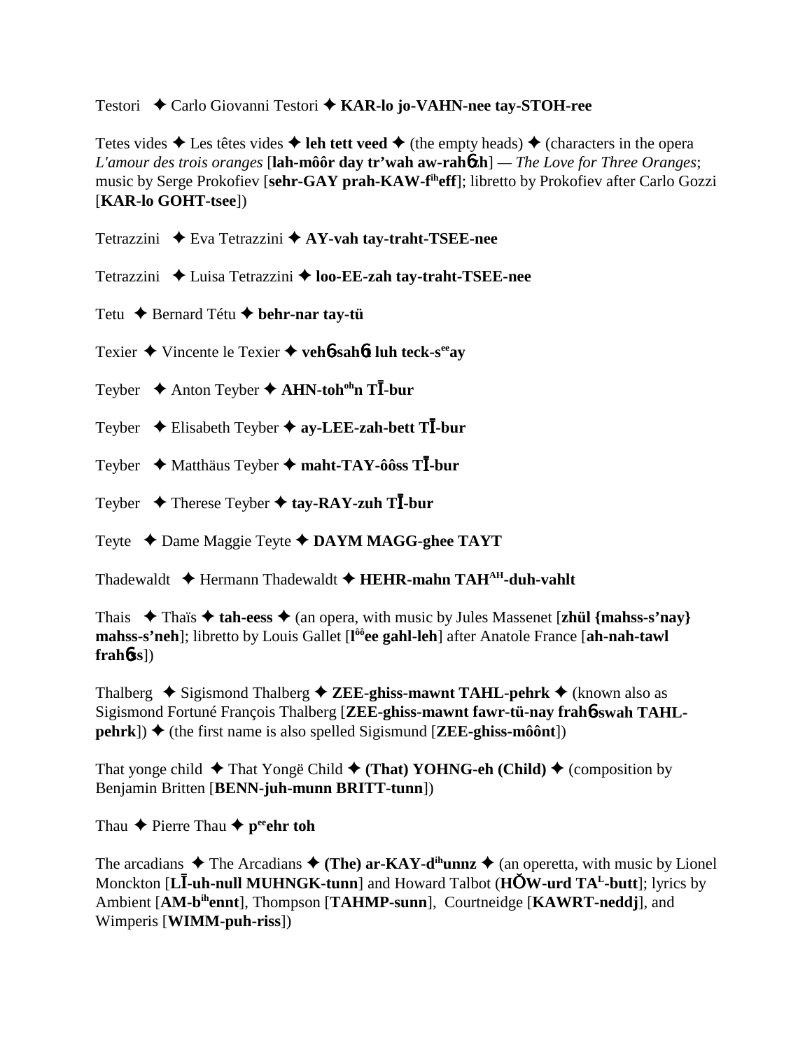Testori ✦ Carlo Giovanni Testori ✦ **KAR-lo jo-VAHN-nee tay-STOH-ree**

Tetes vides ✦ Les têtes vides ✦ **leh tett veed** ✦ (the empty heads) ✦ (characters in the opera *L'amour des trois oranges* [**lah-môôr day tr'wah aw-rahɳzh**] — *The Love for Three Oranges*; music by Serge Prokofiev [**sehr-GAY prah-KAW-f**[ih]**eff**]; libretto by Prokofiev after Carlo Gozzi [**KAR-lo GOHT-tsee**])

Tetrazzini ✦ Eva Tetrazzini ✦ **AY-vah tay-traht-TSEE-nee**

Tetrazzini ✦ Luisa Tetrazzini ✦ **loo-EE-zah tay-traht-TSEE-nee**

Tetu ✦ Bernard Tétu ✦ **behr-nar tay-tü**

Texier ✦ Vincente le Texier ✦ **vehɳ-sahɳt luh teck-s**[ee]**ay**

Teyber ✦ Anton Teyber ✦ **AHN-toh**[oh]**n TĪ-bur**

Teyber ✦ Elisabeth Teyber ✦ **ay-LEE-zah-bett TĪ-bur**

Teyber ✦ Matthäus Teyber ✦ **maht-TAY-ôôss TĪ-bur**

Teyber ✦ Therese Teyber ✦ **tay-RAY-zuh TĪ-bur**

Teyte ✦ Dame Maggie Teyte ✦ **DAYM MAGG-ghee TAYT**

Thadewaldt ✦ Hermann Thadewaldt ✦ **HEHR-mahn TAH**[AH]**-duh-vahlt**

Thais ✦ Thaïs ✦ **tah-eess** ✦ (an opera, with music by Jules Massenet [**zhül {mahss-s'nay} mahss-s'neh**]; libretto by Louis Gallet [**l**[ôô]**ee gahl-leh**] after Anatole France [**ah-nah-tawl frahɳss**])

Thalberg ✦ Sigismond Thalberg ✦ **ZEE-ghiss-mawnt TAHL-pehrk** ✦ (known also as Sigismond Fortuné François Thalberg [**ZEE-ghiss-mawnt fawr-tü-nay frahɳ-swah TAHL-pehrk**]) ✦ (the first name is also spelled Sigismund [**ZEE-ghiss-môônt**])

That yonge child ✦ That Yongë Child ✦ **(That) YOHNG-eh (Child)** ✦ (composition by Benjamin Britten [**BENN-juh-munn BRITT-tunn**])

Thau ✦ Pierre Thau ✦ **p**[ee]**ehr toh**

The arcadians ✦ The Arcadians ✦ **(The) ar-KAY-d**[ih]**unnz** ✦ (an operetta, with music by Lionel Monckton [**LĪ-uh-null MUHNGK-tunn**] and Howard Talbot (**HŎW-urd TA**[L]**-butt**]; lyrics by Ambient [**AM-b**[ih]**ennt**], Thompson [**TAHMP-sunn**], Courtneidge [**KAWRT-neddj**], and Wimperis [**WIMM-puh-riss**])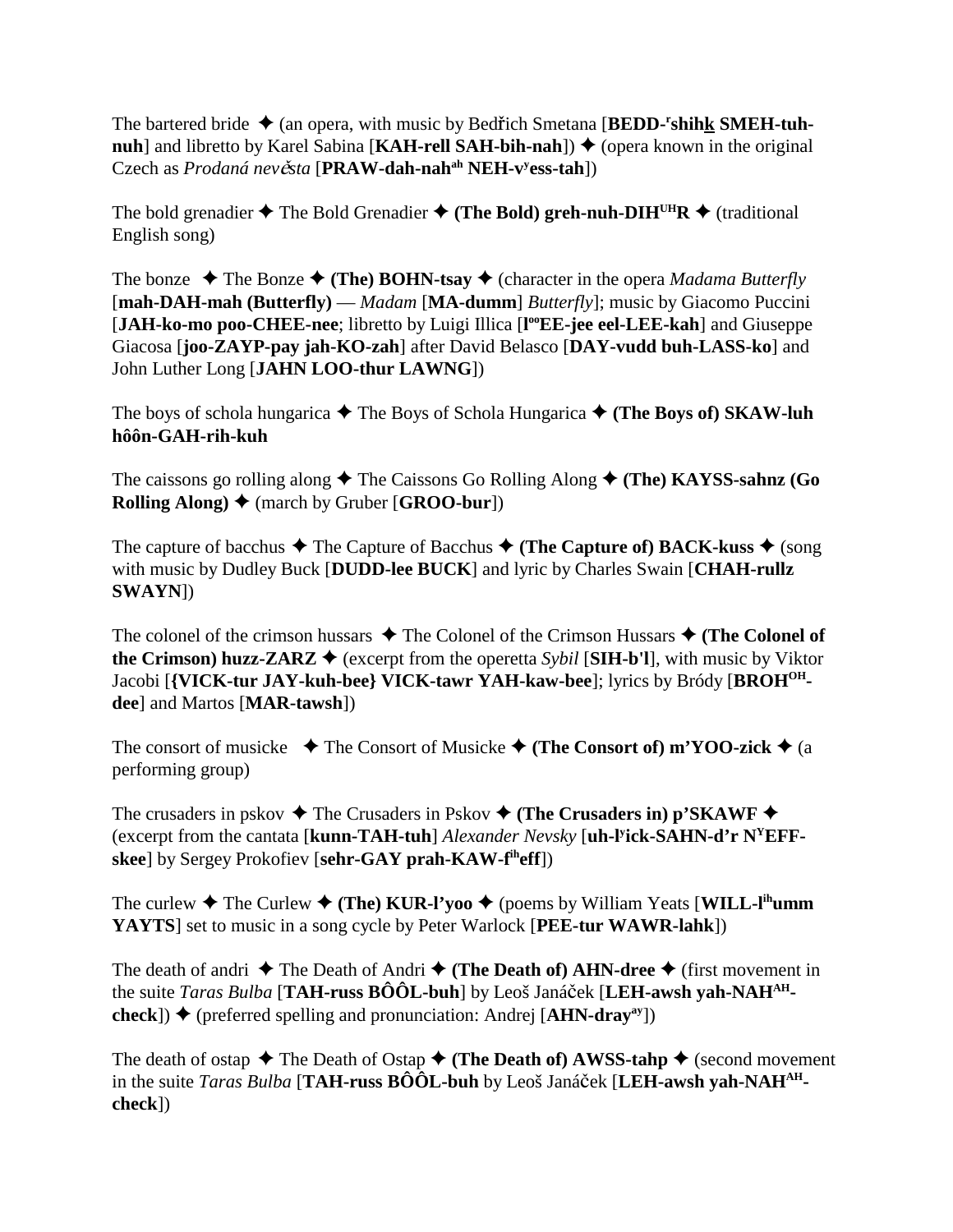The bartered bride ✦ (an opera, with music by Bedřich Smetana [**BEDD-ʳshihk SMEH-tuh-nuh**] and libretto by Karel Sabina [**KAH-rell SAH-bih-nah**]) ✦ (opera known in the original Czech as *Prodaná nevěsta* [**PRAW-dah-nahᵃʰ NEH-vʸess-tah**])

The bold grenadier ✦ The Bold Grenadier ✦ **(The Bold) greh-nuh-DIHᵁᴴR** ✦ (traditional English song)

The bonze ✦ The Bonze ✦ **(The) BOHN-tsay** ✦ (character in the opera *Madama Butterfly* [**mah-DAH-mah (Butterfly)** — *Madam* [**MA-dumm**] *Butterfly*]; music by Giacomo Puccini [**JAH-ko-mo poo-CHEE-nee**; libretto by Luigi Illica [**lᵒᵒEE-jee eel-LEE-kah**] and Giuseppe Giacosa [**joo-ZAYP-pay jah-KO-zah**] after David Belasco [**DAY-vudd buh-LASS-ko**] and John Luther Long [**JAHN LOO-thur LAWNG**])

The boys of schola hungarica ✦ The Boys of Schola Hungarica ✦ **(The Boys of) SKAW-luh hôôn-GAH-rih-kuh**

The caissons go rolling along ✦ The Caissons Go Rolling Along ✦ **(The) KAYSS-sahnz (Go Rolling Along)** ✦ (march by Gruber [**GROO-bur**])

The capture of bacchus ✦ The Capture of Bacchus ✦ **(The Capture of) BACK-kuss** ✦ (song with music by Dudley Buck [**DUDD-lee BUCK**] and lyric by Charles Swain [**CHAH-rullz SWAYN**])

The colonel of the crimson hussars ✦ The Colonel of the Crimson Hussars ✦ **(The Colonel of the Crimson) huzz-ZARZ** ✦ (excerpt from the operetta *Sybil* [**SIH-b'l**], with music by Viktor Jacobi [**{VICK-tur JAY-kuh-bee} VICK-tawr YAH-kaw-bee**]; lyrics by Bródy [**BROHᴼᴴ-dee**] and Martos [**MAR-tawsh**])

The consort of musicke ✦ The Consort of Musicke ✦ **(The Consort of) m'YOO-zick** ✦ (a performing group)

The crusaders in pskov ✦ The Crusaders in Pskov ✦ **(The Crusaders in) p'SKAWF** ✦ (excerpt from the cantata [**kunn-TAH-tuh**] *Alexander Nevsky* [**uh-lʸick-SAHN-d'r Nʸ EFF-skee**] by Sergey Prokofiev [**sehr-GAY prah-KAW-fⁱʰeff**])

The curlew ✦ The Curlew ✦ **(The) KUR-l'yoo** ✦ (poems by William Yeats [**WILL-lⁱʰumm YAYTS**] set to music in a song cycle by Peter Warlock [**PEE-tur WAWR-lahk**])

The death of andri ✦ The Death of Andri ✦ **(The Death of) AHN-dree** ✦ (first movement in the suite *Taras Bulba* [**TAH-russ BÔÔL-buh**] by Leoš Janáček [**LEH-awsh yah-NAHᴬᴴ-check**]) ✦ (preferred spelling and pronunciation: Andrej [**AHN-drayᵃʸ**])

The death of ostap ✦ The Death of Ostap ✦ **(The Death of) AWSS-tahp** ✦ (second movement in the suite *Taras Bulba* [**TAH-russ BÔÔL-buh** by Leoš Janáček [**LEH-awsh yah-NAHᴬᴴ-check**])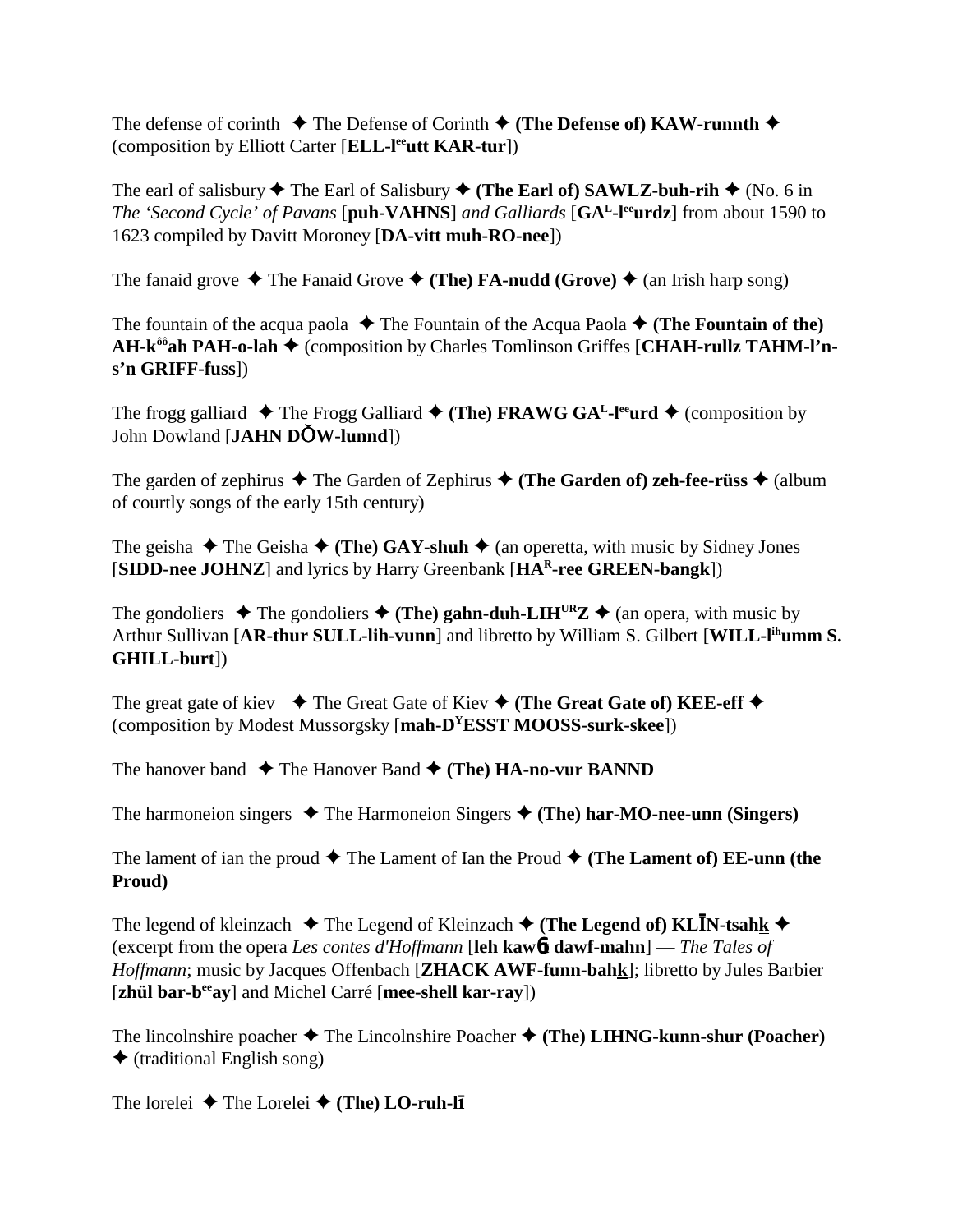The defense of corinth ✦ The Defense of Corinth ✦ **(The Defense of) KAW-runnth** ✦ (composition by Elliott Carter [**ELL-l**[ee]**utt KAR-tur**])

The earl of salisbury ✦ The Earl of Salisbury ✦ **(The Earl of) SAWLZ-buh-rih** ✦ (No. 6 in *The 'Second Cycle' of Pavans* [**puh-VAHNS**] *and Galliards* [**GA**[L]**-l**[ee]**urdz**] from about 1590 to 1623 compiled by Davitt Moroney [**DA-vitt muh-RO-nee**])

The fanaid grove ✦ The Fanaid Grove ✦ **(The) FA-nudd (Grove)** ✦ (an Irish harp song)

The fountain of the acqua paola ✦ The Fountain of the Acqua Paola ✦ **(The Fountain of the) AH-k**[ôô]**ah PAH-o-lah** ✦ (composition by Charles Tomlinson Griffes [**CHAH-rullz TAHM-l'n-s'n GRIFF-fuss**])

The frogg galliard ✦ The Frogg Galliard ✦ **(The) FRAWG GA**[L]**-l**[ee]**urd** ✦ (composition by John Dowland [**JAHN DŎW-lunnd**])

The garden of zephirus ✦ The Garden of Zephirus ✦ **(The Garden of) zeh-fee-rüss** ✦ (album of courtly songs of the early 15th century)

The geisha ✦ The Geisha ✦ **(The) GAY-shuh** ✦ (an operetta, with music by Sidney Jones [**SIDD-nee JOHNZ**] and lyrics by Harry Greenbank [**HA**[R]**-ree GREEN-bangk**])

The gondoliers ✦ The gondoliers ✦ **(The) gahn-duh-LIH**[UR]**Z** ✦ (an opera, with music by Arthur Sullivan [**AR-thur SULL-lih-vunn**] and libretto by William S. Gilbert [**WILL-l**[ih]**umm S. GHILL-burt**])

The great gate of kiev ✦ The Great Gate of Kiev ✦ **(The Great Gate of) KEE-eff** ✦ (composition by Modest Mussorgsky [**mah-D**[Y]**ESST MOOSS-surk-skee**])

The hanover band ✦ The Hanover Band ✦ **(The) HA-no-vur BANND**

The harmoneion singers ✦ The Harmoneion Singers ✦ **(The) har-MO-nee-unn (Singers)**

The lament of ian the proud ✦ The Lament of Ian the Proud ✦ **(The Lament of) EE-unn (the Proud)**

The legend of kleinzach ✦ The Legend of Kleinzach ✦ **(The Legend of) KLĪN-tsahk** ✦ (excerpt from the opera *Les contes d'Hoffmann* [**leh kawɓ dawf-mahn**] — *The Tales of Hoffmann*; music by Jacques Offenbach [**ZHACK AWF-funn-bahk**]; libretto by Jules Barbier [**zhül bar-b**[ee]**ay**] and Michel Carré [**mee-shell kar-ray**])

The lincolnshire poacher ✦ The Lincolnshire Poacher ✦ **(The) LIHNG-kunn-shur (Poacher)** ✦ (traditional English song)

The lorelei ✦ The Lorelei ✦ **(The) LO-ruh-lī**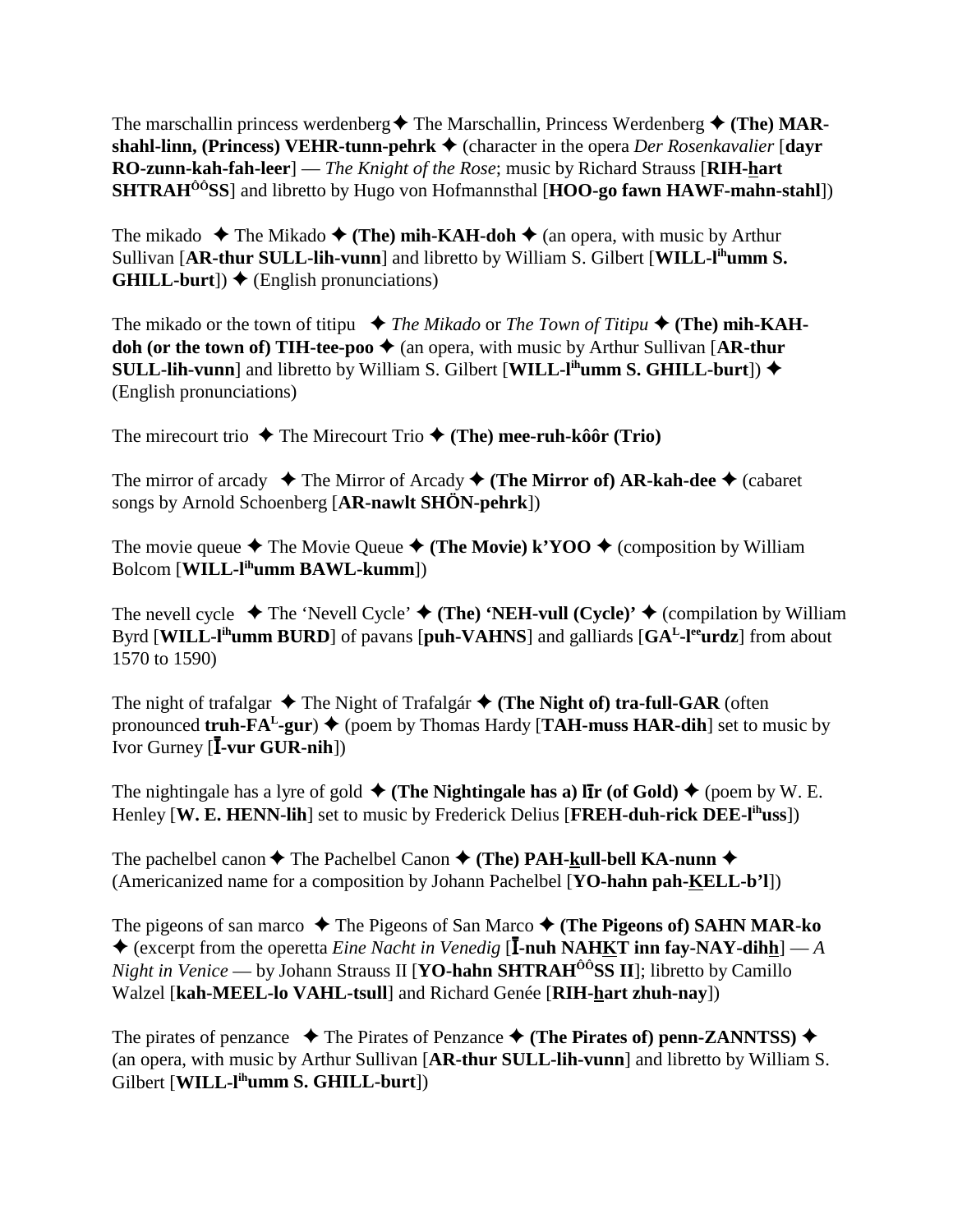The marschallin princess werdenberg ✦ The Marschallin, Princess Werdenberg ✦ **(The) MAR-shahl-linn, (Princess) VEHR-tunn-pehrk** ✦ (character in the opera *Der Rosenkavalier* [**dayr RO-zunn-kah-fah-leer**] — *The Knight of the Rose*; music by Richard Strauss [**RIH-hart SHTRAH$^{ôô}$SS**] and libretto by Hugo von Hofmannsthal [**HOO-go fawn HAWF-mahn-stahl**])

The mikado ✦ The Mikado ✦ **(The) mih-KAH-doh** ✦ (an opera, with music by Arthur Sullivan [**AR-thur SULL-lih-vunn**] and libretto by William S. Gilbert [**WILL-l$^{ih}$umm S. GHILL-burt**]) ✦ (English pronunciations)

The mikado or the town of titipu ✦ *The Mikado* or *The Town of Titipu* ✦ **(The) mih-KAH-doh (or the town of) TIH-tee-poo** ✦ (an opera, with music by Arthur Sullivan [**AR-thur SULL-lih-vunn**] and libretto by William S. Gilbert [**WILL-l$^{ih}$umm S. GHILL-burt**]) ✦ (English pronunciations)

The mirecourt trio ✦ The Mirecourt Trio ✦ **(The) mee-ruh-kôôr (Trio)**

The mirror of arcady ✦ The Mirror of Arcady ✦ **(The Mirror of) AR-kah-dee** ✦ (cabaret songs by Arnold Schoenberg [**AR-nawlt SHÖN-pehrk**])

The movie queue ✦ The Movie Queue ✦ **(The Movie) k'YOO** ✦ (composition by William Bolcom [**WILL-l$^{ih}$umm BAWL-kumm**])

The nevell cycle ✦ The 'Nevell Cycle' ✦ **(The) 'NEH-vull (Cycle)'** ✦ (compilation by William Byrd [**WILL-l$^{ih}$umm BURD**] of pavans [**puh-VAHNS**] and galliards [**GA$^{L}$-l$^{ee}$urdz**] from about 1570 to 1590)

The night of trafalgar ✦ The Night of Trafalgár ✦ **(The Night of) tra-full-GAR** (often pronounced **truh-FA$^{L}$-gur**) ✦ (poem by Thomas Hardy [**TAH-muss HAR-dih**] set to music by Ivor Gurney [**Ī-vur GUR-nih**])

The nightingale has a lyre of gold ✦ **(The Nightingale has a) līr (of Gold)** ✦ (poem by W. E. Henley [**W. E. HENN-lih**] set to music by Frederick Delius [**FREH-duh-rick DEE-l$^{ih}$uss**])

The pachelbel canon ✦ The Pachelbel Canon ✦ **(The) PAH-kull-bell KA-nunn** ✦ (Americanized name for a composition by Johann Pachelbel [**YO-hahn pah-KELL-b'l**])

The pigeons of san marco ✦ The Pigeons of San Marco ✦ **(The Pigeons of) SAHN MAR-ko** ✦ (excerpt from the operetta *Eine Nacht in Venedig* [**Ī-nuh NAHKT inn fay-NAY-dihh**] — *A Night in Venice* — by Johann Strauss II [**YO-hahn SHTRAH$^{ôô}$SS II**]; libretto by Camillo Walzel [**kah-MEEL-lo VAHL-tsull**] and Richard Genée [**RIH-hart zhuh-nay**])

The pirates of penzance ✦ The Pirates of Penzance ✦ **(The Pirates of) penn-ZANNTSS)** ✦ (an opera, with music by Arthur Sullivan [**AR-thur SULL-lih-vunn**] and libretto by William S. Gilbert [**WILL-l$^{ih}$umm S. GHILL-burt**])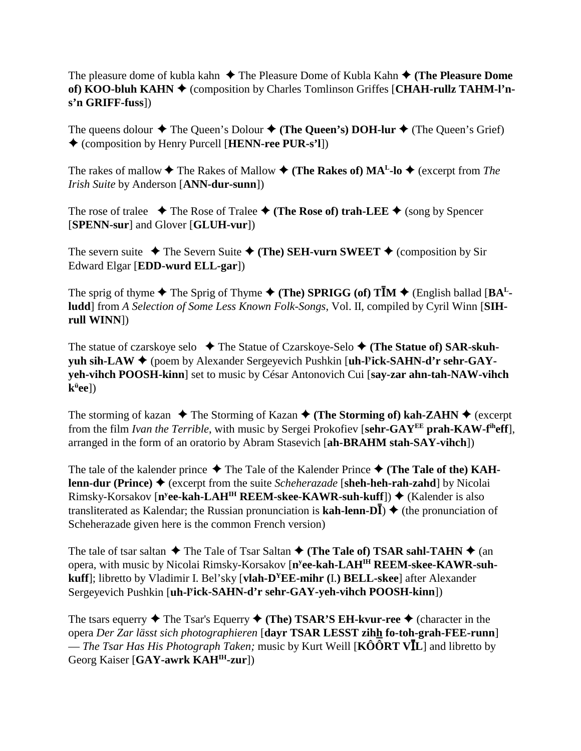The pleasure dome of kubla kahn ✦ The Pleasure Dome of Kubla Kahn ✦ **(The Pleasure Dome of) KOO-bluh KAHN** ✦ (composition by Charles Tomlinson Griffes [**CHAH-rullz TAHM-l'n-s'n GRIFF-fuss**])

The queens dolour ✦ The Queen's Dolour ✦ **(The Queen's) DOH-lur** ✦ (The Queen's Grief) ✦ (composition by Henry Purcell [**HENN-ree PUR-s'l**])

The rakes of mallow ✦ The Rakes of Mallow ✦ **(The Rakes of) MA^L-lo** ✦ (excerpt from *The Irish Suite* by Anderson [**ANN-dur-sunn**])

The rose of tralee ✦ The Rose of Tralee ✦ **(The Rose of) trah-LEE** ✦ (song by Spencer [**SPENN-sur**] and Glover [**GLUH-vur**])

The severn suite ✦ The Severn Suite ✦ **(The) SEH-vurn SWEET** ✦ (composition by Sir Edward Elgar [**EDD-wurd ELL-gar**])

The sprig of thyme ✦ The Sprig of Thyme ✦ **(The) SPRIGG (of) TĪM** ✦ (English ballad [**BA^L-ludd**] from *A Selection of Some Less Known Folk-Songs*, Vol. II, compiled by Cyril Winn [**SIH-rull WINN**])

The statue of czarskoye selo ✦ The Statue of Czarskoye-Selo ✦ **(The Statue of) SAR-skuh-yuh sih-LAW** ✦ (poem by Alexander Sergeyevich Pushkin [**uh-l^yick-SAHN-d'r sehr-GAY-yeh-vihch POOSH-kinn**] set to music by César Antonovich Cui [**say-zar ahn-tah-NAW-vihch k^üee**])

The storming of kazan ✦ The Storming of Kazan ✦ **(The Storming of) kah-ZAHN** ✦ (excerpt from the film *Ivan the Terrible*, with music by Sergei Prokofiev [**sehr-GAY^EE prah-KAW-f^ih eff**], arranged in the form of an oratorio by Abram Stasevich [**ah-BRAHM stah-SAY-vihch**])

The tale of the kalender prince ✦ The Tale of the Kalender Prince ✦ **(The Tale of the) KAH-lenn-dur (Prince)** ✦ (excerpt from the suite *Scheherazade* [**sheh-heh-rah-zahd**] by Nicolai Rimsky-Korsakov [**n^yee-kah-LAH^IH REEM-skee-KAWR-suh-kuff**]) ✦ (Kalender is also transliterated as Kalendar; the Russian pronunciation is **kah-lenn-DĪ**) ✦ (the pronunciation of Scheherazade given here is the common French version)

The tale of tsar saltan ✦ The Tale of Tsar Saltan ✦ **(The Tale of) TSAR sahl-TAHN** ✦ (an opera, with music by Nicolai Rimsky-Korsakov [**n^yee-kah-LAH^IH REEM-skee-KAWR-suh-kuff**]; libretto by Vladimir I. Bel'sky [**vlah-D^YEE-mihr (I.) BELL-skee**] after Alexander Sergeyevich Pushkin [**uh-l^yick-SAHN-d'r sehr-GAY-yeh-vihch POOSH-kinn**])

The tsars equerry ✦ The Tsar's Equerry ✦ **(The) TSAR'S EH-kvur-ree** ✦ (character in the opera *Der Zar lässt sich photographieren* [**dayr TSAR LESST zihh fo-toh-grah-FEE-runn**] — *The Tsar Has His Photograph Taken;* music by Kurt Weill [**KÔÔRT VĪL**] and libretto by Georg Kaiser [**GAY-awrk KAH^IH-zur**])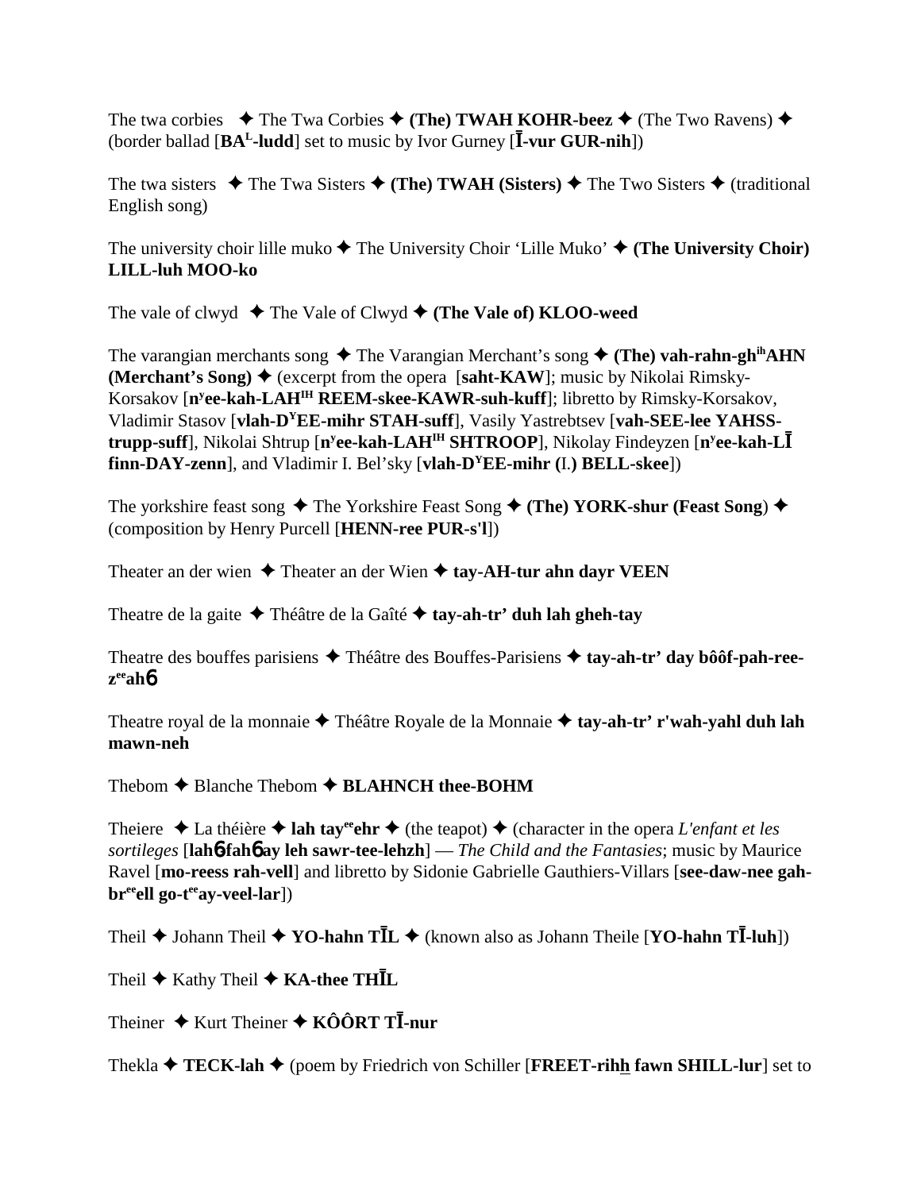The twa corbies ✦ The Twa Corbies ✦ **(The) TWAH KOHR-beez** ✦ (The Two Ravens) ✦ (border ballad [**BA**[L]**-ludd**] set to music by Ivor Gurney [**Ī-vur GUR-nih**])

The twa sisters ✦ The Twa Sisters ✦ **(The) TWAH (Sisters)** ✦ The Two Sisters ✦ (traditional English song)

The university choir lille muko ✦ The University Choir 'Lille Muko' ✦ **(The University Choir) LILL-luh MOO-ko**

The vale of clwyd ✦ The Vale of Clwyd ✦ **(The Vale of) KLOO-weed**

The varangian merchants song ✦ The Varangian Merchant's song ✦ **(The) vah-rahn-gh**[ih]**AHN (Merchant's Song)** ✦ (excerpt from the opera [**saht-KAW**]; music by Nikolai Rimsky-Korsakov [**n**[y]**ee-kah-LAH**[IH] **REEM-skee-KAWR-suh-kuff**]; libretto by Rimsky-Korsakov, Vladimir Stasov [**vlah-D**[Y]**EE-mihr STAH-suff**], Vasily Yastrebtsev [**vah-SEE-lee YAHSS-trupp-suff**], Nikolai Shtrup [**n**[y]**ee-kah-LAH**[IH] **SHTROOP**], Nikolay Findeyzen [**n**[y]**ee-kah-LĪ finn-DAY-zenn**], and Vladimir I. Bel'sky [**vlah-D**[Y]**EE-mihr (**I.**) BELL-skee**])

The yorkshire feast song ✦ The Yorkshire Feast Song ✦ **(The) YORK-shur (Feast Song**) ✦ (composition by Henry Purcell [**HENN-ree PUR-s'l**])

Theater an der wien ✦ Theater an der Wien ✦ **tay-AH-tur ahn dayr VEEN**

Theatre de la gaite ✦ Théâtre de la Gaîté ✦ **tay-ah-tr' duh lah gheh-tay**

Theatre des bouffes parisiens ✦ Théâtre des Bouffes-Parisiens ✦ **tay-ah-tr' day bôôf-pah-ree-z**[ee]**ah6**

Theatre royal de la monnaie ✦ Théâtre Royale de la Monnaie ✦ **tay-ah-tr' r'wah-yahl duh lah mawn-neh**

Thebom ✦ Blanche Thebom ✦ **BLAHNCH thee-BOHM**

Theiere ✦ La théière ✦ **lah tay**[ee]**ehr** ✦ (the teapot) ✦ (character in the opera *L'enfant et les sortileges* [**lah6 fah6 ay leh sawr-tee-lehzh**] — *The Child and the Fantasies*; music by Maurice Ravel [**mo-reess rah-vell**] and libretto by Sidonie Gabrielle Gauthiers-Villars [**see-daw-nee gah-br**[ee]**ell go-t**[ee]**ay-veel-lar**])

Theil ✦ Johann Theil ✦ **YO-hahn TĪL** ✦ (known also as Johann Theile [**YO-hahn TĪ-luh**])

Theil ✦ Kathy Theil ✦ **KA-thee THĪL**

Theiner ✦ Kurt Theiner ✦ **KÔÔRT TĪ-nur**

Thekla ✦ **TECK-lah** ✦ (poem by Friedrich von Schiller [**FREET-rihh fawn SHILL-lur**] set to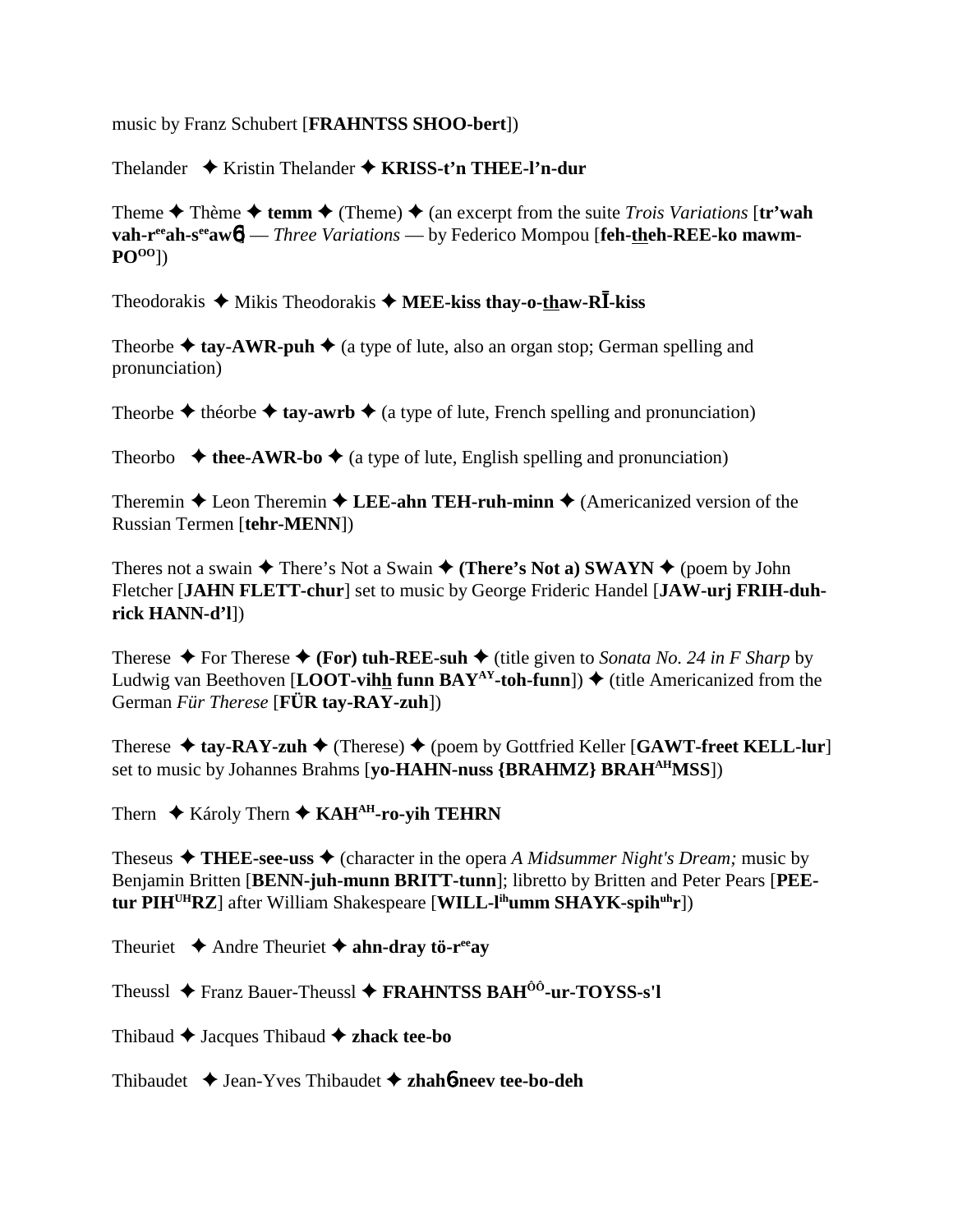music by Franz Schubert [**FRAHNTSS SHOO-bert**])

Thelander ✦ Kristin Thelander ✦ **KRISS-t'n THEE-l'n-dur**

Theme ✦ Thème ✦ **temm** ✦ (Theme) ✦ (an excerpt from the suite *Trois Variations* [**tr'wah vah-r^ee^ah-s^ee^awɳ**] — *Three Variations* — by Federico Mompou [**feh-theh-REE-ko mawm-PO^OO^**])

Theodorakis ✦ Mikis Theodorakis ✦ **MEE-kiss thay-o-thaw-RĪ-kiss**

Theorbe ✦ **tay-AWR-puh** ✦ (a type of lute, also an organ stop; German spelling and pronunciation)

Theorbe ✦ théorbe ✦ **tay-awrb** ✦ (a type of lute, French spelling and pronunciation)

Theorbo ✦ **thee-AWR-bo** ✦ (a type of lute, English spelling and pronunciation)

Theremin ✦ Leon Theremin ✦ **LEE-ahn TEH-ruh-minn** ✦ (Americanized version of the Russian Termen [**tehr-MENN**])

Theres not a swain ✦ There's Not a Swain ✦ **(There's Not a) SWAYN** ✦ (poem by John Fletcher [**JAHN FLETT-chur**] set to music by George Frideric Handel [**JAW-urj FRIH-duh-rick HANN-d'l**])

Therese ✦ For Therese ✦ **(For) tuh-REE-suh** ✦ (title given to *Sonata No. 24 in F Sharp* by Ludwig van Beethoven [**LOOT-vihh funn BAY^AY^-toh-funn**]) ✦ (title Americanized from the German *Für Therese* [**FÜR tay-RAY-zuh**])

Therese ✦ **tay-RAY-zuh** ✦ (Therese) ✦ (poem by Gottfried Keller [**GAWT-freet KELL-lur**] set to music by Johannes Brahms [**yo-HAHN-nuss {BRAHMZ} BRAH^AH^MSS**])

Thern ✦ Károly Thern ✦ **KAH^AH^-ro-yih TEHRN**

Theseus ✦ **THEE-see-uss** ✦ (character in the opera *A Midsummer Night's Dream;* music by Benjamin Britten [**BENN-juh-munn BRITT-tunn**]; libretto by Britten and Peter Pears [**PEE-tur PIH^UH^RZ**] after William Shakespeare [**WILL-l^ih^umm SHAYK-spih^uh^r**])

Theuriet ✦ Andre Theuriet ✦ **ahn-dray tö-r^ee^ay**

Theussl ✦ Franz Bauer-Theussl ✦ **FRAHNTSS BAH^ÔÔ^-ur-TOYSS-s'l**

Thibaud ✦ Jacques Thibaud ✦ **zhack tee-bo**

Thibaudet ✦ Jean-Yves Thibaudet ✦ **zhahɳ-neev tee-bo-deh**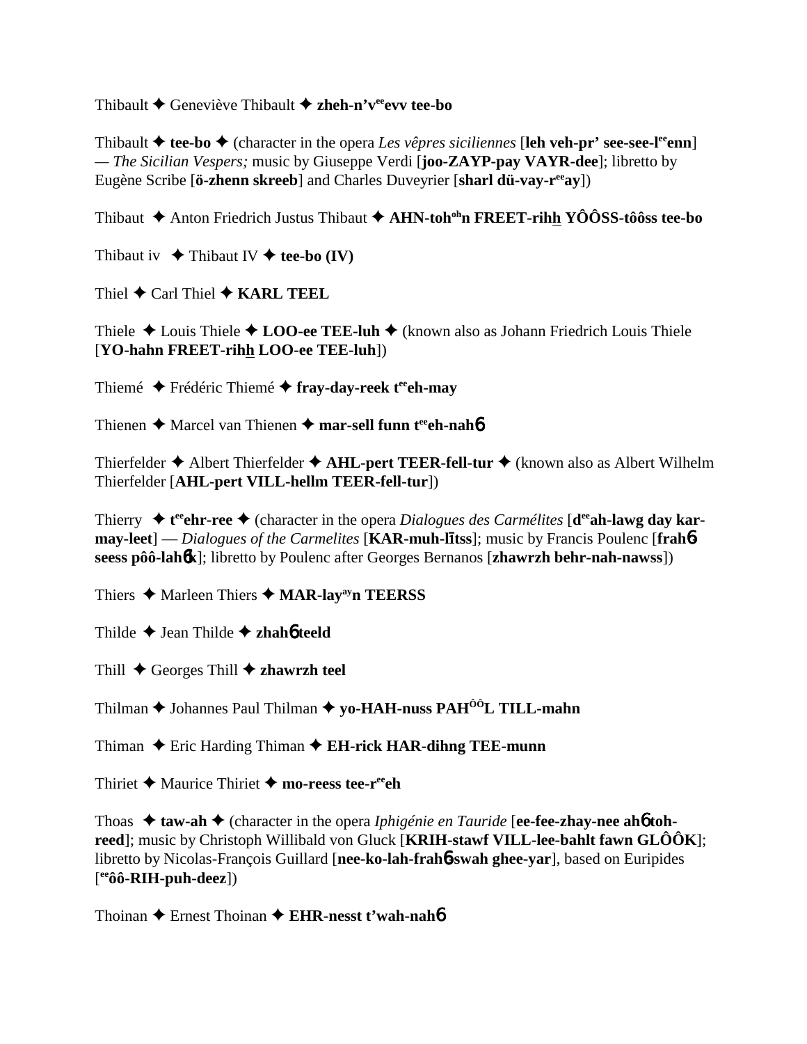Thibault ✦ Geneviève Thibault ✦ **zheh-n'vᵉᵉevv tee-bo**

Thibault ✦ **tee-bo** ✦ (character in the opera *Les vêpres siciliennes* [**leh veh-pr' see-see-lᵉᵉenn**] — *The Sicilian Vespers;* music by Giuseppe Verdi [**joo-ZAYP-pay VAYR-dee**]; libretto by Eugène Scribe [**ö-zhenn skreeb**] and Charles Duveyrier [**sharl dü-vay-rᵉᵉay**])

Thibaut ✦ Anton Friedrich Justus Thibaut ✦ **AHN-tohᵒʰn FREET-rihh YÔÔSS-tôôss tee-bo**

Thibaut iv ✦ Thibaut IV ✦ **tee-bo (IV)**

Thiel ✦ Carl Thiel ✦ **KARL TEEL**

Thiele ✦ Louis Thiele ✦ **LOO-ee TEE-luh** ✦ (known also as Johann Friedrich Louis Thiele [**YO-hahn FREET-rihh LOO-ee TEE-luh**])

Thiemé ✦ Frédéric Thiemé ✦ **fray-day-reek tᵉᵉeh-may**

Thienen ✦ Marcel van Thienen ✦ **mar-sell funn tᵉᵉeh-nahɓ**

Thierfelder ✦ Albert Thierfelder ✦ **AHL-pert TEER-fell-tur** ✦ (known also as Albert Wilhelm Thierfelder [**AHL-pert VILL-hellm TEER-fell-tur**])

Thierry ✦ **tᵉᵉehr-ree** ✦ (character in the opera *Dialogues des Carmélites* [**dᵉᵉah-lawg day kar-may-leet**] — *Dialogues of the Carmelites* [**KAR-muh-lītss**]; music by Francis Poulenc [**frahɓ-seess pôô-lahɓk**]; libretto by Poulenc after Georges Bernanos [**zhawrzh behr-nah-nawss**])

Thiers ✦ Marleen Thiers ✦ **MAR-layᵃʸn TEERSS**

Thilde ✦ Jean Thilde ✦ **zhahɓ teeld**

Thill ✦ Georges Thill ✦ **zhawrzh teel**

Thilman ✦ Johannes Paul Thilman ✦ **yo-HAH-nuss PAHᶜᶜL TILL-mahn**

Thiman ✦ Eric Harding Thiman ✦ **EH-rick HAR-dihng TEE-munn**

Thiriet ✦ Maurice Thiriet ✦ **mo-reess tee-rᵉᵉeh**

Thoas ✦ **taw-ah** ✦ (character in the opera *Iphigénie en Tauride* [**ee-fee-zhay-nee ahɓ toh-reed**]; music by Christoph Willibald von Gluck [**KRIH-stawf VILL-lee-bahlt fawn GLÔÔK**]; libretto by Nicolas-François Guillard [**nee-ko-lah-frahɓ-swah ghee-yar**], based on Euripides [**ᵉᵉôô-RIH-puh-deez**])

Thoinan ✦ Ernest Thoinan ✦ **EHR-nesst t'wah-nahɓ**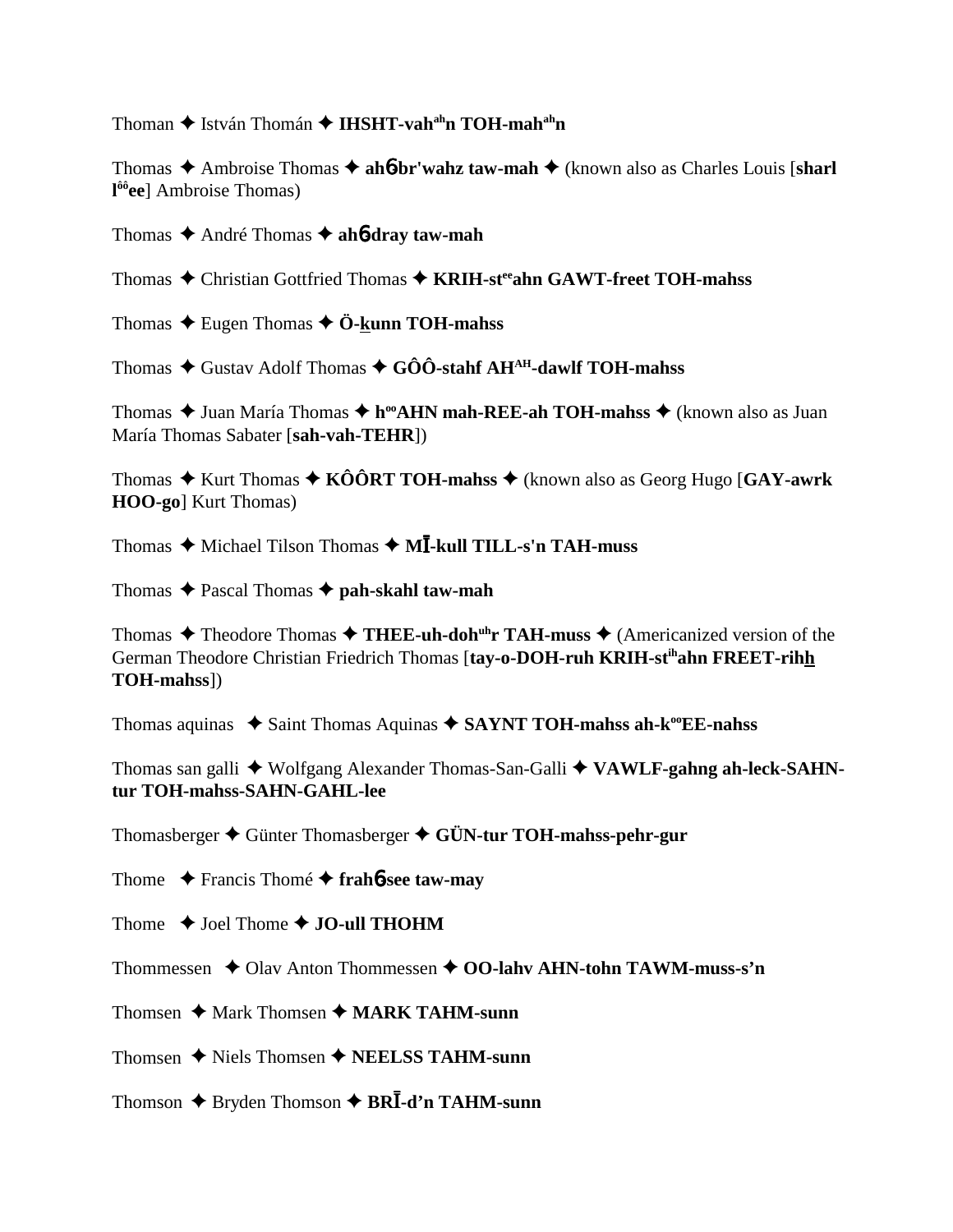Thoman ✦ István Thomán ✦ **IHSHT-vah**[ah]**n TOH-mah**[ah]**n**

Thomas ✦ Ambroise Thomas ✦ **ah**б**br'wahz taw-mah** ✦ (known also as Charles Louis [**sharl l**[ôô]**ee**] Ambroise Thomas)

Thomas ✦ André Thomas ✦ **ah**б**dray taw-mah**

Thomas ✦ Christian Gottfried Thomas ✦ **KRIH-st**[ee]**ahn GAWT-freet TOH-mahss**

Thomas ✦ Eugen Thomas ✦ **Ö-k̲unn TOH-mahss**

Thomas ✦ Gustav Adolf Thomas ✦ **GÔÔ-stahf AH**[AH]**-dawlf TOH-mahss**

Thomas ✦ Juan María Thomas ✦ **h**[oo]**AHN mah-REE-ah TOH-mahss** ✦ (known also as Juan María Thomas Sabater [**sah-vah-TEHR**])

Thomas ✦ Kurt Thomas ✦ **KÔÔRT TOH-mahss** ✦ (known also as Georg Hugo [**GAY-awrk HOO-go**] Kurt Thomas)

Thomas ✦ Michael Tilson Thomas ✦ **MĪ-kull TILL-s'n TAH-muss**

Thomas ✦ Pascal Thomas ✦ **pah-skahl taw-mah**

Thomas ✦ Theodore Thomas ✦ **THEE-uh-doh**[uh]**r TAH-muss** ✦ (Americanized version of the German Theodore Christian Friedrich Thomas [**tay-o-DOH-ruh KRIH-st**[ih]**ahn FREET-rih<u>h</u> TOH-mahss**])

Thomas aquinas ✦ Saint Thomas Aquinas ✦ **SAYNT TOH-mahss ah-k**[oo]**EE-nahss**

Thomas san galli ✦ Wolfgang Alexander Thomas-San-Galli ✦ **VAWLF-gahng ah-leck-SAHN-tur TOH-mahss-SAHN-GAHL-lee**

Thomasberger ✦ Günter Thomasberger ✦ **GÜN-tur TOH-mahss-pehr-gur**

Thome ✦ Francis Thomé ✦ **frah**б**see taw-may**

Thome ✦ Joel Thome ✦ **JO-ull THOHM**

Thommessen ✦ Olav Anton Thommessen ✦ **OO-lahv AHN-tohn TAWM-muss-s'n**

Thomsen ✦ Mark Thomsen ✦ **MARK TAHM-sunn**

Thomsen ✦ Niels Thomsen ✦ **NEELSS TAHM-sunn**

Thomson ✦ Bryden Thomson ✦ **BRĪ-d'n TAHM-sunn**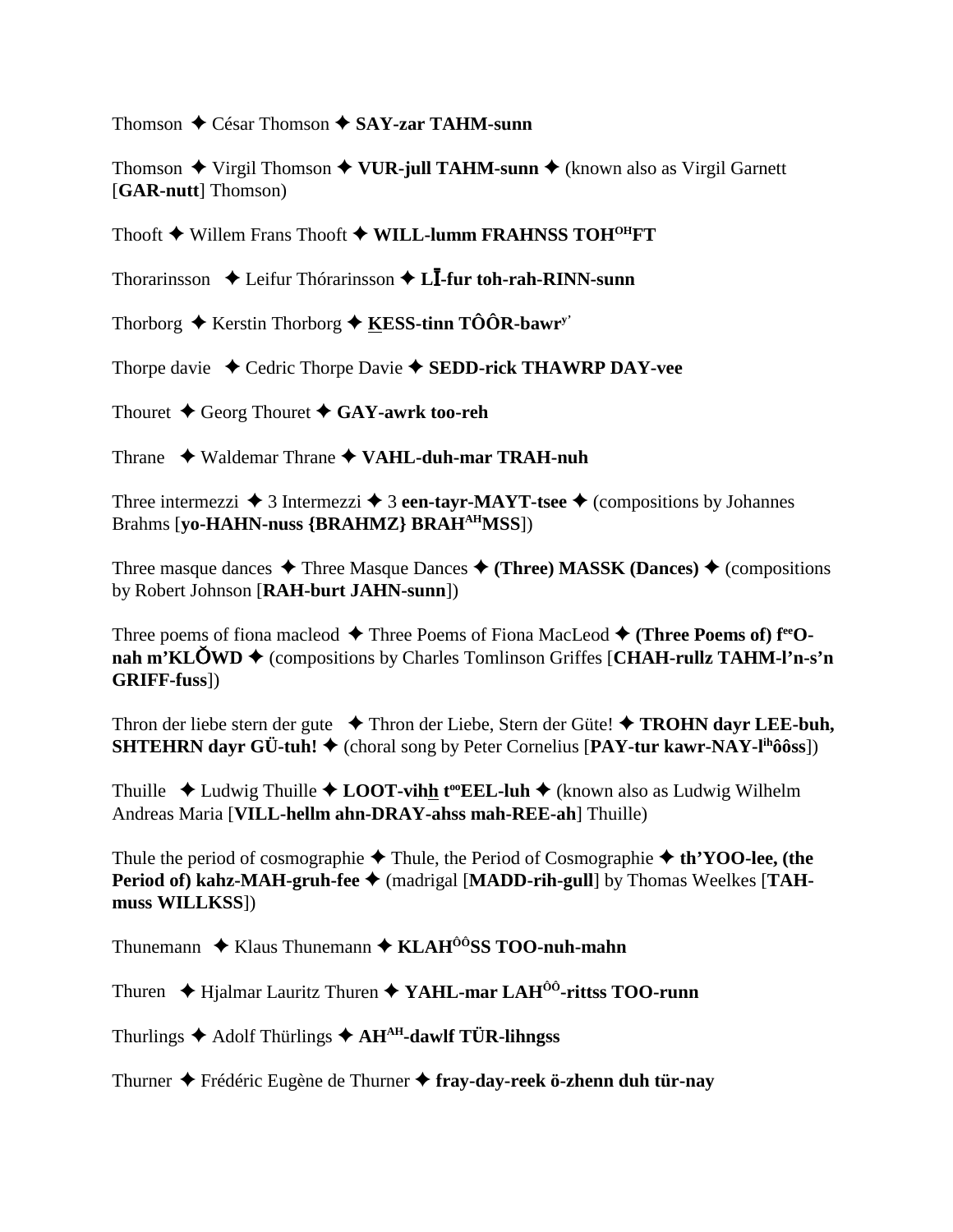Thomson ✦ César Thomson ✦ **SAY-zar TAHM-sunn**

Thomson ✦ Virgil Thomson ✦ **VUR-jull TAHM-sunn** ✦ (known also as Virgil Garnett [**GAR-nutt**] Thomson)

Thooft ✦ Willem Frans Thooft ✦ **WILL-lumm FRAHNSS TOH**[OH]**FT**

Thorarinsson ✦ Leifur Thórarinsson ✦ **LĪ-fur toh-rah-RINN-sunn**

Thorborg ✦ Kerstin Thorborg ✦ **KESS-tinn TÔÔR-bawr**[y']

Thorpe davie ✦ Cedric Thorpe Davie ✦ **SEDD-rick THAWRP DAY-vee**

Thouret ✦ Georg Thouret ✦ **GAY-awrk too-reh**

Thrane ✦ Waldemar Thrane ✦ **VAHL-duh-mar TRAH-nuh**

Three intermezzi ✦ 3 Intermezzi ✦ 3 **een-tayr-MAYT-tsee** ✦ (compositions by Johannes Brahms [**yo-HAHN-nuss {BRAHMZ} BRAH**[AH]**MSS**])

Three masque dances ✦ Three Masque Dances ✦ **(Three) MASSK (Dances)** ✦ (compositions by Robert Johnson [**RAH-burt JAHN-sunn**])

Three poems of fiona macleod ✦ Three Poems of Fiona MacLeod ✦ **(Three Poems of) f**[ee]**O-nah m'KLŎWD** ✦ (compositions by Charles Tomlinson Griffes [**CHAH-rullz TAHM-l'n-s'n GRIFF-fuss**])

Thron der liebe stern der gute ✦ Thron der Liebe, Stern der Güte! ✦ **TROHN dayr LEE-buh, SHTEHRN dayr GÜ-tuh!** ✦ (choral song by Peter Cornelius [**PAY-tur kawr-NAY-l**[ih]**ôôss**])

Thuille ✦ Ludwig Thuille ✦ **LOOT-vihh t**[oo]**EEL-luh** ✦ (known also as Ludwig Wilhelm Andreas Maria [**VILL-hellm ahn-DRAY-ahss mah-REE-ah**] Thuille)

Thule the period of cosmographie ✦ Thule, the Period of Cosmographie ✦ **th'YOO-lee, (the Period of) kahz-MAH-gruh-fee** ✦ (madrigal [**MADD-rih-gull**] by Thomas Weelkes [**TAH-muss WILLKSS**])

Thunemann ✦ Klaus Thunemann ✦ **KLAH**[ÔÔ]**SS TOO-nuh-mahn**

Thuren ✦ Hjalmar Lauritz Thuren ✦ **YAHL-mar LAH**[ÔÔ]**-rittss TOO-runn**

Thurlings ✦ Adolf Thürlings ✦ **AH**[AH]**-dawlf TÜR-lihngss**

Thurner ✦ Frédéric Eugène de Thurner ✦ **fray-day-reek ö-zhenn duh tür-nay**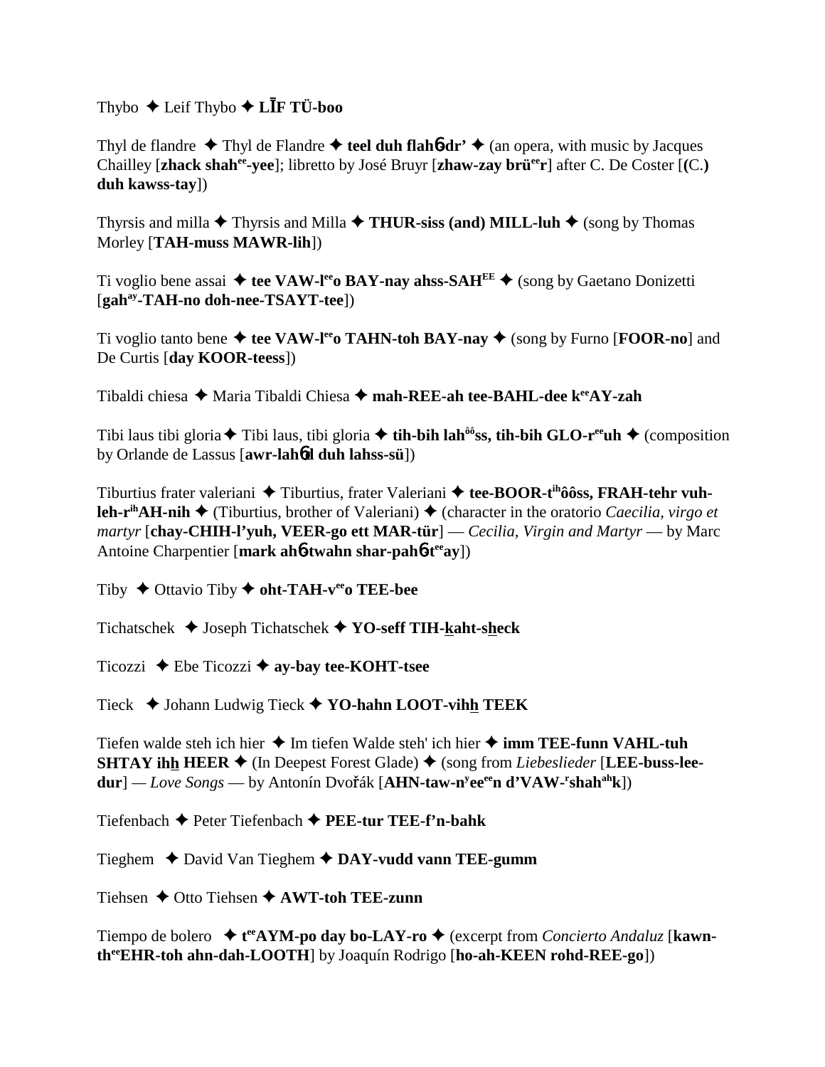Thybo ✦ Leif Thybo ✦ **LĪF TÜ-boo**

Thyl de flandre ✦ Thyl de Flandre ✦ **teel duh flah6-dr'** ✦ (an opera, with music by Jacques Chailley [**zhack shah**ee**-yee**]; libretto by José Bruyr [**zhaw-zay brü**ee**r**] after C. De Coster [**(C.) duh kawss-tay**])

Thyrsis and milla ✦ Thyrsis and Milla ✦ **THUR-siss (and) MILL-luh** ✦ (song by Thomas Morley [**TAH-muss MAWR-lih**])

Ti voglio bene assai ✦ **tee VAW-l**ee**o BAY-nay ahss-SAH**EE ✦ (song by Gaetano Donizetti [**gah**ay**-TAH-no doh-nee-TSAYT-tee**])

Ti voglio tanto bene ✦ **tee VAW-l**ee**o TAHN-toh BAY-nay** ✦ (song by Furno [**FOOR-no**] and De Curtis [**day KOOR-teess**])

Tibaldi chiesa ✦ Maria Tibaldi Chiesa ✦ **mah-REE-ah tee-BAHL-dee k**ee**AY-zah**

Tibi laus tibi gloria ✦ Tibi laus, tibi gloria ✦ **tih-bih lah**ôô**ss, tih-bih GLO-r**ee**uh** ✦ (composition by Orlande de Lassus [**awr-lah6d duh lahss-sü**])

Tiburtius frater valeriani ✦ Tiburtius, frater Valeriani ✦ **tee-BOOR-t**ih**ôôss, FRAH-tehr vuh-leh-r**ih**AH-nih** ✦ (Tiburtius, brother of Valeriani) ✦ (character in the oratorio *Caecilia, virgo et martyr* [**chay-CHIH-l'yuh, VEER-go ett MAR-tür**] — *Cecilia, Virgin and Martyr* — by Marc Antoine Charpentier [**mark ah6-twahn shar-pah6-t**ee**ay**])

Tiby ✦ Ottavio Tiby ✦ **oht-TAH-v**ee**o TEE-bee**

Tichatschek ✦ Joseph Tichatschek ✦ **YO-seff TIH-kaht-sheck**

Ticozzi ✦ Ebe Ticozzi ✦ **ay-bay tee-KOHT-tsee**

Tieck ✦ Johann Ludwig Tieck ✦ **YO-hahn LOOT-vihh TEEK**

Tiefen walde steh ich hier ✦ Im tiefen Walde steh' ich hier ✦ **imm TEE-funn VAHL-tuh SHTAY ihh HEER** ✦ (In Deepest Forest Glade) ✦ (song from *Liebeslieder* [**LEE-buss-lee-dur**] — *Love Songs* — by Antonín Dvořák [**AHN-taw-n**y**ee**ee**n d'VAW-**r**shah**ah**k**])

Tiefenbach ✦ Peter Tiefenbach ✦ **PEE-tur TEE-f'n-bahk**

Tieghem ✦ David Van Tieghem ✦ **DAY-vudd vann TEE-gumm**

Tiehsen ✦ Otto Tiehsen ✦ **AWT-toh TEE-zunn**

Tiempo de bolero ✦ **t**ee**AYM-po day bo-LAY-ro** ✦ (excerpt from *Concierto Andaluz* [**kawn-th**ee**EHR-toh ahn-dah-LOOTH**] by Joaquín Rodrigo [**ho-ah-KEEN rohd-REE-go**])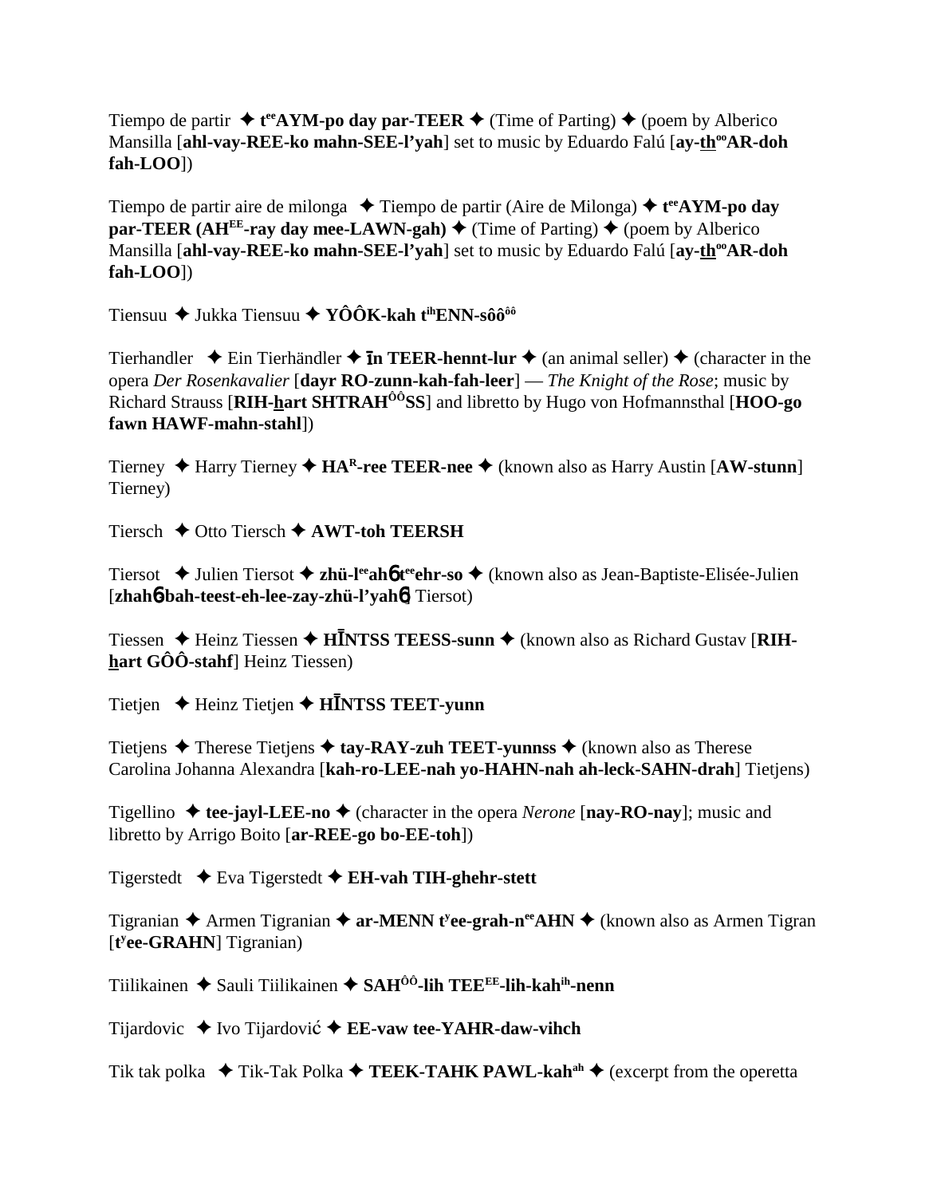Tiempo de partir ✦ **t^ee^AYM-po day par-TEER** ✦ (Time of Parting) ✦ (poem by Alberico Mansilla [**ahl-vay-REE-ko mahn-SEE-l'yah**] set to music by Eduardo Falú [**ay-th^oo^AR-doh fah-LOO**])

Tiempo de partir aire de milonga ✦ Tiempo de partir (Aire de Milonga) ✦ **t^ee^AYM-po day par-TEER (AH^EE^-ray day mee-LAWN-gah)** ✦ (Time of Parting) ✦ (poem by Alberico Mansilla [**ahl-vay-REE-ko mahn-SEE-l'yah**] set to music by Eduardo Falú [**ay-th^oo^AR-doh fah-LOO**])

Tiensuu ✦ Jukka Tiensuu ✦ **YÔÔK-kah t^ih^ENN-sôô^ôô^**

Tierhandler ✦ Ein Tierhändler ✦ **īn TEER-hennt-lur** ✦ (an animal seller) ✦ (character in the opera *Der Rosenkavalier* [**dayr RO-zunn-kah-fah-leer**] — *The Knight of the Rose*; music by Richard Strauss [**RIH-hart SHTRAH^ÔÔ^SS**] and libretto by Hugo von Hofmannsthal [**HOO-go fawn HAWF-mahn-stahl**])

Tierney ✦ Harry Tierney ✦ **HA^R^-ree TEER-nee** ✦ (known also as Harry Austin [**AW-stunn**] Tierney)

Tiersch ✦ Otto Tiersch ✦ **AWT-toh TEERSH**

Tiersot ✦ Julien Tiersot ✦ **zhü-l^ee^ahɳ t^ee^ehr-so** ✦ (known also as Jean-Baptiste-Elisée-Julien [**zhahɳ-bah-teest-eh-lee-zay-zhü-l'yahɳ**] Tiersot)

Tiessen ✦ Heinz Tiessen ✦ **HĪNTSS TEESS-sunn** ✦ (known also as Richard Gustav [**RIH-hart GÔÔ-stahf**] Heinz Tiessen)

Tietjen ✦ Heinz Tietjen ✦ **HĪNTSS TEET-yunn**

Tietjens ✦ Therese Tietjens ✦ **tay-RAY-zuh TEET-yunnss** ✦ (known also as Therese Carolina Johanna Alexandra [**kah-ro-LEE-nah yo-HAHN-nah ah-leck-SAHN-drah**] Tietjens)

Tigellino ✦ **tee-jayl-LEE-no** ✦ (character in the opera *Nerone* [**nay-RO-nay**]; music and libretto by Arrigo Boito [**ar-REE-go bo-EE-toh**])

Tigerstedt ✦ Eva Tigerstedt ✦ **EH-vah TIH-ghehr-stett**

Tigranian ✦ Armen Tigranian ✦ **ar-MENN t^y^ee-grah-n^ee^AHN** ✦ (known also as Armen Tigran [**t^y^ee-GRAHN**] Tigranian)

Tiilikainen ✦ Sauli Tiilikainen ✦ **SAH^ÔÔ^-lih TEE^EE^-lih-kah^ih^-nenn**

Tijardovic ✦ Ivo Tijardović ✦ **EE-vaw tee-YAHR-daw-vihch**

Tik tak polka ✦ Tik-Tak Polka ✦ **TEEK-TAHK PAWL-kah^ah^** ✦ (excerpt from the operetta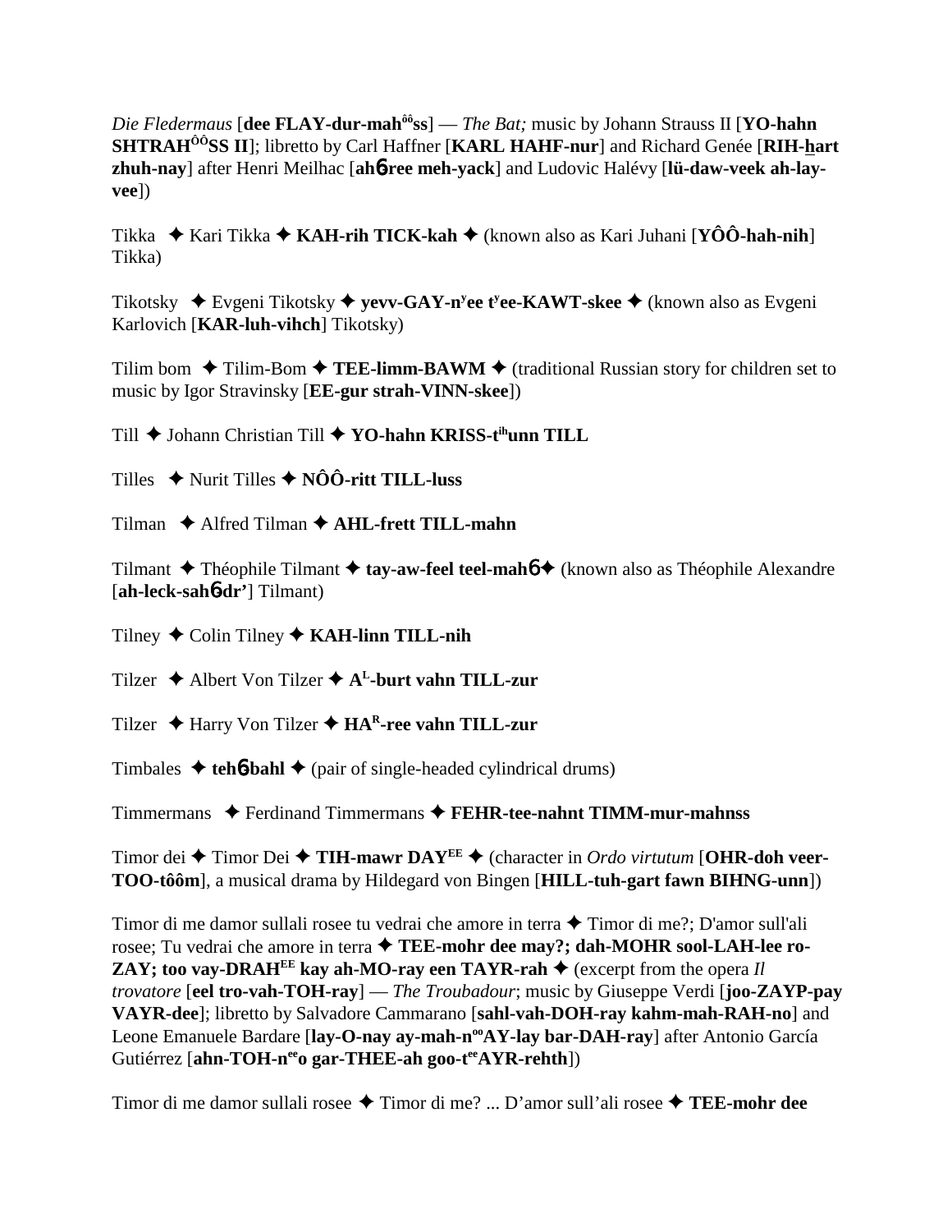*Die Fledermaus* [**dee FLAY-dur-mah**ôô**ss**] — *The Bat;* music by Johann Strauss II [**YO-hahn SHTRAH**ÔÔ**SS II**]; libretto by Carl Haffner [**KARL HAHF-nur**] and Richard Genée [**RIH-hart zhuh-nay**] after Henri Meilhac [**ah**6**ree meh-yack**] and Ludovic Halévy [**lü-daw-veek ah-lay-vee**])

Tikka ✦ Kari Tikka ✦ **KAH-rih TICK-kah** ✦ (known also as Kari Juhani [**YÔÔ-hah-nih**] Tikka)

Tikotsky ✦ Evgeni Tikotsky ✦ **yevv-GAY-n**y**ee t**y**ee-KAWT-skee** ✦ (known also as Evgeni Karlovich [**KAR-luh-vihch**] Tikotsky)

Tilim bom ✦ Tilim-Bom ✦ **TEE-limm-BAWM** ✦ (traditional Russian story for children set to music by Igor Stravinsky [**EE-gur strah-VINN-skee**])

Till ✦ Johann Christian Till ✦ **YO-hahn KRISS-t**ih**unn TILL**

Tilles ✦ Nurit Tilles ✦ **NÔÔ-ritt TILL-luss**

Tilman ✦ Alfred Tilman ✦ **AHL-frett TILL-mahn**

Tilmant ✦ Théophile Tilmant ✦ **tay-aw-feel teel-mah**6 ✦ (known also as Théophile Alexandre [**ah-leck-sah**6**dr'**] Tilmant)

Tilney ✦ Colin Tilney ✦ **KAH-linn TILL-nih**

Tilzer ✦ Albert Von Tilzer ✦ **A**L**-burt vahn TILL-zur**

Tilzer ✦ Harry Von Tilzer ✦ **HA**R**-ree vahn TILL-zur**

Timbales ✦ **teh**6**bahl** ✦ (pair of single-headed cylindrical drums)

Timmermans ✦ Ferdinand Timmermans ✦ **FEHR-tee-nahnt TIMM-mur-mahnss**

Timor dei ✦ Timor Dei ✦ **TIH-mawr DAY**EE ✦ (character in *Ordo virtutum* [**OHR-doh veer-TOO-tôôm**], a musical drama by Hildegard von Bingen [**HILL-tuh-gart fawn BIHNG-unn**])

Timor di me damor sullali rosee tu vedrai che amore in terra ✦ Timor di me?; D'amor sull'ali rosee; Tu vedrai che amore in terra ✦ **TEE-mohr dee may?; dah-MOHR sool-LAH-lee ro-ZAY; too vay-DRAH**EE **kay ah-MO-ray een TAYR-rah** ✦ (excerpt from the opera *Il trovatore* [**eel tro-vah-TOH-ray**] — *The Troubadour*; music by Giuseppe Verdi [**joo-ZAYP-pay VAYR-dee**]; libretto by Salvadore Cammarano [**sahl-vah-DOH-ray kahm-mah-RAH-no**] and Leone Emanuele Bardare [**lay-O-nay ay-mah-n**oo**AY-lay bar-DAH-ray**] after Antonio García Gutiérrez [**ahn-TOH-n**ee**o gar-THEE-ah goo-t**ee**AYR-rehth**])

Timor di me damor sullali rosee ✦ Timor di me? ... D'amor sull'ali rosee ✦ **TEE-mohr dee**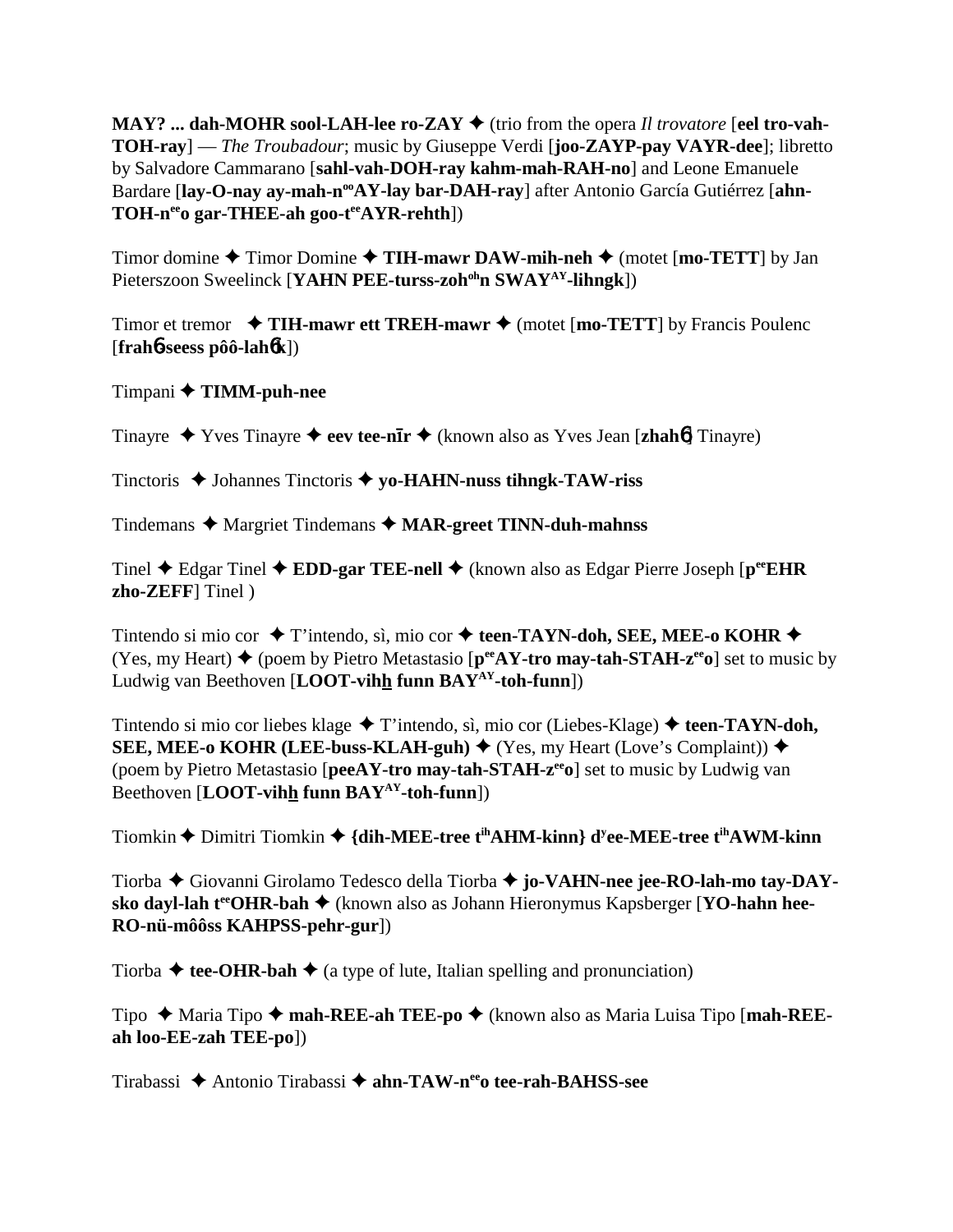**MAY? ... dah-MOHR sool-LAH-lee ro-ZAY** ✦ (trio from the opera *Il trovatore* [**eel tro-vah-TOH-ray**] — *The Troubadour*; music by Giuseppe Verdi [**joo-ZAYP-pay VAYR-dee**]; libretto by Salvadore Cammarano [**sahl-vah-DOH-ray kahm-mah-RAH-no**] and Leone Emanuele Bardare [**lay-O-nay ay-mah-n$^{oo}$AY-lay bar-DAH-ray**] after Antonio García Gutiérrez [**ahn-TOH-n$^{ee}$o gar-THEE-ah goo-t$^{ee}$AYR-rehth**])

Timor domine ✦ Timor Domine ✦ **TIH-mawr DAW-mih-neh** ✦ (motet [**mo-TETT**] by Jan Pieterszoon Sweelinck [**YAHN PEE-turss-zoh$^{oh}$n SWAY$^{AY}$-lihngk**])

Timor et tremor ✦ **TIH-mawr ett TREH-mawr** ✦ (motet [**mo-TETT**] by Francis Poulenc [**frahɮ-seess pôô-lahɮk**])

Timpani ✦ **TIMM-puh-nee**

Tinayre ✦ Yves Tinayre ✦ **eev tee-nīr** ✦ (known also as Yves Jean [**zhahɮ**] Tinayre)

Tinctoris ✦ Johannes Tinctoris ✦ **yo-HAHN-nuss tihngk-TAW-riss**

Tindemans ✦ Margriet Tindemans ✦ **MAR-greet TINN-duh-mahnss**

Tinel ✦ Edgar Tinel ✦ **EDD-gar TEE-nell** ✦ (known also as Edgar Pierre Joseph [**p$^{ee}$EHR zho-ZEFF**] Tinel )

Tintendo si mio cor ✦ T'intendo, sì, mio cor ✦ **teen-TAYN-doh, SEE, MEE-o KOHR** ✦ (Yes, my Heart) ✦ (poem by Pietro Metastasio [**p$^{ee}$AY-tro may-tah-STAH-z$^{ee}$o**] set to music by Ludwig van Beethoven [**LOOT-vihh funn BAY$^{AY}$-toh-funn**])

Tintendo si mio cor liebes klage ✦ T'intendo, sì, mio cor (Liebes-Klage) ✦ **teen-TAYN-doh, SEE, MEE-o KOHR (LEE-buss-KLAH-guh)** ✦ (Yes, my Heart (Love's Complaint)) ✦ (poem by Pietro Metastasio [**peeAY-tro may-tah-STAH-z$^{ee}$o**] set to music by Ludwig van Beethoven [**LOOT-vihh funn BAY$^{AY}$-toh-funn**])

Tiomkin ✦ Dimitri Tiomkin ✦ **{dih-MEE-tree t$^{ih}$AHM-kinn} d$^{y}$ee-MEE-tree t$^{ih}$AWM-kinn**

Tiorba ✦ Giovanni Girolamo Tedesco della Tiorba ✦ **jo-VAHN-nee jee-RO-lah-mo tay-DAY-sko dayl-lah t$^{ee}$OHR-bah** ✦ (known also as Johann Hieronymus Kapsberger [**YO-hahn hee-RO-nü-môôss KAHPSS-pehr-gur**])

Tiorba ✦ **tee-OHR-bah** ✦ (a type of lute, Italian spelling and pronunciation)

Tipo ✦ Maria Tipo ✦ **mah-REE-ah TEE-po** ✦ (known also as Maria Luisa Tipo [**mah-REE-ah loo-EE-zah TEE-po**])

Tirabassi ✦ Antonio Tirabassi ✦ **ahn-TAW-n$^{ee}$o tee-rah-BAHSS-see**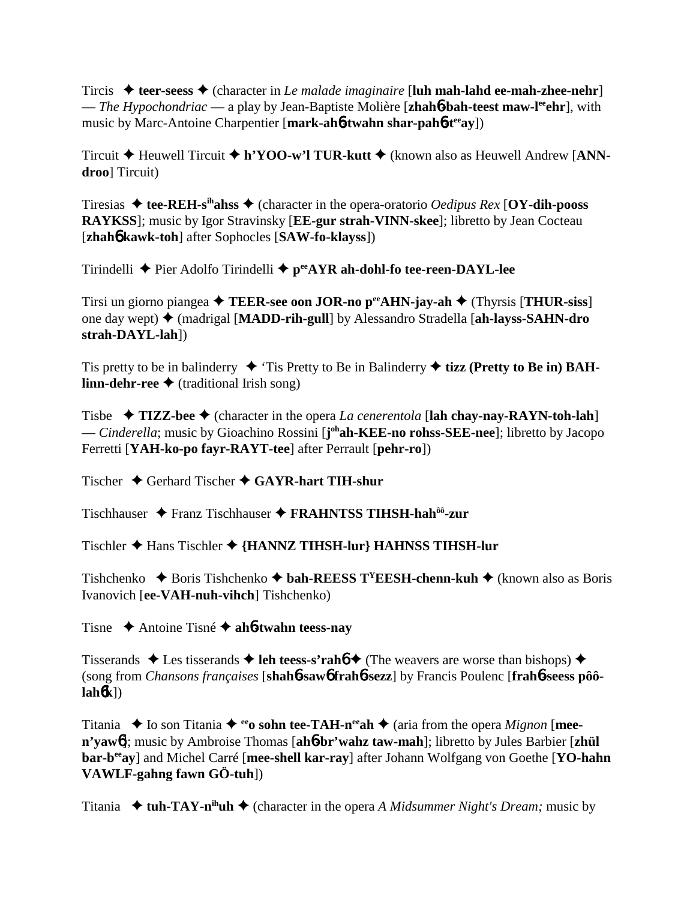Tircis ✦ **teer-seess** ✦ (character in *Le malade imaginaire* [**luh mah-lahd ee-mah-zhee-nehr**] — *The Hypochondriac* — a play by Jean-Baptiste Molière [**zhah6-bah-teest maw-l<sup>ee</sup>ehr**], with music by Marc-Antoine Charpentier [**mark-ah6-twahn shar-pah6-t<sup>ee</sup>ay**])

Tircuit ✦ Heuwell Tircuit ✦ **h'YOO-w'l TUR-kutt** ✦ (known also as Heuwell Andrew [**ANN-droo**] Tircuit)

Tiresias ✦ **tee-REH-s<sup>ih</sup>ahss** ✦ (character in the opera-oratorio *Oedipus Rex* [**OY-dih-pooss RAYKSS**]; music by Igor Stravinsky [**EE-gur strah-VINN-skee**]; libretto by Jean Cocteau [**zhah6 kawk-toh**] after Sophocles [**SAW-fo-klayss**])

Tirindelli ✦ Pier Adolfo Tirindelli ✦ **p<sup>ee</sup>AYR ah-dohl-fo tee-reen-DAYL-lee**

Tirsi un giorno piangea ✦ **TEER-see oon JOR-no p<sup>ee</sup>AHN-jay-ah** ✦ (Thyrsis [**THUR-siss**] one day wept) ✦ (madrigal [**MADD-rih-gull**] by Alessandro Stradella [**ah-layss-SAHN-dro strah-DAYL-lah**])

Tis pretty to be in balinderry ✦ 'Tis Pretty to Be in Balinderry ✦ **tizz (Pretty to Be in) BAH-linn-dehr-ree** ✦ (traditional Irish song)

Tisbe ✦ **TIZZ-bee** ✦ (character in the opera *La cenerentola* [**lah chay-nay-RAYN-toh-lah**] — *Cinderella*; music by Gioachino Rossini [**j<sup>oh</sup>ah-KEE-no rohss-SEE-nee**]; libretto by Jacopo Ferretti [**YAH-ko-po fayr-RAYT-tee**] after Perrault [**pehr-ro**])

Tischer ✦ Gerhard Tischer ✦ **GAYR-hart TIH-shur**

Tischhauser ✦ Franz Tischhauser ✦ **FRAHNTSS TIHSH-hah<sup>ôô</sup>-zur**

Tischler ✦ Hans Tischler ✦ **{HANNZ TIHSH-lur} HAHNSS TIHSH-lur**

Tishchenko ✦ Boris Tishchenko ✦ **bah-REESS T<sup>Y</sup>EESH-chenn-kuh** ✦ (known also as Boris Ivanovich [**ee-VAH-nuh-vihch**] Tishchenko)

Tisne ✦ Antoine Tisné ✦ **ah6-twahn teess-nay**

Tisserands ✦ Les tisserands ✦ **leh teess-s'rah6** ✦ (The weavers are worse than bishops) ✦ (song from *Chansons françaises* [**shah6-saw6 frah6-sezz**] by Francis Poulenc [**frah6-seess pôô-lah6k**])

Titania ✦ Io son Titania ✦ **<sup>ee</sup>o sohn tee-TAH-n<sup>ee</sup>ah** ✦ (aria from the opera *Mignon* [**mee-n'yaw6**]; music by Ambroise Thomas [**ah6-br'wahz taw-mah**]; libretto by Jules Barbier [**zhül bar-b<sup>ee</sup>ay**] and Michel Carré [**mee-shell kar-ray**] after Johann Wolfgang von Goethe [**YO-hahn VAWLF-gahng fawn GÖ-tuh**])

Titania ✦ **tuh-TAY-n<sup>ih</sup>uh** ✦ (character in the opera *A Midsummer Night's Dream;* music by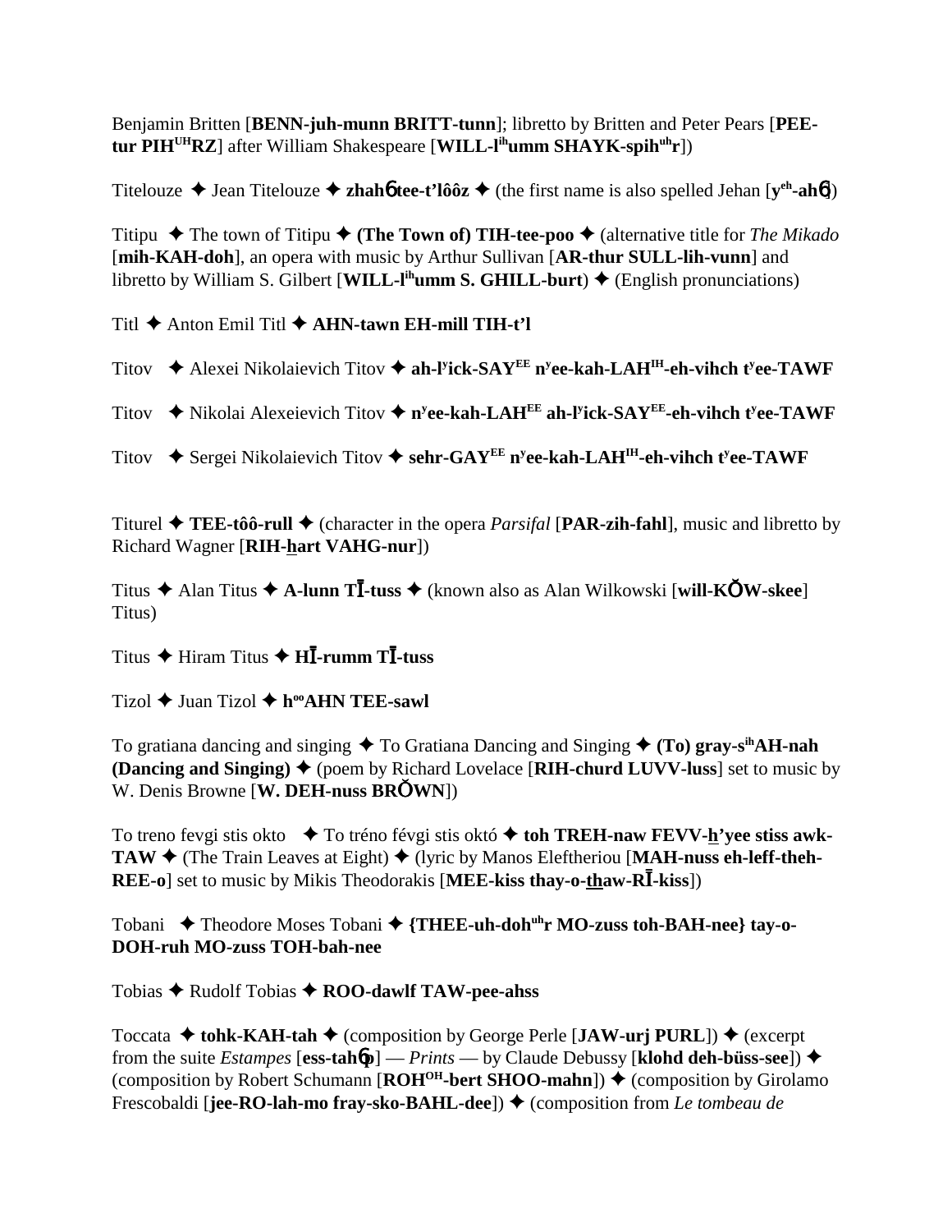Benjamin Britten [**BENN-juh-munn BRITT-tunn**]; libretto by Britten and Peter Pears [**PEE-tur PIH**[UH]**RZ**] after William Shakespeare [**WILL-l**[ih]**umm SHAYK-spih**[uh]**r**])

Titelouze ✦ Jean Titelouze ✦ **zhahɓ tee-t'lôôz** ✦ (the first name is also spelled Jehan [**y**[eh]**-ahɓ**])

Titipu ✦ The town of Titipu ✦ **(The Town of) TIH-tee-poo** ✦ (alternative title for *The Mikado* [**mih-KAH-doh**], an opera with music by Arthur Sullivan [**AR-thur SULL-lih-vunn**] and libretto by William S. Gilbert [**WILL-l**[ih]**umm S. GHILL-burt**) ✦ (English pronunciations)

Titl ✦ Anton Emil Titl ✦ **AHN-tawn EH-mill TIH-t'l**

Titov ✦ Alexei Nikolaievich Titov ✦ **ah-l**[y]**ick-SAY**[EE] **n**[y]**ee-kah-LAH**[IH]**-eh-vihch t**[y]**ee-TAWF**

Titov ✦ Nikolai Alexeievich Titov ✦ **n**[y]**ee-kah-LAH**[EE] **ah-l**[y]**ick-SAY**[EE]**-eh-vihch t**[y]**ee-TAWF**

Titov ✦ Sergei Nikolaievich Titov ✦ **sehr-GAY**[EE] **n**[y]**ee-kah-LAH**[IH]**-eh-vihch t**[y]**ee-TAWF**

Titurel ✦ **TEE-tôô-rull** ✦ (character in the opera *Parsifal* [**PAR-zih-fahl**], music and libretto by Richard Wagner [**RIH-hart VAHG-nur**])

Titus ✦ Alan Titus ✦ **A-lunn TĪ-tuss** ✦ (known also as Alan Wilkowski [**will-KŎW-skee**] Titus)

Titus ✦ Hiram Titus ✦ **HĪ-rumm TĪ-tuss**

Tizol ✦ Juan Tizol ✦ **h**[oo]**AHN TEE-sawl**

To gratiana dancing and singing ✦ To Gratiana Dancing and Singing ✦ **(To) gray-s**[ih]**AH-nah (Dancing and Singing)** ✦ (poem by Richard Lovelace [**RIH-churd LUVV-luss**] set to music by W. Denis Browne [**W. DEH-nuss BRŎWN**])

To treno fevgi stis okto ✦ To tréno févgi stis októ ✦ **toh TREH-naw FEVV-h'yee stiss awk-TAW** ✦ (The Train Leaves at Eight) ✦ (lyric by Manos Eleftheriou [**MAH-nuss eh-leff-theh-REE-o**] set to music by Mikis Theodorakis [**MEE-kiss thay-o-thaw-RĪ-kiss**])

Tobani ✦ Theodore Moses Tobani ✦ **{THEE-uh-doh**[uh]**r MO-zuss toh-BAH-nee} tay-o-DOH-ruh MO-zuss TOH-bah-nee**

Tobias ✦ Rudolf Tobias ✦ **ROO-dawlf TAW-pee-ahss**

Toccata ✦ **tohk-KAH-tah** ✦ (composition by George Perle [**JAW-urj PURL**]) ✦ (excerpt from the suite *Estampes* [**ess-tahɓp**] — *Prints* — by Claude Debussy [**klohd deh-büss-see**]) ✦ (composition by Robert Schumann [**ROH**[OH]**-bert SHOO-mahn**]) ✦ (composition by Girolamo Frescobaldi [**jee-RO-lah-mo fray-sko-BAHL-dee**]) ✦ (composition from *Le tombeau de*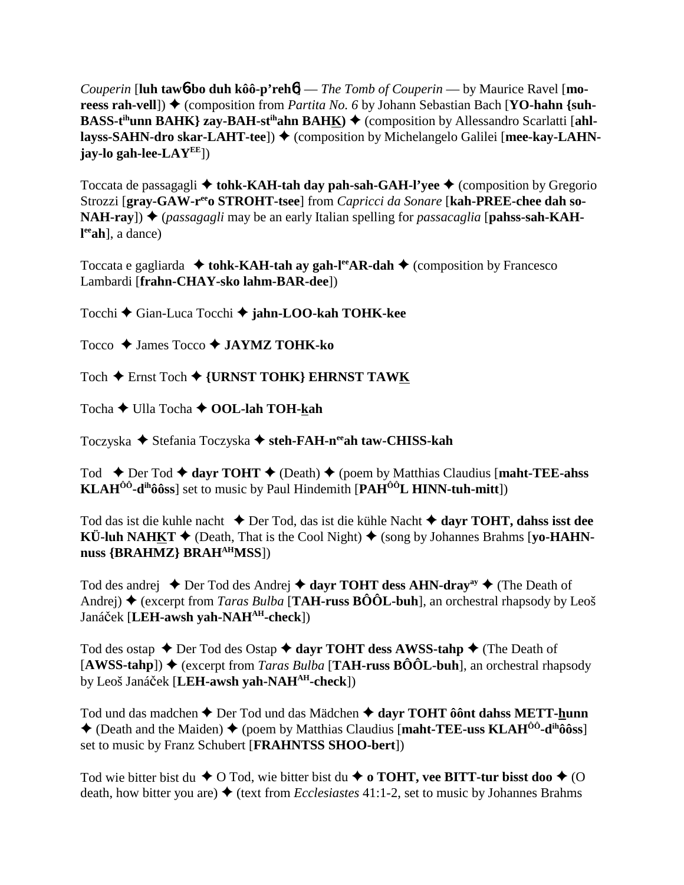*Couperin* [**luh taw6bo duh kôô-p'reh6**] — *The Tomb of Couperin* — by Maurice Ravel [**mo-reess rah-vell**]) ✦ (composition from *Partita No. 6* by Johann Sebastian Bach [**YO-hahn {suh-BASS-t$^{ih}$unn BAHK} zay-BAH-st$^{ih}$ahn BAHK**) ✦ (composition by Allessandro Scarlatti [**ahl-layss-SAHN-dro skar-LAHT-tee**]) ✦ (composition by Michelangelo Galilei [**mee-kay-LAHN-jay-lo gah-lee-LAY$^{EE}$**])

Toccata de passagagli ✦ **tohk-KAH-tah day pah-sah-GAH-l'yee** ✦ (composition by Gregorio Strozzi [**gray-GAW-r$^{ee}$o STROHT-tsee**] from *Capricci da Sonare* [**kah-PREE-chee dah so-NAH-ray**]) ✦ (*passagagli* may be an early Italian spelling for *passacaglia* [**pahss-sah-KAH-l$^{ee}$ah**], a dance)

Toccata e gagliarda ✦ **tohk-KAH-tah ay gah-l$^{ee}$AR-dah** ✦ (composition by Francesco Lambardi [**frahn-CHAY-sko lahm-BAR-dee**])

Tocchi ✦ Gian-Luca Tocchi ✦ **jahn-LOO-kah TOHK-kee**

Tocco ✦ James Tocco ✦ **JAYMZ TOHK-ko**

Toch ✦ Ernst Toch ✦ **{URNST TOHK} EHRNST TAWK**

Tocha ✦ Ulla Tocha ✦ **OOL-lah TOH-kah**

Toczyska ✦ Stefania Toczyska ✦ **steh-FAH-n$^{ee}$ah taw-CHISS-kah**

Tod ✦ Der Tod ✦ **dayr TOHT** ✦ (Death) ✦ (poem by Matthias Claudius [**maht-TEE-ahss KLAH$^{ÔÔ}$-d$^{ih}$ôôss**] set to music by Paul Hindemith [**PAH$^{ÔÔ}$L HINN-tuh-mitt**])

Tod das ist die kuhle nacht ✦ Der Tod, das ist die kühle Nacht ✦ **dayr TOHT, dahss isst dee KÜ-luh NAHKT** ✦ (Death, That is the Cool Night) ✦ (song by Johannes Brahms [**yo-HAHN-nuss {BRAHMZ} BRAH$^{AH}$MSS**])

Tod des andrej ✦ Der Tod des Andrej ✦ **dayr TOHT dess AHN-dray$^{ay}$** ✦ (The Death of Andrej) ✦ (excerpt from *Taras Bulba* [**TAH-russ BÔÔL-buh**], an orchestral rhapsody by Leoš Janáček [**LEH-awsh yah-NAH$^{AH}$-check**])

Tod des ostap ✦ Der Tod des Ostap ✦ **dayr TOHT dess AWSS-tahp** ✦ (The Death of [**AWSS-tahp**]) ✦ (excerpt from *Taras Bulba* [**TAH-russ BÔÔL-buh**], an orchestral rhapsody by Leoš Janáček [**LEH-awsh yah-NAH$^{AH}$-check**])

Tod und das madchen ✦ Der Tod und das Mädchen ✦ **dayr TOHT ôônt dahss METT-hunn** ✦ (Death and the Maiden) ✦ (poem by Matthias Claudius [**maht-TEE-uss KLAH$^{ÔÔ}$-d$^{ih}$ôôss**] set to music by Franz Schubert [**FRAHNTSS SHOO-bert**])

Tod wie bitter bist du ✦ O Tod, wie bitter bist du ✦ **o TOHT, vee BITT-tur bisst doo** ✦ (O death, how bitter you are) ✦ (text from *Ecclesiastes* 41:1-2, set to music by Johannes Brahms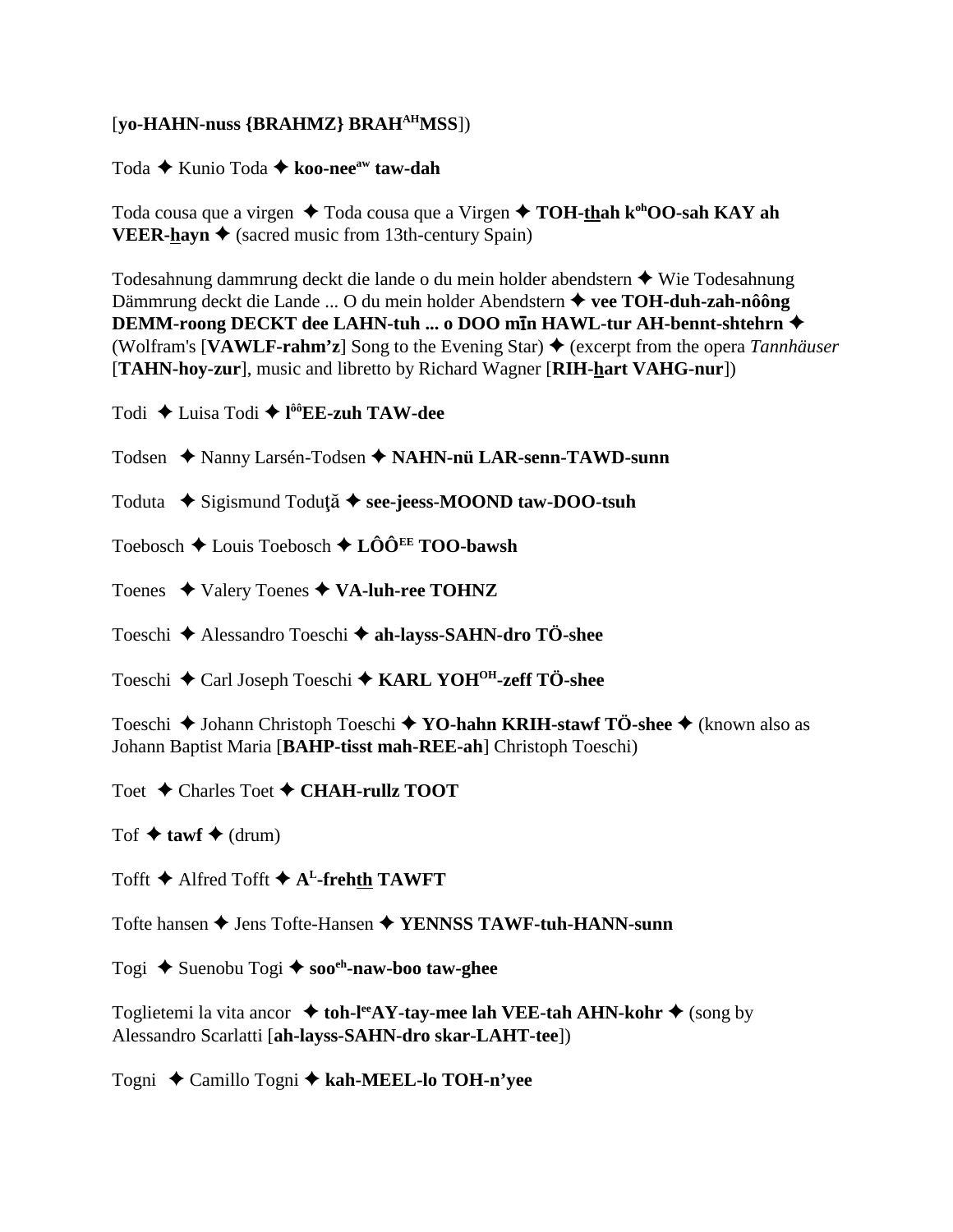[**yo-HAHN-nuss {BRAHMZ} BRAH**[AH]**MSS**])

Toda ✦ Kunio Toda ✦ **koo-nee**[aw] **taw-dah**

Toda cousa que a virgen ✦ Toda cousa que a Virgen ✦ **TOH-thah k**[oh]**OO-sah KAY ah VEER-hayn** ✦ (sacred music from 13th-century Spain)

Todesahnung dammrung deckt die lande o du mein holder abendstern ✦ Wie Todesahnung Dämmrung deckt die Lande ... O du mein holder Abendstern ✦ **vee TOH-duh-zah-nôông DEMM-roong DECKT dee LAHN-tuh ... o DOO mīn HAWL-tur AH-bennt-shtehrn** ✦ (Wolfram's [**VAWLF-rahm'z**] Song to the Evening Star) ✦ (excerpt from the opera *Tannhäuser* [**TAHN-hoy-zur**], music and libretto by Richard Wagner [**RIH-hart VAHG-nur**])

Todi ✦ Luisa Todi ✦ **l**[ôô]**EE-zuh TAW-dee**

Todsen ✦ Nanny Larsén-Todsen ✦ **NAHN-nü LAR-senn-TAWD-sunn**

Toduta ✦ Sigismund Toduţă ✦ **see-jeess-MOOND taw-DOO-tsuh**

Toebosch ✦ Louis Toebosch ✦ **LÔÔ**[EE] **TOO-bawsh**

Toenes ✦ Valery Toenes ✦ **VA-luh-ree TOHNZ**

Toeschi ✦ Alessandro Toeschi ✦ **ah-layss-SAHN-dro TÖ-shee**

Toeschi ✦ Carl Joseph Toeschi ✦ **KARL YOH**[OH]**-zeff TÖ-shee**

Toeschi ✦ Johann Christoph Toeschi ✦ **YO-hahn KRIH-stawf TÖ-shee** ✦ (known also as Johann Baptist Maria [**BAHP-tisst mah-REE-ah**] Christoph Toeschi)

Toet ✦ Charles Toet ✦ **CHAH-rullz TOOT**

Tof ✦ **tawf** ✦ (drum)

Tofft ✦ Alfred Tofft ✦ **A**[L]**-frehth TAWFT**

Tofte hansen ✦ Jens Tofte-Hansen ✦ **YENNSS TAWF-tuh-HANN-sunn**

Togi ✦ Suenobu Togi ✦ **soo**[eh]**-naw-boo taw-ghee**

Toglietemi la vita ancor ✦ **toh-l**[ee]**AY-tay-mee lah VEE-tah AHN-kohr** ✦ (song by Alessandro Scarlatti [**ah-layss-SAHN-dro skar-LAHT-tee**])

Togni ✦ Camillo Togni ✦ **kah-MEEL-lo TOH-n'yee**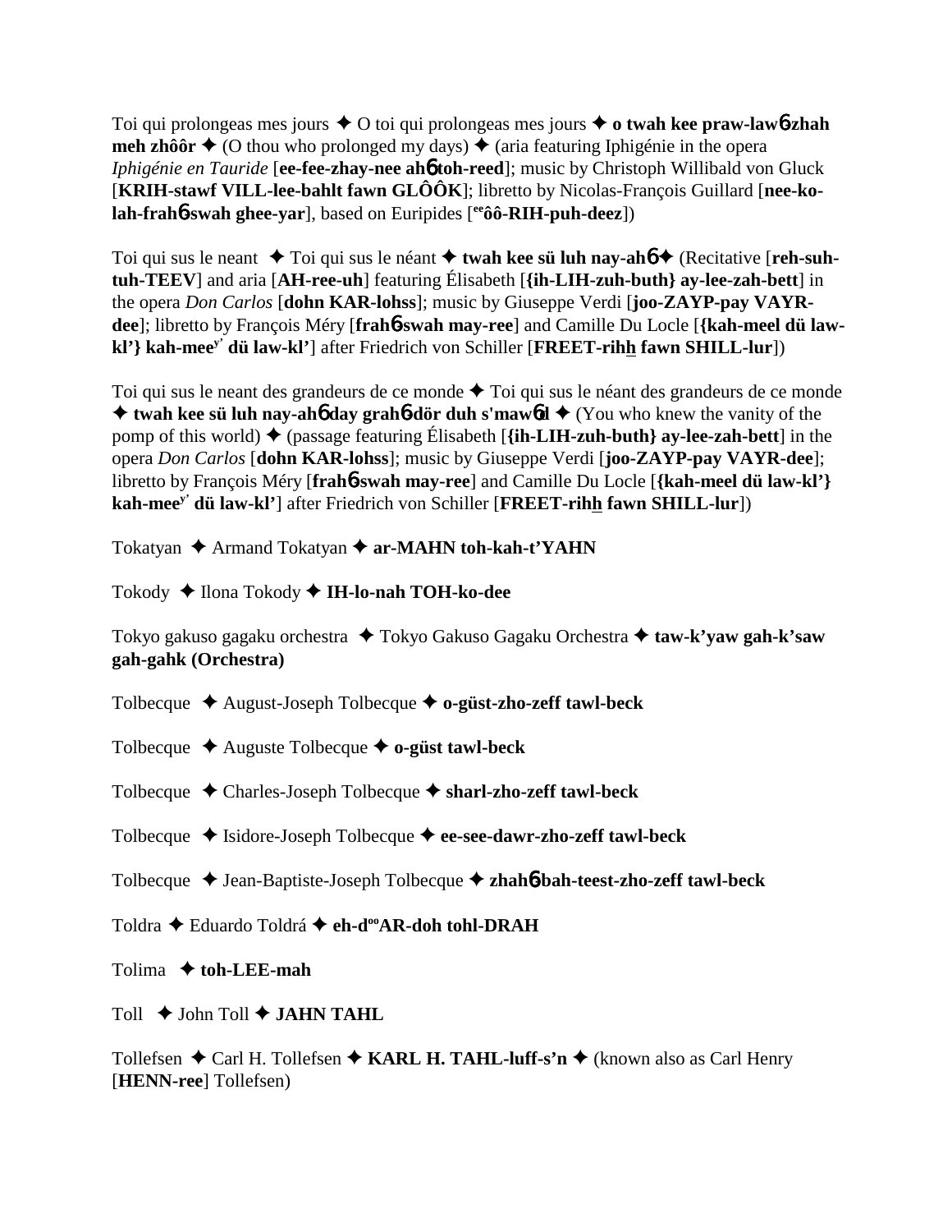Toi qui prolongeas mes jours ✦ O toi qui prolongeas mes jours ✦ **o twah kee praw-law6-zhah meh zhôôr** ✦ (O thou who prolonged my days) ✦ (aria featuring Iphigénie in the opera *Iphigénie en Tauride* [**ee-fee-zhay-nee ah6 toh-reed**]; music by Christoph Willibald von Gluck [**KRIH-stawf VILL-lee-bahlt fawn GLÔÔK**]; libretto by Nicolas-François Guillard [**nee-ko-lah-frah6-swah ghee-yar**], based on Euripides [**eeôô-RIH-puh-deez**])

Toi qui sus le neant ✦ Toi qui sus le néant ✦ **twah kee sü luh nay-ah6** ✦ (Recitative [**reh-suh-tuh-TEEV**] and aria [**AH-ree-uh**] featuring Élisabeth [**{ih-LIH-zuh-buth} ay-lee-zah-bett**] in the opera *Don Carlos* [**dohn KAR-lohss**]; music by Giuseppe Verdi [**joo-ZAYP-pay VAYR-dee**]; libretto by François Méry [**frah6-swah may-ree**] and Camille Du Locle [**{kah-meel dü law-kl'} kah-meey' dü law-kl'**] after Friedrich von Schiller [**FREET-rihh fawn SHILL-lur**])

Toi qui sus le neant des grandeurs de ce monde ✦ Toi qui sus le néant des grandeurs de ce monde ✦ **twah kee sü luh nay-ah6 day grah6-dör duh s'maw6d** ✦ (You who knew the vanity of the pomp of this world) ✦ (passage featuring Élisabeth [**{ih-LIH-zuh-buth} ay-lee-zah-bett**] in the opera *Don Carlos* [**dohn KAR-lohss**]; music by Giuseppe Verdi [**joo-ZAYP-pay VAYR-dee**]; libretto by François Méry [**frah6-swah may-ree**] and Camille Du Locle [**{kah-meel dü law-kl'} kah-meey' dü law-kl'**] after Friedrich von Schiller [**FREET-rihh fawn SHILL-lur**])

Tokatyan ✦ Armand Tokatyan ✦ **ar-MAHN toh-kah-t'YAHN**

Tokody ✦ Ilona Tokody ✦ **IH-lo-nah TOH-ko-dee**

Tokyo gakuso gagaku orchestra ✦ Tokyo Gakuso Gagaku Orchestra ✦ **taw-k'yaw gah-k'saw gah-gahk (Orchestra)**

Tolbecque ✦ August-Joseph Tolbecque ✦ **o-güst-zho-zeff tawl-beck**

Tolbecque ✦ Auguste Tolbecque ✦ **o-güst tawl-beck**

Tolbecque ✦ Charles-Joseph Tolbecque ✦ **sharl-zho-zeff tawl-beck**

Tolbecque ✦ Isidore-Joseph Tolbecque ✦ **ee-see-dawr-zho-zeff tawl-beck**

Tolbecque ✦ Jean-Baptiste-Joseph Tolbecque ✦ **zhah6-bah-teest-zho-zeff tawl-beck**

Toldra ✦ Eduardo Toldrá ✦ **eh-dooAR-doh tohl-DRAH**

Tolima ✦ **toh-LEE-mah**

Toll ✦ John Toll ✦ **JAHN TAHL**

Tollefsen ✦ Carl H. Tollefsen ✦ **KARL H. TAHL-luff-s'n** ✦ (known also as Carl Henry [**HENN-ree**] Tollefsen)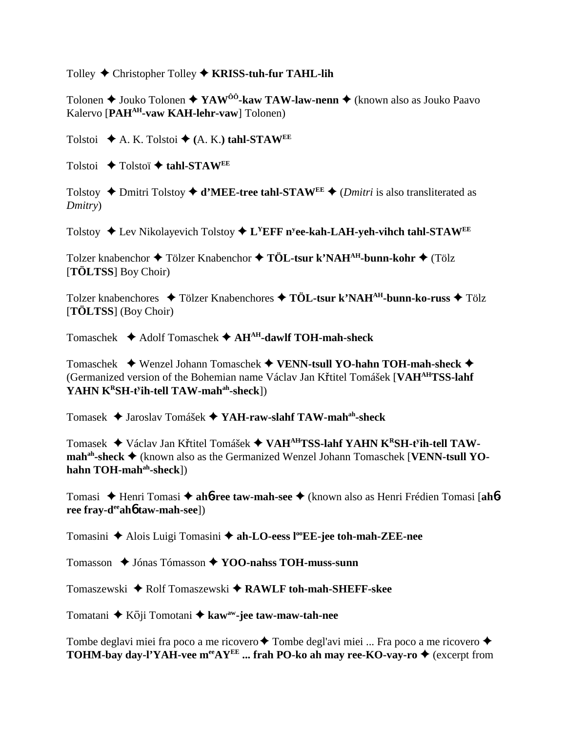Tolley ✦ Christopher Tolley ✦ **KRISS-tuh-fur TAHL-lih**

Tolonen ✦ Jouko Tolonen ✦ **YAW$^{ÔÔ}$-kaw TAW-law-nenn** ✦ (known also as Jouko Paavo Kalervo [**PAH$^{AH}$-vaw KAH-lehr-vaw**] Tolonen)

Tolstoi ✦ A. K. Tolstoi ✦ **(**A. K.**) tahl-STAW$^{EE}$**

Tolstoi ✦ Tolstoï ✦ **tahl-STAW$^{EE}$**

Tolstoy ✦ Dmitri Tolstoy ✦ **d'MEE-tree tahl-STAW$^{EE}$** ✦ (*Dmitri* is also transliterated as *Dmitry*)

Tolstoy ✦ Lev Nikolayevich Tolstoy ✦ **L$^{Y}$EFF n$^{y}$ee-kah-LAH-yeh-vihch tahl-STAW$^{EE}$**

Tolzer knabenchor ✦ Tölzer Knabenchor ✦ **TÖL-tsur k'NAH$^{AH}$-bunn-kohr** ✦ (Tölz [**TÖLTSS**] Boy Choir)

Tolzer knabenchores ✦ Tölzer Knabenchores ✦ **TÖL-tsur k'NAH$^{AH}$-bunn-ko-russ** ✦ Tölz [**TÖLTSS**] (Boy Choir)

Tomaschek ✦ Adolf Tomaschek ✦ **AH$^{AH}$-dawlf TOH-mah-sheck**

Tomaschek ✦ Wenzel Johann Tomaschek ✦ **VENN-tsull YO-hahn TOH-mah-sheck** ✦ (Germanized version of the Bohemian name Václav Jan Křtitel Tomášek [**VAH$^{AH}$TSS-lahf YAHN K$^{R}$SH-t$^{y}$ih-tell TAW-mah$^{ah}$-sheck**])

Tomasek ✦ Jaroslav Tomášek ✦ **YAH-raw-slahf TAW-mah$^{ah}$-sheck**

Tomasek ✦ Václav Jan Křtitel Tomášek ✦ **VAH$^{AH}$TSS-lahf YAHN K$^{R}$SH-t$^{y}$ih-tell TAW-mah$^{ah}$-sheck** ✦ (known also as the Germanized Wenzel Johann Tomaschek [**VENN-tsull YO-hahn TOH-mah$^{ah}$-sheck**])

Tomasi ✦ Henri Tomasi ✦ **ah6ree taw-mah-see** ✦ (known also as Henri Frédien Tomasi [**ah6 ree fray-d$^{ee}$ah6 taw-mah-see**])

Tomasini ✦ Alois Luigi Tomasini ✦ **ah-LO-eess l$^{oo}$EE-jee toh-mah-ZEE-nee**

Tomasson ✦ Jónas Tómasson ✦ **YOO-nahss TOH-muss-sunn**

Tomaszewski ✦ Rolf Tomaszewski ✦ **RAWLF toh-mah-SHEFF-skee**

Tomatani ✦ Kōji Tomotani ✦ **kaw$^{aw}$-jee taw-maw-tah-nee**

Tombe deglavi miei fra poco a me ricovero ✦ Tombe degl'avi miei ... Fra poco a me ricovero ✦ **TOHM-bay day-l'YAH-vee m$^{ee}$AY$^{EE}$ ... frah PO-ko ah may ree-KO-vay-ro** ✦ (excerpt from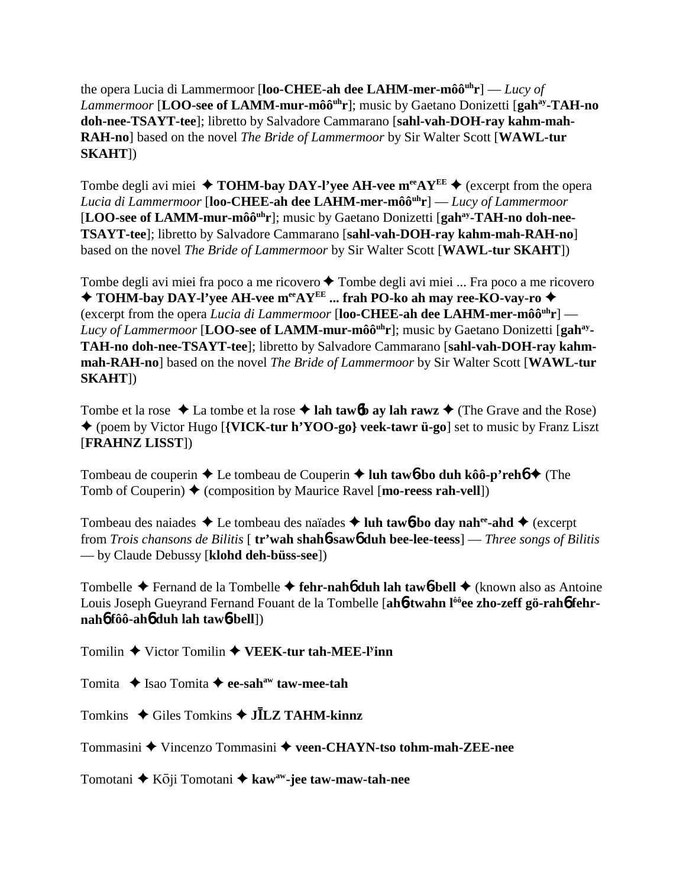the opera Lucia di Lammermoor [**loo-CHEE-ah dee LAHM-mer-môô^uh^r**] — *Lucy of Lammermoor* [**LOO-see of LAMM-mur-môô^uh^r**]; music by Gaetano Donizetti [**gah^ay^-TAH-no doh-nee-TSAYT-tee**]; libretto by Salvadore Cammarano [**sahl-vah-DOH-ray kahm-mah-RAH-no**] based on the novel *The Bride of Lammermoor* by Sir Walter Scott [**WAWL-tur SKAHT**])

Tombe degli avi miei ✦ **TOHM-bay DAY-l'yee AH-vee m^ee^AY^EE^** ✦ (excerpt from the opera *Lucia di Lammermoor* [**loo-CHEE-ah dee LAHM-mer-môô^uh^r**] — *Lucy of Lammermoor* [**LOO-see of LAMM-mur-môô^uh^r**]; music by Gaetano Donizetti [**gah^ay^-TAH-no doh-nee-TSAYT-tee**]; libretto by Salvadore Cammarano [**sahl-vah-DOH-ray kahm-mah-RAH-no**] based on the novel *The Bride of Lammermoor* by Sir Walter Scott [**WAWL-tur SKAHT**])

Tombe degli avi miei fra poco a me ricovero ✦ Tombe degli avi miei ... Fra poco a me ricovero ✦ **TOHM-bay DAY-l'yee AH-vee m^ee^AY^EE^ ... frah PO-ko ah may ree-KO-vay-ro** ✦ (excerpt from the opera *Lucia di Lammermoor* [**loo-CHEE-ah dee LAHM-mer-môô^uh^r**] — *Lucy of Lammermoor* [**LOO-see of LAMM-mur-môô^uh^r**]; music by Gaetano Donizetti [**gah^ay^-TAH-no doh-nee-TSAYT-tee**]; libretto by Salvadore Cammarano [**sahl-vah-DOH-ray kahm-mah-RAH-no**] based on the novel *The Bride of Lammermoor* by Sir Walter Scott [**WAWL-tur SKAHT**])

Tombe et la rose ✦ La tombe et la rose ✦ **lah tawɓb ay lah rawz** ✦ (The Grave and the Rose) ✦ (poem by Victor Hugo [**{VICK-tur h'YOO-go} veek-tawr ü-go**] set to music by Franz Liszt [**FRAHNZ LISST**])

Tombeau de couperin ✦ Le tombeau de Couperin ✦ **luh tawɓ-bo duh kôô-p'rehɓ** ✦ (The Tomb of Couperin) ✦ (composition by Maurice Ravel [**mo-reess rah-vell**])

Tombeau des naiades ✦ Le tombeau des naïades ✦ **luh tawɓ-bo day nah^ee^-ahd** ✦ (excerpt from *Trois chansons de Bilitis* [ **tr'wah shahɓ-sawɓ duh bee-lee-teess**] — *Three songs of Bilitis* — by Claude Debussy [**klohd deh-büss-see**])

Tombelle ✦ Fernand de la Tombelle ✦ **fehr-nahɓ duh lah tawɓ-bell** ✦ (known also as Antoine Louis Joseph Gueyrand Fernand Fouant de la Tombelle [**ahɓ-twahn l^ôô^ee zho-zeff gö-rahɓ fehr-nahɓ fôô-ahɓ duh lah tawɓ-bell**])

Tomilin ✦ Victor Tomilin ✦ **VEEK-tur tah-MEE-l^y^inn**

Tomita ✦ Isao Tomita ✦ **ee-sah^aw^ taw-mee-tah**

Tomkins ✦ Giles Tomkins ✦ **JĪLZ TAHM-kinnz**

Tommasini ✦ Vincenzo Tommasini ✦ **veen-CHAYN-tso tohm-mah-ZEE-nee**

Tomotani ✦ Kōji Tomotani ✦ **kaw^aw^-jee taw-maw-tah-nee**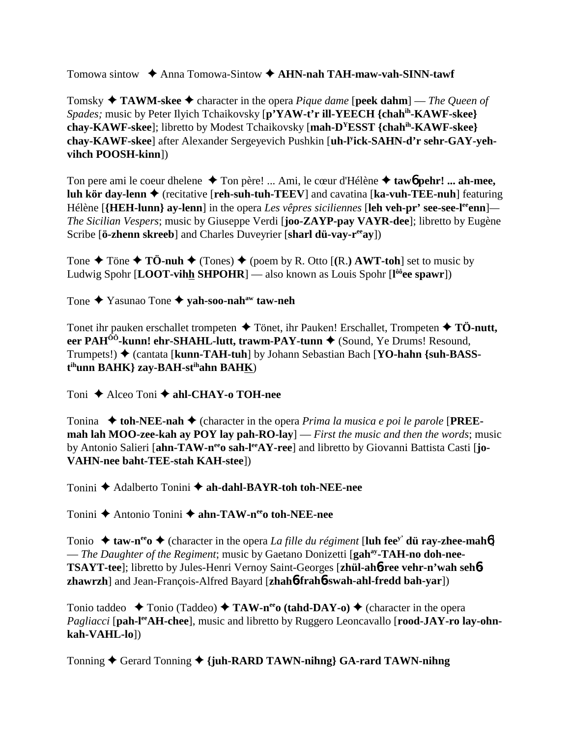Tomowa sintow ✦ Anna Tomowa-Sintow ✦ **AHN-nah TAH-maw-vah-SINN-tawf**

Tomsky ✦ **TAWM-skee** ✦ character in the opera *Pique dame* [**peek dahm**] — *The Queen of Spades;* music by Peter Ilyich Tchaikovsky [**p'YAW-t'r ill-YEECH {chah$^{ih}$-KAWF-skee} chay-KAWF-skee**]; libretto by Modest Tchaikovsky [**mah-D$^{Y}$ESST {chah$^{ih}$-KAWF-skee} chay-KAWF-skee**] after Alexander Sergeyevich Pushkin [**uh-l$^{y}$ick-SAHN-d'r sehr-GAY-yeh-vihch POOSH-kinn**])

Ton pere ami le coeur dhelene ✦ Ton père! ... Ami, le cœur d'Hélène ✦ **taw6 pehr! ... ah-mee, luh kör day-lenn** ✦ (recitative [**reh-suh-tuh-TEEV**] and cavatina [**ka-vuh-TEE-nuh**] featuring Hélène [**{HEH-lunn} ay-lenn**] in the opera *Les vêpres siciliennes* [**leh veh-pr' see-see-l$^{ee}$enn**]— *The Sicilian Vespers*; music by Giuseppe Verdi [**joo-ZAYP-pay VAYR-dee**]; libretto by Eugène Scribe [**ö-zhenn skreeb**] and Charles Duveyrier [**sharl dü-vay-r$^{ee}$ay**])

Tone ✦ Töne ✦ **TÖ-nuh** ✦ (Tones) ✦ (poem by R. Otto [**(R.) AWT-toh**] set to music by Ludwig Spohr [**LOOT-vihh SHPOHR**] — also known as Louis Spohr [**l$^{ôô}$ee spawr**])

Tone ✦ Yasunao Tone ✦ **yah-soo-nah$^{aw}$ taw-neh**

Tonet ihr pauken erschallet trompeten ✦ Tönet, ihr Pauken! Erschallet, Trompeten ✦ **TÖ-nutt, eer PAH$^{ÔÔ}$-kunn! ehr-SHAHL-lutt, trawm-PAY-tunn** ✦ (Sound, Ye Drums! Resound, Trumpets!) ✦ (cantata [**kunn-TAH-tuh**] by Johann Sebastian Bach [**YO-hahn {suh-BASS-t$^{ih}$unn BAHK} zay-BAH-st$^{ih}$ahn BAHK**)

Toni ✦ Alceo Toni ✦ **ahl-CHAY-o TOH-nee**

Tonina ✦ **toh-NEE-nah** ✦ (character in the opera *Prima la musica e poi le parole* [**PREE-mah lah MOO-zee-kah ay POY lay pah-RO-lay**] — *First the music and then the words*; music by Antonio Salieri [**ahn-TAW-n$^{ee}$o sah-l$^{ee}$AY-ree**] and libretto by Giovanni Battista Casti [**jo-VAHN-nee baht-TEE-stah KAH-stee**])

Tonini ✦ Adalberto Tonini ✦ **ah-dahl-BAYR-toh toh-NEE-nee**

Tonini ✦ Antonio Tonini ✦ **ahn-TAW-n$^{ee}$o toh-NEE-nee**

Tonio ✦ **taw-n$^{ee}$o** ✦ (character in the opera *La fille du régiment* [**luh fee$^{y'}$ dü ray-zhee-mah6**] — *The Daughter of the Regiment*; music by Gaetano Donizetti [**gah$^{ay}$-TAH-no doh-nee-TSAYT-tee**]; libretto by Jules-Henri Vernoy Saint-Georges [**zhül-ah6-ree vehr-n'wah seh6 zhawrzh**] and Jean-François-Alfred Bayard [**zhah6-frah6-swah-ahl-fredd bah-yar**])

Tonio taddeo ✦ Tonio (Taddeo) ✦ **TAW-n$^{ee}$o (tahd-DAY-o)** ✦ (character in the opera *Pagliacci* [**pah-l$^{ee}$AH-chee**], music and libretto by Ruggero Leoncavallo [**rood-JAY-ro lay-ohn-kah-VAHL-lo**])

Tonning ✦ Gerard Tonning ✦ **{juh-RARD TAWN-nihng} GA-rard TAWN-nihng**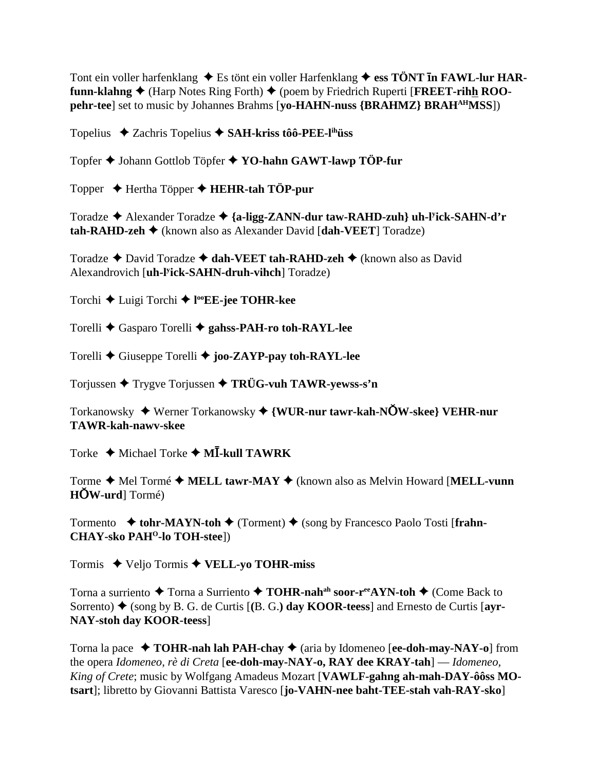Tont ein voller harfenklang ✦ Es tönt ein voller Harfenklang ✦ **ess TÖNT īn FAWL-lur HAR-funn-klahng** ✦ (Harp Notes Ring Forth) ✦ (poem by Friedrich Ruperti [**FREET-rihh ROO-pehr-tee**] set to music by Johannes Brahms [**yo-HAHN-nuss {BRAHMZ} BRAH^AH^MSS**])

Topelius ✦ Zachris Topelius ✦ **SAH-kriss tôô-PEE-l^ih^üss**

Topfer ✦ Johann Gottlob Töpfer ✦ **YO-hahn GAWT-lawp TÖP-fur**

Topper ✦ Hertha Töpper ✦ **HEHR-tah TÖP-pur**

Toradze ✦ Alexander Toradze ✦ **{a-ligg-ZANN-dur taw-RAHD-zuh} uh-l^y^ick-SAHN-d'r tah-RAHD-zeh** ✦ (known also as Alexander David [**dah-VEET**] Toradze)

Toradze ✦ David Toradze ✦ **dah-VEET tah-RAHD-zeh** ✦ (known also as David Alexandrovich [**uh-l^y^ick-SAHN-druh-vihch**] Toradze)

Torchi ✦ Luigi Torchi ✦ **l^oo^EE-jee TOHR-kee**

Torelli ✦ Gasparo Torelli ✦ **gahss-PAH-ro toh-RAYL-lee**

Torelli ✦ Giuseppe Torelli ✦ **joo-ZAYP-pay toh-RAYL-lee**

Torjussen ✦ Trygve Torjussen ✦ **TRÜG-vuh TAWR-yewss-s'n**

Torkanowsky ✦ Werner Torkanowsky ✦ **{WUR-nur tawr-kah-NŎW-skee} VEHR-nur TAWR-kah-nawv-skee**

Torke ✦ Michael Torke ✦ **MĪ-kull TAWRK**

Torme ✦ Mel Tormé ✦ **MELL tawr-MAY** ✦ (known also as Melvin Howard [**MELL-vunn HŎW-urd**] Tormé)

Tormento ✦ **tohr-MAYN-toh** ✦ (Torment) ✦ (song by Francesco Paolo Tosti [**frahn-CHAY-sko PAH^O^-lo TOH-stee**])

Tormis ✦ Veljo Tormis ✦ **VELL-yo TOHR-miss**

Torna a surriento ✦ Torna a Surriento ✦ **TOHR-nah^ah^ soor-r^ee^AYN-toh** ✦ (Come Back to Sorrento) ✦ (song by B. G. de Curtis [**(B. G.) day KOOR-teess**] and Ernesto de Curtis [**ayr-NAY-stoh day KOOR-teess**]

Torna la pace ✦ **TOHR-nah lah PAH-chay** ✦ (aria by Idomeneo [**ee-doh-may-NAY-o**] from the opera *Idomeneo, rè di Creta* [**ee-doh-may-NAY-o, RAY dee KRAY-tah**] — *Idomeneo, King of Crete*; music by Wolfgang Amadeus Mozart [**VAWLF-gahng ah-mah-DAY-ôôss MO-tsart**]; libretto by Giovanni Battista Varesco [**jo-VAHN-nee baht-TEE-stah vah-RAY-sko**]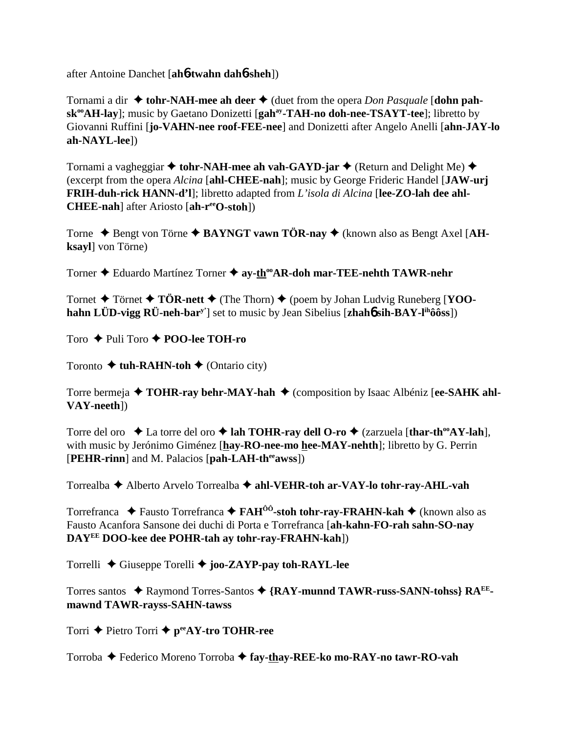after Antoine Danchet [**ah**6**-twahn dah**6**-sheh**])

Tornami a dir ✦ **tohr-NAH-mee ah deer** ✦ (duet from the opera *Don Pasquale* [**dohn pah-sk**[oo]**AH-lay**]; music by Gaetano Donizetti [**gah**[ay]**-TAH-no doh-nee-TSAYT-tee**]; libretto by Giovanni Ruffini [**jo-VAHN-nee roof-FEE-nee**] and Donizetti after Angelo Anelli [**ahn-JAY-lo ah-NAYL-lee**])

Tornami a vagheggiar ✦ **tohr-NAH-mee ah vah-GAYD-jar** ✦ (Return and Delight Me) ✦ (excerpt from the opera *Alcina* [**ahl-CHEE-nah**]; music by George Frideric Handel [**JAW-urj FRIH-duh-rick HANN-d'l**]; libretto adapted from *L'isola di Alcina* [**lee-ZO-lah dee ahl-CHEE-nah**] after Ariosto [**ah-r**[ee]**O-stoh**])

Torne ✦ Bengt von Törne ✦ **BAYNGT vawn TÖR-nay** ✦ (known also as Bengt Axel [**AH-ksayl**] von Törne)

Torner ✦ Eduardo Martínez Torner ✦ **ay-th**[oo]**AR-doh mar-TEE-nehth TAWR-nehr**

Tornet ✦ Törnet ✦ **TÖR-nett** ✦ (The Thorn) ✦ (poem by Johan Ludvig Runeberg [**YOO-hahn LÜD-vigg RÜ-neh-bar**[y']] set to music by Jean Sibelius [**zhah**6 **sih-BAY-l**[ih]**ôôss**])

Toro ✦ Puli Toro ✦ **POO-lee TOH-ro**

Toronto ✦ **tuh-RAHN-toh** ✦ (Ontario city)

Torre bermeja ✦ **TOHR-ray behr-MAY-hah** ✦ (composition by Isaac Albéniz [**ee-SAHK ahl-VAY-neeth**])

Torre del oro ✦ La torre del oro ✦ **lah TOHR-ray dell O-ro** ✦ (zarzuela [**thar-th**[oo]**AY-lah**], with music by Jerónimo Giménez [**hay-RO-nee-mo hee-MAY-nehth**]; libretto by G. Perrin [**PEHR-rinn**] and M. Palacios [**pah-LAH-th**[ee]**awss**])

Torrealba ✦ Alberto Arvelo Torrealba ✦ **ahl-VEHR-toh ar-VAY-lo tohr-ray-AHL-vah**

Torrefranca ✦ Fausto Torrefranca ✦ **FAH**[ÔÔ]**-stoh tohr-ray-FRAHN-kah** ✦ (known also as Fausto Acanfora Sansone dei duchi di Porta e Torrefranca [**ah-kahn-FO-rah sahn-SO-nay DAY**[EE] **DOO-kee dee POHR-tah ay tohr-ray-FRAHN-kah**])

Torrelli ✦ Giuseppe Torelli ✦ **joo-ZAYP-pay toh-RAYL-lee**

Torres santos ✦ Raymond Torres-Santos ✦ **{RAY-munnd TAWR-russ-SANN-tohss} RA**[EE]**-mawnd TAWR-rayss-SAHN-tawss**

Torri ✦ Pietro Torri ✦ **p**[ee]**AY-tro TOHR-ree**

Torroba ✦ Federico Moreno Torroba ✦ **fay-thay-REE-ko mo-RAY-no tawr-RO-vah**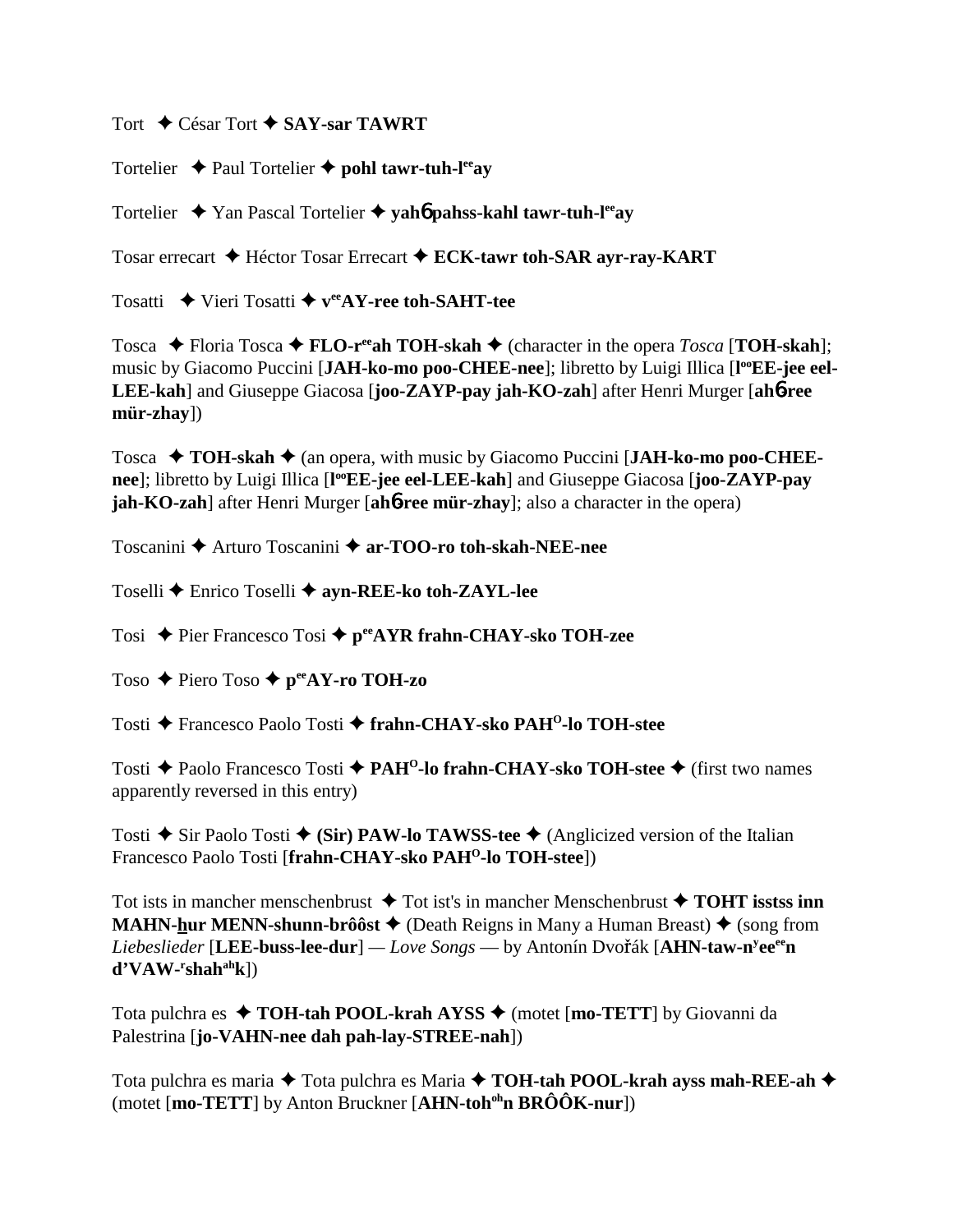Tort ✦ César Tort ✦ **SAY-sar TAWRT**

Tortelier ✦ Paul Tortelier ✦ **pohl tawr-tuh-l^ee^ay**

Tortelier ✦ Yan Pascal Tortelier ✦ **yahɓ pahss-kahl tawr-tuh-l^ee^ay**

Tosar errecart ✦ Héctor Tosar Errecart ✦ **ECK-tawr toh-SAR ayr-ray-KART**

Tosatti ✦ Vieri Tosatti ✦ **v^ee^AY-ree toh-SAHT-tee**

Tosca ✦ Floria Tosca ✦ **FLO-r^ee^ah TOH-skah** ✦ (character in the opera *Tosca* [**TOH-skah**]; music by Giacomo Puccini [**JAH-ko-mo poo-CHEE-nee**]; libretto by Luigi Illica [**l^oo^EE-jee eel-LEE-kah**] and Giuseppe Giacosa [**joo-ZAYP-pay jah-KO-zah**] after Henri Murger [**ahɓ-ree mür-zhay**])

Tosca ✦ **TOH-skah** ✦ (an opera, with music by Giacomo Puccini [**JAH-ko-mo poo-CHEE-nee**]; libretto by Luigi Illica [**l^oo^EE-jee eel-LEE-kah**] and Giuseppe Giacosa [**joo-ZAYP-pay jah-KO-zah**] after Henri Murger [**ahɓ-ree mür-zhay**]; also a character in the opera)

Toscanini ✦ Arturo Toscanini ✦ **ar-TOO-ro toh-skah-NEE-nee**

Toselli ✦ Enrico Toselli ✦ **ayn-REE-ko toh-ZAYL-lee**

Tosi ✦ Pier Francesco Tosi ✦ **p^ee^AYR frahn-CHAY-sko TOH-zee**

Toso ✦ Piero Toso ✦ **p^ee^AY-ro TOH-zo**

Tosti ✦ Francesco Paolo Tosti ✦ **frahn-CHAY-sko PAH^O^-lo TOH-stee**

Tosti ✦ Paolo Francesco Tosti ✦ **PAH^O^-lo frahn-CHAY-sko TOH-stee** ✦ (first two names apparently reversed in this entry)

Tosti ✦ Sir Paolo Tosti ✦ **(Sir) PAW-lo TAWSS-tee** ✦ (Anglicized version of the Italian Francesco Paolo Tosti [**frahn-CHAY-sko PAH^O^-lo TOH-stee**])

Tot ists in mancher menschenbrust ✦ Tot ist's in mancher Menschenbrust ✦ **TOHT isstss inn MAHN-hur MENN-shunn-brôôst** ✦ (Death Reigns in Many a Human Breast) ✦ (song from *Liebeslieder* [**LEE-buss-lee-dur**] — *Love Songs* — by Antonín Dvořák [**AHN-taw-n^y^ee^ee^n d'VAW-^r^shah^ah^k**])

Tota pulchra es ✦ **TOH-tah POOL-krah AYSS** ✦ (motet [**mo-TETT**] by Giovanni da Palestrina [**jo-VAHN-nee dah pah-lay-STREE-nah**])

Tota pulchra es maria ✦ Tota pulchra es Maria ✦ **TOH-tah POOL-krah ayss mah-REE-ah** ✦ (motet [**mo-TETT**] by Anton Bruckner [**AHN-toh^oh^n BRÔÔK-nur**])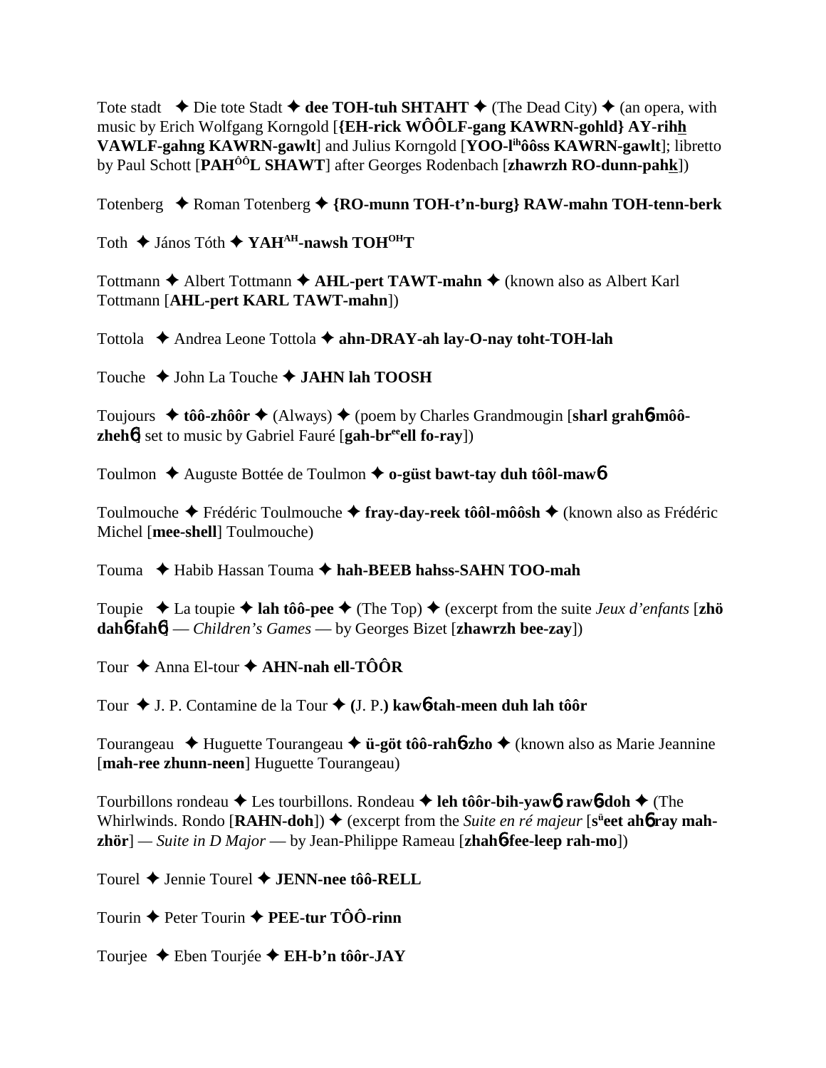Tote stadt ✦ Die tote Stadt ✦ **dee TOH-tuh SHTAHT** ✦ (The Dead City) ✦ (an opera, with music by Erich Wolfgang Korngold [**{EH-rick WÔÔLF-gang KAWRN-gohld} AY-rihh VAWLF-gahng KAWRN-gawlt**] and Julius Korngold [**YOO-l**ih**ôôss KAWRN-gawlt**]; libretto by Paul Schott [**PAH**ÔÔ**L SHAWT**] after Georges Rodenbach [**zhawrzh RO-dunn-pahk**])

Totenberg ✦ Roman Totenberg ✦ **{RO-munn TOH-t'n-burg} RAW-mahn TOH-tenn-berk**

Toth ✦ János Tóth ✦ **YAH**AH**-nawsh TOH**OH**T**

Tottmann ✦ Albert Tottmann ✦ **AHL-pert TAWT-mahn** ✦ (known also as Albert Karl Tottmann [**AHL-pert KARL TAWT-mahn**])

Tottola ✦ Andrea Leone Tottola ✦ **ahn-DRAY-ah lay-O-nay toht-TOH-lah**

Touche ✦ John La Touche ✦ **JAHN lah TOOSH**

Toujours ✦ **tôô-zhôôr** ✦ (Always) ✦ (poem by Charles Grandmougin [**sharl grah**6**-môô-zheh**6] set to music by Gabriel Fauré [**gah-br**ee**ell fo-ray**])

Toulmon ✦ Auguste Bottée de Toulmon ✦ **o-güst bawt-tay duh tôôl-maw**6

Toulmouche ✦ Frédéric Toulmouche ✦ **fray-day-reek tôôl-môôsh** ✦ (known also as Frédéric Michel [**mee-shell**] Toulmouche)

Touma ✦ Habib Hassan Touma ✦ **hah-BEEB hahss-SAHN TOO-mah**

Toupie ✦ La toupie ✦ **lah tôô-pee** ✦ (The Top) ✦ (excerpt from the suite *Jeux d'enfants* [**zhö dah**6**-fah**6] — *Children's Games* — by Georges Bizet [**zhawrzh bee-zay**])

Tour ✦ Anna El-tour ✦ **AHN-nah ell-TÔÔR**

Tour ✦ J. P. Contamine de la Tour ✦ **(**J. P.**) kaw**6**-tah-meen duh lah tôôr**

Tourangeau ✦ Huguette Tourangeau ✦ **ü-göt tôô-rah**6**-zho** ✦ (known also as Marie Jeannine [**mah-ree zhunn-neen**] Huguette Tourangeau)

Tourbillons rondeau ✦ Les tourbillons. Rondeau ✦ **leh tôôr-bih-yaw**6 **raw**6**-doh** ✦ (The Whirlwinds. Rondo [**RAHN-doh**]) ✦ (excerpt from the *Suite en ré majeur* [**s**ü**eet ah**6 **ray mah-zhör**] — *Suite in D Major* — by Jean-Philippe Rameau [**zhah**6**-fee-leep rah-mo**])

Tourel ✦ Jennie Tourel ✦ **JENN-nee tôô-RELL**

Tourin ✦ Peter Tourin ✦ **PEE-tur TÔÔ-rinn**

Tourjee ✦ Eben Tourjée ✦ **EH-b'n tôôr-JAY**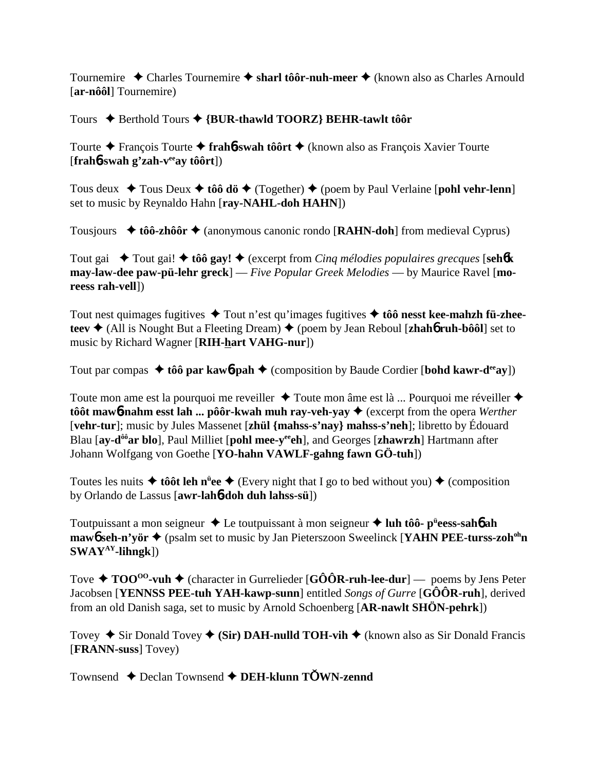Tournemire ✦ Charles Tournemire ✦ **sharl tôôr-nuh-meer** ✦ (known also as Charles Arnould [**ar-nôôl**] Tournemire)

Tours ✦ Berthold Tours ✦ **{BUR-thawld TOORZ} BEHR-tawlt tôôr**

Tourte ✦ François Tourte ✦ **frahɓ-swah tôôrt** ✦ (known also as François Xavier Tourte [**frahɓ-swah g'zah-v<sup>ee</sup>ay tôôrt**])

Tous deux ✦ Tous Deux ✦ **tôô dö** ✦ (Together) ✦ (poem by Paul Verlaine [**pohl vehr-lenn**] set to music by Reynaldo Hahn [**ray-NAHL-doh HAHN**])

Tousjours ✦ **tôô-zhôôr** ✦ (anonymous canonic rondo [**RAHN-doh**] from medieval Cyprus)

Tout gai ✦ Tout gai! ✦ **tôô gay!** ✦ (excerpt from *Cinq mélodies populaires grecques* [**sehɓk may-law-dee paw-pü-lehr greck**] — *Five Popular Greek Melodies* — by Maurice Ravel [**mo-reess rah-vell**])

Tout nest quimages fugitives ✦ Tout n'est qu'images fugitives ✦ **tôô nesst kee-mahzh fü-zhee-teev** ✦ (All is Nought But a Fleeting Dream) ✦ (poem by Jean Reboul [**zhahɓ ruh-bôôl**] set to music by Richard Wagner [**RIH-hart VAHG-nur**])

Tout par compas ✦ **tôô par kawɓ-pah** ✦ (composition by Baude Cordier [**bohd kawr-d<sup>ee</sup>ay**])

Toute mon ame est la pourquoi me reveiller ✦ Toute mon âme est là ... Pourquoi me réveiller ✦ **tôôt mawɓ-nahm esst lah ... pôôr-kwah muh ray-veh-yay** ✦ (excerpt from the opera *Werther* [**vehr-tur**]; music by Jules Massenet [**zhül {mahss-s'nay} mahss-s'neh**]; libretto by Édouard Blau [**ay-d<sup>ôô</sup>ar blo**], Paul Milliet [**pohl mee-y<sup>ee</sup>eh**], and Georges [**zhawrzh**] Hartmann after Johann Wolfgang von Goethe [**YO-hahn VAWLF-gahng fawn GÖ-tuh**])

Toutes les nuits ✦ **tôôt leh n<sup>ü</sup>ee** ✦ (Every night that I go to bed without you) ✦ (composition by Orlando de Lassus [**awr-lahɓ-doh duh lahss-sü**])

Toutpuissant a mon seigneur ✦ Le toutpuissant à mon seigneur ✦ **luh tôô- p<sup>ü</sup>eess-sahɓ ah mawɓ seh-n'yör** ✦ (psalm set to music by Jan Pieterszoon Sweelinck [**YAHN PEE-turss-zoh<sup>oh</sup>n SWAY<sup>AY</sup>-lihngk**])

Tove ✦ **TOO<sup>OO</sup>-vuh** ✦ (character in Gurrelieder [**GÔÔR-ruh-lee-dur**] — poems by Jens Peter Jacobsen [**YENNSS PEE-tuh YAH-kawp-sunn**] entitled *Songs of Gurre* [**GÔÔR-ruh**], derived from an old Danish saga, set to music by Arnold Schoenberg [**AR-nawlt SHÖN-pehrk**])

Tovey ✦ Sir Donald Tovey ✦ **(Sir) DAH-nulld TOH-vih** ✦ (known also as Sir Donald Francis [**FRANN-suss**] Tovey)

Townsend ✦ Declan Townsend ✦ **DEH-klunn TŎWN-zennd**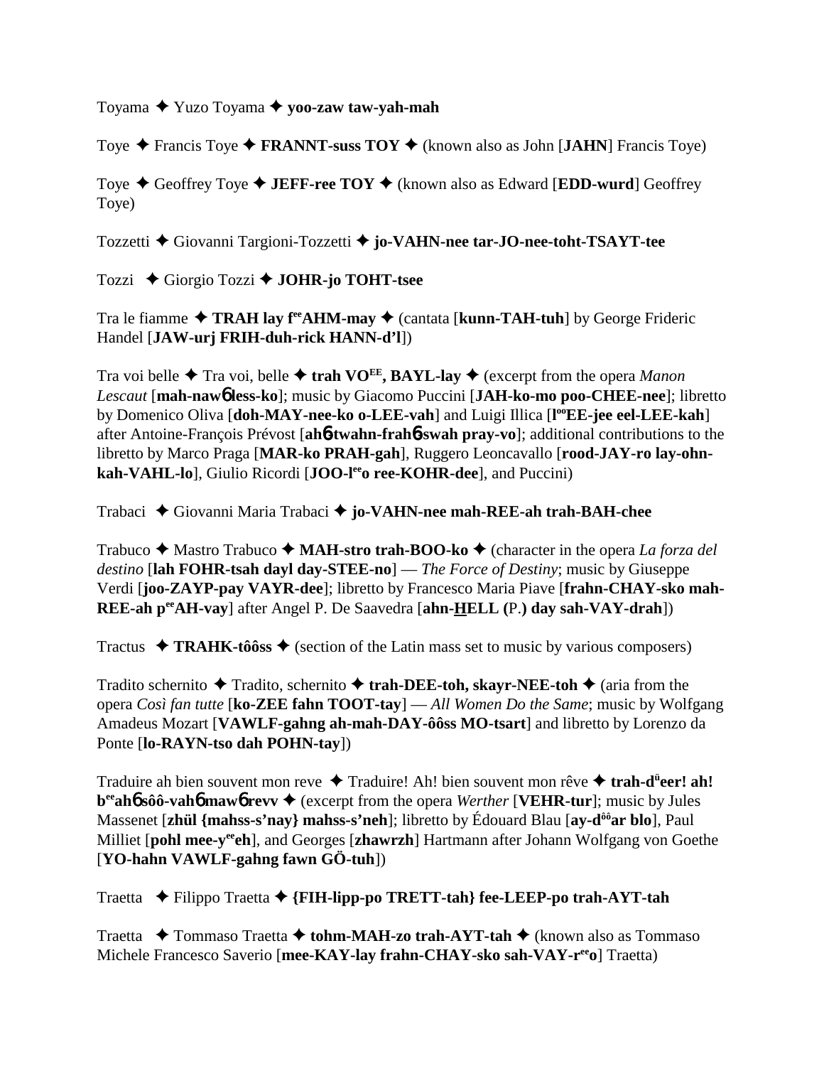Toyama ✦ Yuzo Toyama ✦ **yoo-zaw taw-yah-mah**

Toye ✦ Francis Toye ✦ **FRANNT-suss TOY** ✦ (known also as John [**JAHN**] Francis Toye)

Toye ✦ Geoffrey Toye ✦ **JEFF-ree TOY** ✦ (known also as Edward [**EDD-wurd**] Geoffrey Toye)

Tozzetti ✦ Giovanni Targioni-Tozzetti ✦ **jo-VAHN-nee tar-JO-nee-toht-TSAYT-tee**

Tozzi ✦ Giorgio Tozzi ✦ **JOHR-jo TOHT-tsee**

Tra le fiamme ✦ **TRAH lay f**[ee]**AHM-may** ✦ (cantata [**kunn-TAH-tuh**] by George Frideric Handel [**JAW-urj FRIH-duh-rick HANN-d'l**])

Tra voi belle ✦ Tra voi, belle ✦ **trah VO**[EE]**, BAYL-lay** ✦ (excerpt from the opera *Manon Lescaut* [**mah-nawɓ less-ko**]; music by Giacomo Puccini [**JAH-ko-mo poo-CHEE-nee**]; libretto by Domenico Oliva [**doh-MAY-nee-ko o-LEE-vah**] and Luigi Illica [**l**[oo]**EE-jee eel-LEE-kah**] after Antoine-François Prévost [**ahɓ-twahn-frahɓ-swah pray-vo**]; additional contributions to the libretto by Marco Praga [**MAR-ko PRAH-gah**], Ruggero Leoncavallo [**rood-JAY-ro lay-ohn-kah-VAHL-lo**], Giulio Ricordi [**JOO-l**[ee]**o ree-KOHR-dee**], and Puccini)

Trabaci ✦ Giovanni Maria Trabaci ✦ **jo-VAHN-nee mah-REE-ah trah-BAH-chee**

Trabuco ✦ Mastro Trabuco ✦ **MAH-stro trah-BOO-ko** ✦ (character in the opera *La forza del destino* [**lah FOHR-tsah dayl day-STEE-no**] — *The Force of Destiny*; music by Giuseppe Verdi [**joo-ZAYP-pay VAYR-dee**]; libretto by Francesco Maria Piave [**frahn-CHAY-sko mah-REE-ah p**[ee]**AH-vay**] after Angel P. De Saavedra [**ahn-HELL (**P.**) day sah-VAY-drah**])

Tractus ✦ **TRAHK-tôôss** ✦ (section of the Latin mass set to music by various composers)

Tradito schernito ✦ Tradito, schernito ✦ **trah-DEE-toh, skayr-NEE-toh** ✦ (aria from the opera *Così fan tutte* [**ko-ZEE fahn TOOT-tay**] — *All Women Do the Same*; music by Wolfgang Amadeus Mozart [**VAWLF-gahng ah-mah-DAY-ôôss MO-tsart**] and libretto by Lorenzo da Ponte [**lo-RAYN-tso dah POHN-tay**])

Traduire ah bien souvent mon reve ✦ Traduire! Ah! bien souvent mon rêve ✦ **trah-d**[ü]**eer! ah! b**[ee]**ahɓ sôô-vahɓ mawɓ revv** ✦ (excerpt from the opera *Werther* [**VEHR-tur**]; music by Jules Massenet [**zhül {mahss-s'nay} mahss-s'neh**]; libretto by Édouard Blau [**ay-d**[ôô]**ar blo**], Paul Milliet [**pohl mee-y**[ee]**eh**], and Georges [**zhawrzh**] Hartmann after Johann Wolfgang von Goethe [**YO-hahn VAWLF-gahng fawn GÖ-tuh**])

Traetta ✦ Filippo Traetta ✦ **{FIH-lipp-po TRETT-tah} fee-LEEP-po trah-AYT-tah**

Traetta ✦ Tommaso Traetta ✦ **tohm-MAH-zo trah-AYT-tah** ✦ (known also as Tommaso Michele Francesco Saverio [**mee-KAY-lay frahn-CHAY-sko sah-VAY-r**[ee]**o**] Traetta)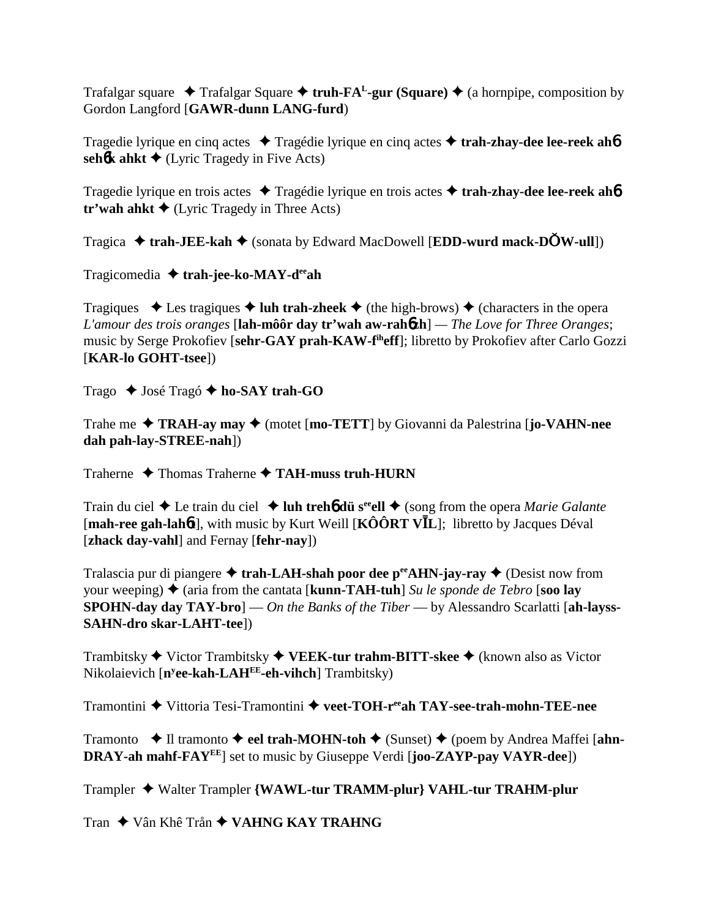Trafalgar square ✦ Trafalgar Square ✦ **truh-FA**$^{L}$**-gur (Square)** ✦ (a hornpipe, composition by Gordon Langford [**GAWR-dunn LANG-furd**)

Tragedie lyrique en cinq actes ✦ Tragédie lyrique en cinq actes ✦ **trah-zhay-dee lee-reek ah**6 **seh**6**k ahkt** ✦ (Lyric Tragedy in Five Acts)

Tragedie lyrique en trois actes ✦ Tragédie lyrique en trois actes ✦ **trah-zhay-dee lee-reek ah**6 **tr'wah ahkt** ✦ (Lyric Tragedy in Three Acts)

Tragica ✦ **trah-JEE-kah** ✦ (sonata by Edward MacDowell [**EDD-wurd mack-DŎW-ull**])

Tragicomedia ✦ **trah-jee-ko-MAY-d**$^{ee}$**ah**

Tragiques ✦ Les tragiques ✦ **luh trah-zheek** ✦ (the high-brows) ✦ (characters in the opera *L'amour des trois oranges* [**lah-môôr day tr'wah aw-rah**6**zh**] — *The Love for Three Oranges*; music by Serge Prokofiev [**sehr-GAY prah-KAW-f**$^{ih}$**eff**]; libretto by Prokofiev after Carlo Gozzi [**KAR-lo GOHT-tsee**])

Trago ✦ José Tragó ✦ **ho-SAY trah-GO**

Trahe me ✦ **TRAH-ay may** ✦ (motet [**mo-TETT**] by Giovanni da Palestrina [**jo-VAHN-nee dah pah-lay-STREE-nah**])

Traherne ✦ Thomas Traherne ✦ **TAH-muss truh-HURN**

Train du ciel ✦ Le train du ciel ✦ **luh treh**6 **dü s**$^{ee}$**ell** ✦ (song from the opera *Marie Galante* [**mah-ree gah-lah**6**t**], with music by Kurt Weill [**KÔÔRT VĪL**]; libretto by Jacques Déval [**zhack day-vahl**] and Fernay [**fehr-nay**])

Tralascia pur di piangere ✦ **trah-LAH-shah poor dee p**$^{ee}$**AHN-jay-ray** ✦ (Desist now from your weeping) ✦ (aria from the cantata [**kunn-TAH-tuh**] *Su le sponde de Tebro* [**soo lay SPOHN-day day TAY-bro**] — *On the Banks of the Tiber* — by Alessandro Scarlatti [**ah-layss-SAHN-dro skar-LAHT-tee**])

Trambitsky ✦ Victor Trambitsky ✦ **VEEK-tur trahm-BITT-skee** ✦ (known also as Victor Nikolaievich [**n**$^{y}$**ee-kah-LAH**$^{EE}$**-eh-vihch**] Trambitsky)

Tramontini ✦ Vittoria Tesi-Tramontini ✦ **veet-TOH-r**$^{ee}$**ah TAY-see-trah-mohn-TEE-nee**

Tramonto ✦ Il tramonto ✦ **eel trah-MOHN-toh** ✦ (Sunset) ✦ (poem by Andrea Maffei [**ahn-DRAY-ah mahf-FAY**$^{EE}$] set to music by Giuseppe Verdi [**joo-ZAYP-pay VAYR-dee**])

Trampler ✦ Walter Trampler **{WAWL-tur TRAMM-plur} VAHL-tur TRAHM-plur**

Tran ✦ Vân Khê Trần ✦ **VAHNG KAY TRAHNG**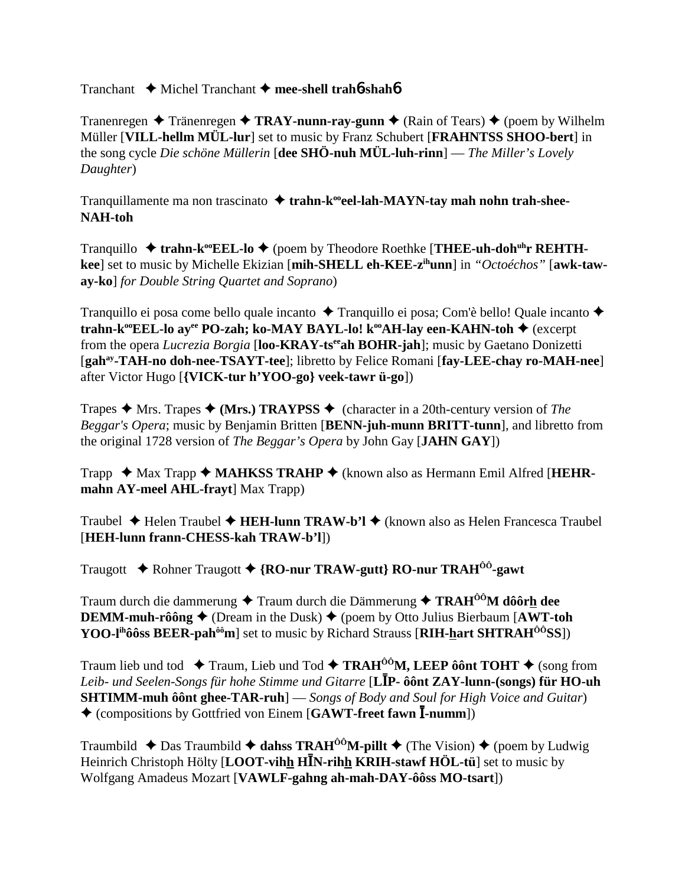Tranchant ✦ Michel Tranchant ✦ **mee-shell trahɓ-shahɓ**

Tranenregen ✦ Tränenregen ✦ **TRAY-nunn-ray-gunn** ✦ (Rain of Tears) ✦ (poem by Wilhelm Müller [**VILL-hellm MÜL-lur**] set to music by Franz Schubert [**FRAHNTSS SHOO-bert**] in the song cycle *Die schöne Müllerin* [**dee SHÖ-nuh MÜL-luh-rinn**] — *The Miller's Lovely Daughter*)

Tranquillamente ma non trascinato ✦ **trahn-k°°eel-lah-MAYN-tay mah nohn trah-shee-NAH-toh**

Tranquillo ✦ **trahn-k°°EEL-lo** ✦ (poem by Theodore Roethke [**THEE-uh-doh**^uh^**r REHTH-kee**] set to music by Michelle Ekizian [**mih-SHELL eh-KEE-z**^ih^**unn**] in *"Octoéchos"* [**awk-taw-ay-ko**] *for Double String Quartet and Soprano*)

Tranquillo ei posa come bello quale incanto ✦ Tranquillo ei posa; Com'è bello! Quale incanto ✦ **trahn-k°°EEL-lo ay**^ee^ **PO-zah; ko-MAY BAYL-lo! k°°AH-lay een-KAHN-toh** ✦ (excerpt from the opera *Lucrezia Borgia* [**loo-KRAY-ts**^ee^**ah BOHR-jah**]; music by Gaetano Donizetti [**gah**^ay^**-TAH-no doh-nee-TSAYT-tee**]; libretto by Felice Romani [**fay-LEE-chay ro-MAH-nee**] after Victor Hugo [**{VICK-tur h'YOO-go} veek-tawr ü-go**])

Trapes ✦ Mrs. Trapes ✦ **(Mrs.) TRAYPSS** ✦ (character in a 20th-century version of *The Beggar's Opera*; music by Benjamin Britten [**BENN-juh-munn BRITT-tunn**], and libretto from the original 1728 version of *The Beggar's Opera* by John Gay [**JAHN GAY**])

Trapp ✦ Max Trapp ✦ **MAHKSS TRAHP** ✦ (known also as Hermann Emil Alfred [**HEHR-mahn AY-meel AHL-frayt**] Max Trapp)

Traubel ✦ Helen Traubel ✦ **HEH-lunn TRAW-b'l** ✦ (known also as Helen Francesca Traubel [**HEH-lunn frann-CHESS-kah TRAW-b'l**])

Traugott ✦ Rohner Traugott ✦ **{RO-nur TRAW-gutt} RO-nur TRAH**^ÔÔ^**-gawt**

Traum durch die dammerung ✦ Traum durch die Dämmerung ✦ **TRAH**^ÔÔ^**M dôôrh dee DEMM-muh-rôông** ✦ (Dream in the Dusk) ✦ (poem by Otto Julius Bierbaum [**AWT-toh YOO-l**^ih^**ôôss BEER-pah**^ôô^**m**] set to music by Richard Strauss [**RIH-hart SHTRAH**^ÔÔ^**SS**])

Traum lieb und tod ✦ Traum, Lieb und Tod ✦ **TRAH**^ÔÔ^**M, LEEP ôônt TOHT** ✦ (song from *Leib- und Seelen-Songs für hohe Stimme und Gitarre* [**LĪP- ôônt ZAY-lunn-(songs) für HO-uh SHTIMM-muh ôônt ghee-TAR-ruh**] — *Songs of Body and Soul for High Voice and Guitar*) ✦ (compositions by Gottfried von Einem [**GAWT-freet fawn Ī-numm**])

Traumbild ✦ Das Traumbild ✦ **dahss TRAH**^ÔÔ^**M-pillt** ✦ (The Vision) ✦ (poem by Ludwig Heinrich Christoph Hölty [**LOOT-vihh HĪN-rihh KRIH-stawf HÖL-tü**] set to music by Wolfgang Amadeus Mozart [**VAWLF-gahng ah-mah-DAY-ôôss MO-tsart**])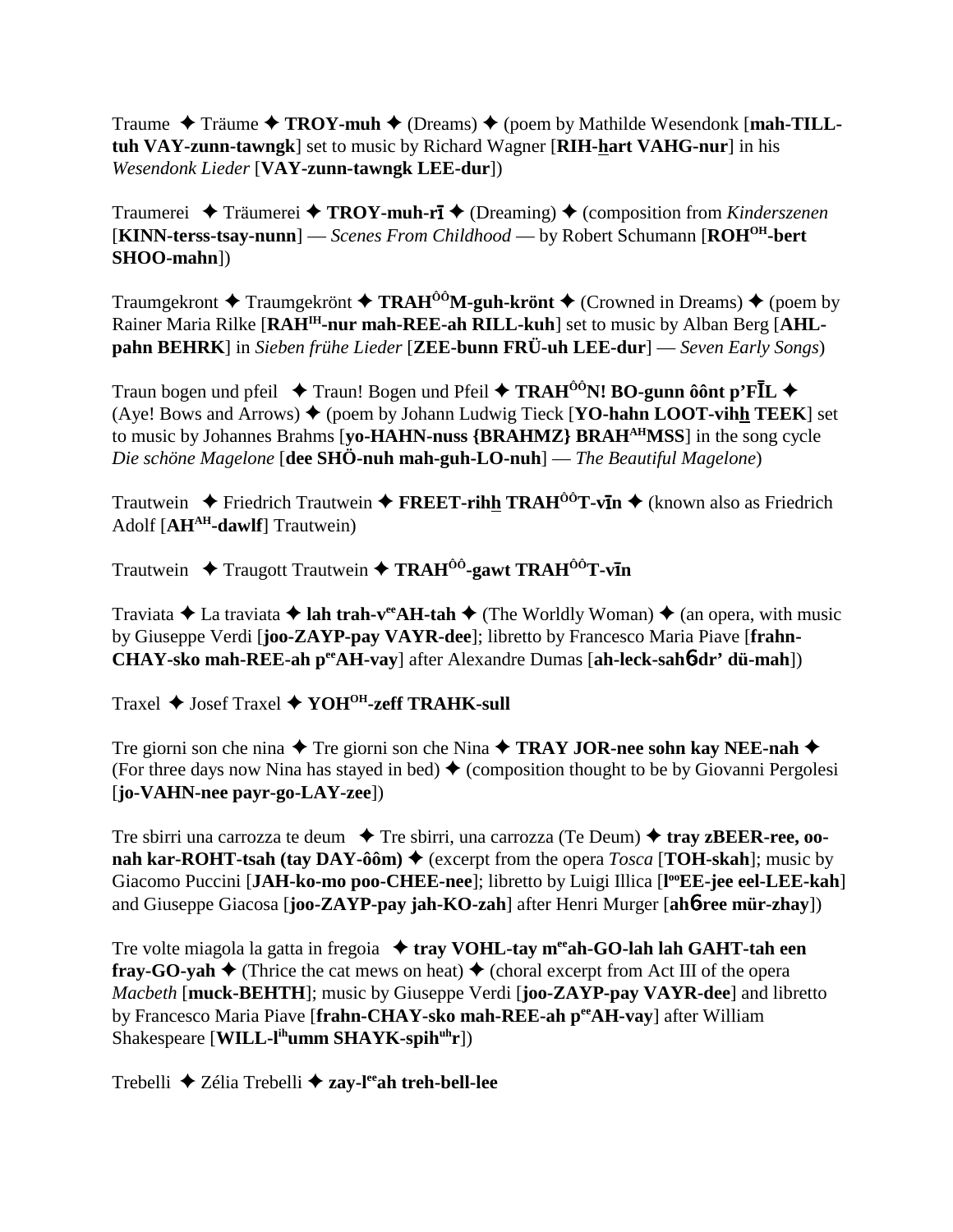Traume ✦ Träume ✦ **TROY-muh** ✦ (Dreams) ✦ (poem by Mathilde Wesendonk [**mah-TILL-tuh VAY-zunn-tawngk**] set to music by Richard Wagner [**RIH-hart VAHG-nur**] in his *Wesendonk Lieder* [**VAY-zunn-tawngk LEE-dur**])

Traumerei ✦ Träumerei ✦ **TROY-muh-rī** ✦ (Dreaming) ✦ (composition from *Kinderszenen* [**KINN-terss-tsay-nunn**] — *Scenes From Childhood* — by Robert Schumann [**ROH<sup>OH</sup>-bert SHOO-mahn**])

Traumgekront ✦ Traumgekrönt ✦ **TRAH<sup>ÔÔ</sup>M-guh-krönt** ✦ (Crowned in Dreams) ✦ (poem by Rainer Maria Rilke [**RAH<sup>IH</sup>-nur mah-REE-ah RILL-kuh**] set to music by Alban Berg [**AHL-pahn BEHRK**] in *Sieben frühe Lieder* [**ZEE-bunn FRÜ-uh LEE-dur**] — *Seven Early Songs*)

Traun bogen und pfeil ✦ Traun! Bogen und Pfeil ✦ **TRAH<sup>ÔÔ</sup>N! BO-gunn ôônt p'FĪL** ✦ (Aye! Bows and Arrows) ✦ (poem by Johann Ludwig Tieck [**YO-hahn LOOT-vihh TEEK**] set to music by Johannes Brahms [**yo-HAHN-nuss {BRAHMZ} BRAH<sup>AH</sup>MSS**] in the song cycle *Die schöne Magelone* [**dee SHÖ-nuh mah-guh-LO-nuh**] — *The Beautiful Magelone*)

Trautwein ✦ Friedrich Trautwein ✦ **FREET-rihh TRAH<sup>ÔÔ</sup>T-vīn** ✦ (known also as Friedrich Adolf [**AH<sup>AH</sup>-dawlf**] Trautwein)

Trautwein ✦ Traugott Trautwein ✦ **TRAH<sup>ÔÔ</sup>-gawt TRAH<sup>ÔÔ</sup>T-vīn**

Traviata ✦ La traviata ✦ **lah trah-v<sup>ee</sup>AH-tah** ✦ (The Worldly Woman) ✦ (an opera, with music by Giuseppe Verdi [**joo-ZAYP-pay VAYR-dee**]; libretto by Francesco Maria Piave [**frahn-CHAY-sko mah-REE-ah p<sup>ee</sup>AH-vay**] after Alexandre Dumas [**ah-leck-sahɓ-dr' dü-mah**])

Traxel ✦ Josef Traxel ✦ **YOH<sup>OH</sup>-zeff TRAHK-sull**

Tre giorni son che nina ✦ Tre giorni son che Nina ✦ **TRAY JOR-nee sohn kay NEE-nah** ✦ (For three days now Nina has stayed in bed) ✦ (composition thought to be by Giovanni Pergolesi [**jo-VAHN-nee payr-go-LAY-zee**])

Tre sbirri una carrozza te deum ✦ Tre sbirri, una carrozza (Te Deum) ✦ **tray zBEER-ree, oo-nah kar-ROHT-tsah (tay DAY-ôôm)** ✦ (excerpt from the opera *Tosca* [**TOH-skah**]; music by Giacomo Puccini [**JAH-ko-mo poo-CHEE-nee**]; libretto by Luigi Illica [**l<sup>oo</sup>EE-jee eel-LEE-kah**] and Giuseppe Giacosa [**joo-ZAYP-pay jah-KO-zah**] after Henri Murger [**ahɓ-ree mür-zhay**])

Tre volte miagola la gatta in fregoia ✦ **tray VOHL-tay m<sup>ee</sup>ah-GO-lah lah GAHT-tah een fray-GO-yah** ✦ (Thrice the cat mews on heat) ✦ (choral excerpt from Act III of the opera *Macbeth* [**muck-BEHTH**]; music by Giuseppe Verdi [**joo-ZAYP-pay VAYR-dee**] and libretto by Francesco Maria Piave [**frahn-CHAY-sko mah-REE-ah p<sup>ee</sup>AH-vay**] after William Shakespeare [**WILL-l<sup>ih</sup>umm SHAYK-spih<sup>uh</sup>r**])

Trebelli ✦ Zélia Trebelli ✦ **zay-l<sup>ee</sup>ah treh-bell-lee**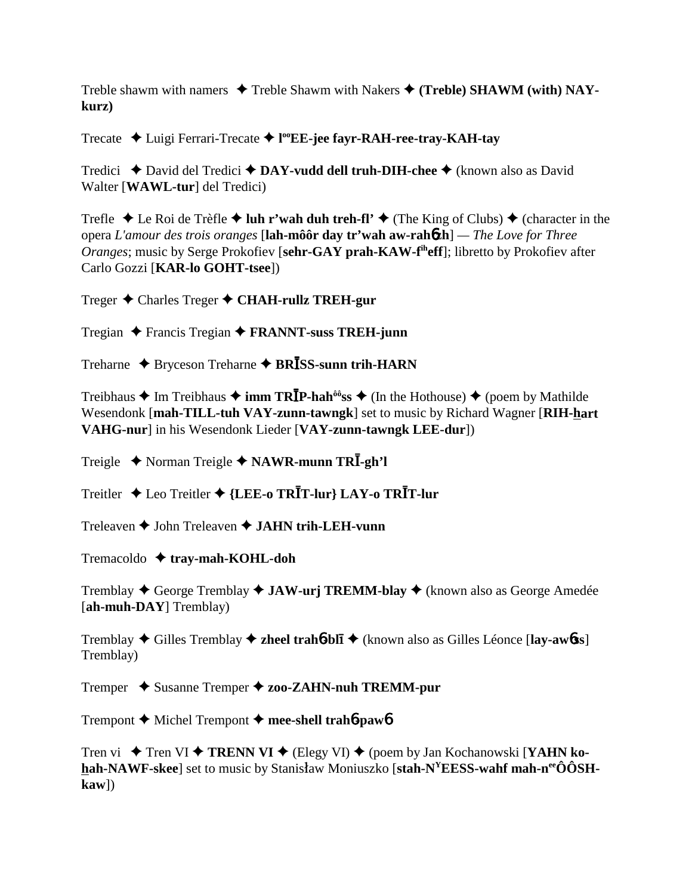Treble shawm with namers ✦ Treble Shawm with Nakers ✦ **(Treble) SHAWM (with) NAY-kurz)**

Trecate ✦ Luigi Ferrari-Trecate ✦ **l°°EE-jee fayr-RAH-ree-tray-KAH-tay**

Tredici ✦ David del Tredici ✦ **DAY-vudd dell truh-DIH-chee** ✦ (known also as David Walter [**WAWL-tur**] del Tredici)

Trefle ✦ Le Roi de Trèfle ✦ **luh r'wah duh treh-fl'** ✦ (The King of Clubs) ✦ (character in the opera *L'amour des trois oranges* [**lah-môôr day tr'wah aw-rahɓzh**] — *The Love for Three Oranges*; music by Serge Prokofiev [**sehr-GAY prah-KAW-fiheff**]; libretto by Prokofiev after Carlo Gozzi [**KAR-lo GOHT-tsee**])

Treger ✦ Charles Treger ✦ **CHAH-rullz TREH-gur**

Tregian ✦ Francis Tregian ✦ **FRANNT-suss TREH-junn**

Treharne ✦ Bryceson Treharne ✦ **BRĪSS-sunn trih-HARN**

Treibhaus ✦ Im Treibhaus ✦ **imm TRĪP-hahôôss** ✦ (In the Hothouse) ✦ (poem by Mathilde Wesendonk [**mah-TILL-tuh VAY-zunn-tawngk**] set to music by Richard Wagner [**RIH-hart VAHG-nur**] in his Wesendonk Lieder [**VAY-zunn-tawngk LEE-dur**])

Treigle ✦ Norman Treigle ✦ **NAWR-munn TRĪ-gh'l**

Treitler ✦ Leo Treitler ✦ **{LEE-o TRĪT-lur} LAY-o TRĪT-lur**

Treleaven ✦ John Treleaven ✦ **JAHN trih-LEH-vunn**

Tremacoldo ✦ **tray-mah-KOHL-doh**

Tremblay ✦ George Tremblay ✦ **JAW-urj TREMM-blay** ✦ (known also as George Amedée [**ah-muh-DAY**] Tremblay)

Tremblay ✦ Gilles Tremblay ✦ **zheel trahɓ-blī** ✦ (known also as Gilles Léonce [**lay-awɓss**] Tremblay)

Tremper ✦ Susanne Tremper ✦ **zoo-ZAHN-nuh TREMM-pur**

Trempont ✦ Michel Trempont ✦ **mee-shell trahɓ-pawɓ**

Tren vi ✦ Tren VI ✦ **TRENN VI** ✦ (Elegy VI) ✦ (poem by Jan Kochanowski [**YAHN ko-hah-NAWF-skee**] set to music by Stanisław Moniuszko [**stah-NYEESS-wahf mah-neeÔÔSH-kaw**])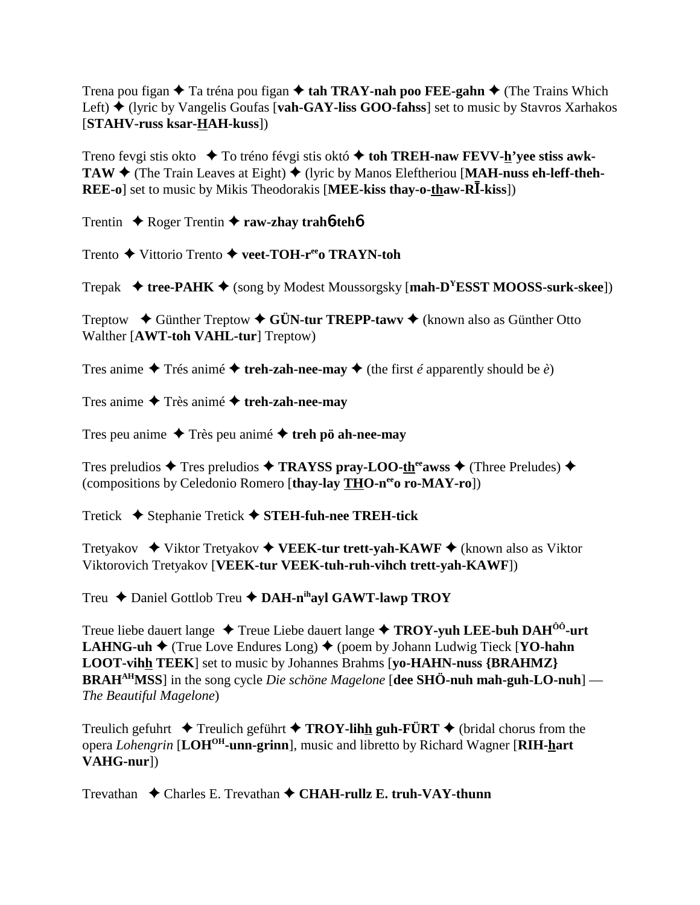Trena pou figan ✦ Ta tréna pou figan ✦ **tah TRAY-nah poo FEE-gahn** ✦ (The Trains Which Left) ✦ (lyric by Vangelis Goufas [**vah-GAY-liss GOO-fahss**] set to music by Stavros Xarhakos [**STAHV-russ ksar-HAH-kuss**])

Treno fevgi stis okto ✦ To tréno févgi stis októ ✦ **toh TREH-naw FEVV-h'yee stiss awk-TAW** ✦ (The Train Leaves at Eight) ✦ (lyric by Manos Eleftheriou [**MAH-nuss eh-leff-theh-REE-o**] set to music by Mikis Theodorakis [**MEE-kiss thay-o-thaw-RĪ-kiss**])

Trentin ✦ Roger Trentin ✦ **raw-zhay trahб-tehб**

Trento ✦ Vittorio Trento ✦ **veet-TOH-r^ee^o TRAYN-toh**

Trepak ✦ **tree-PAHK** ✦ (song by Modest Moussorgsky [**mah-D^Y^ESST MOOSS-surk-skee**])

Treptow ✦ Günther Treptow ✦ **GÜN-tur TREPP-tawv** ✦ (known also as Günther Otto Walther [**AWT-toh VAHL-tur**] Treptow)

Tres anime ✦ Trés animé ✦ **treh-zah-nee-may** ✦ (the first *é* apparently should be *è*)

Tres anime ✦ Très animé ✦ **treh-zah-nee-may**

Tres peu anime ✦ Très peu animé ✦ **treh pö ah-nee-may**

Tres preludios ✦ Tres preludios ✦ **TRAYSS pray-LOO-th^ee^awss** ✦ (Three Preludes) ✦ (compositions by Celedonio Romero [**thay-lay THO-n^ee^o ro-MAY-ro**])

Tretick ✦ Stephanie Tretick ✦ **STEH-fuh-nee TREH-tick**

Tretyakov ✦ Viktor Tretyakov ✦ **VEEK-tur trett-yah-KAWF** ✦ (known also as Viktor Viktorovich Tretyakov [**VEEK-tur VEEK-tuh-ruh-vihch trett-yah-KAWF**])

Treu ✦ Daniel Gottlob Treu ✦ **DAH-n^ih^ayl GAWT-lawp TROY**

Treue liebe dauert lange ✦ Treue Liebe dauert lange ✦ **TROY-yuh LEE-buh DAH^ÔÔ^-urt LAHNG-uh** ✦ (True Love Endures Long) ✦ (poem by Johann Ludwig Tieck [**YO-hahn LOOT-vihh TEEK**] set to music by Johannes Brahms [**yo-HAHN-nuss {BRAHMZ} BRAH^AH^MSS**] in the song cycle *Die schöne Magelone* [**dee SHÖ-nuh mah-guh-LO-nuh**] — *The Beautiful Magelone*)

Treulich gefuhrt ✦ Treulich geführt ✦ **TROY-lihh guh-FÜRT** ✦ (bridal chorus from the opera *Lohengrin* [**LOH^OH^-unn-grinn**], music and libretto by Richard Wagner [**RIH-hart VAHG-nur**])

Trevathan ✦ Charles E. Trevathan ✦ **CHAH-rullz E. truh-VAY-thunn**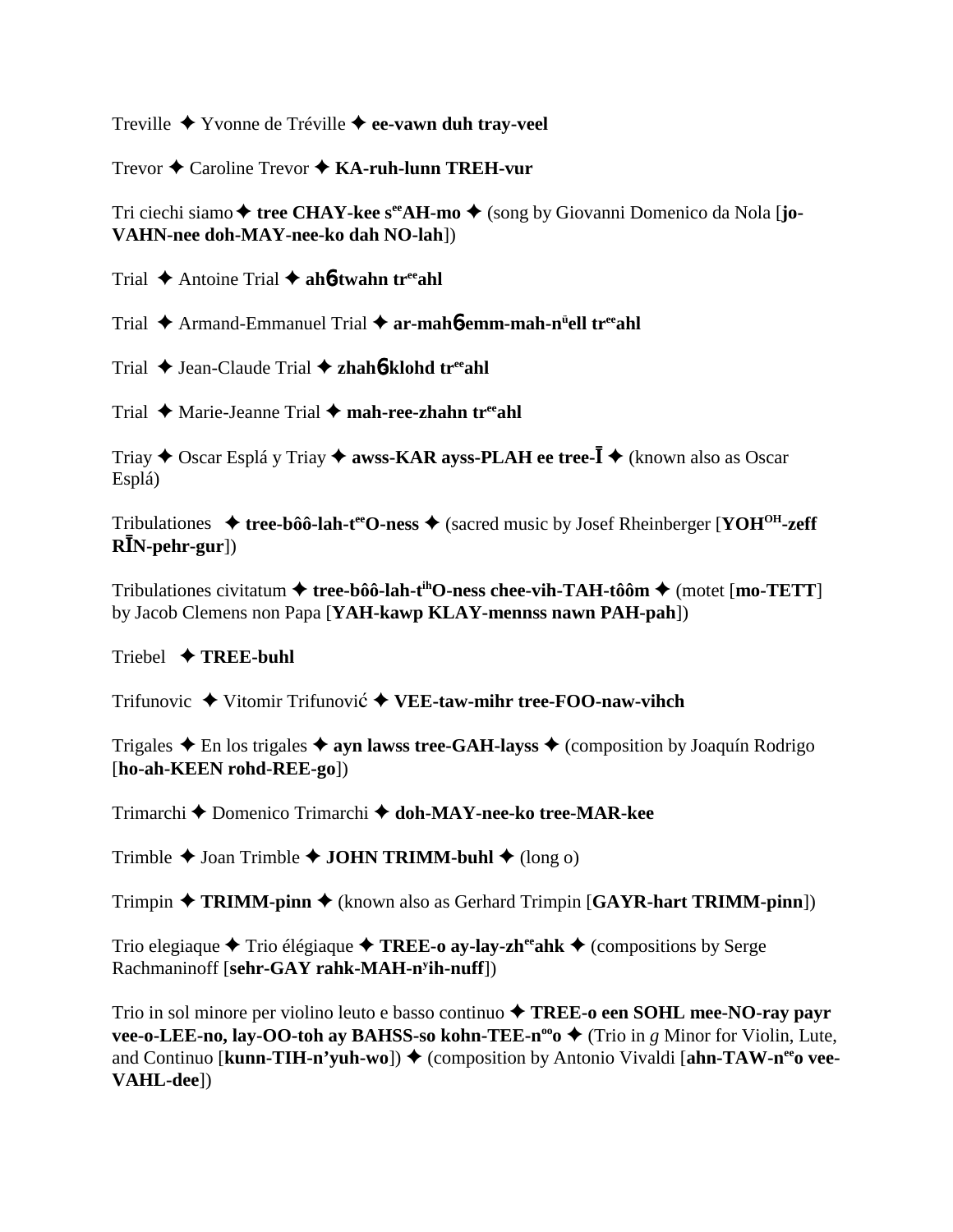Treville ✦ Yvonne de Tréville ✦ **ee-vawn duh tray-veel**

Trevor ✦ Caroline Trevor ✦ **KA-ruh-lunn TREH-vur**

Tri ciechi siamo ✦ **tree CHAY-kee s**[ee]**AH-mo** ✦ (song by Giovanni Domenico da Nola [**jo-VAHN-nee doh-MAY-nee-ko dah NO-lah**])

Trial ✦ Antoine Trial ✦ **ahɕ-twahn tr**[ee]**ahl**

Trial ✦ Armand-Emmanuel Trial ✦ **ar-mahɕ-emm-mah-n**[ü]**ell tr**[ee]**ahl**

Trial ✦ Jean-Claude Trial ✦ **zhahɕ-klohd tr**[ee]**ahl**

Trial ✦ Marie-Jeanne Trial ✦ **mah-ree-zhahn tr**[ee]**ahl**

Triay ✦ Oscar Esplá y Triay ✦ **awss-KAR ayss-PLAH ee tree-Ī** ✦ (known also as Oscar Esplá)

Tribulationes ✦ **tree-bôô-lah-t**[ee]**O-ness** ✦ (sacred music by Josef Rheinberger [**YOH**[OH]**-zeff RĪN-pehr-gur**])

Tribulationes civitatum ✦ **tree-bôô-lah-t**[ih]**O-ness chee-vih-TAH-tôôm** ✦ (motet [**mo-TETT**] by Jacob Clemens non Papa [**YAH-kawp KLAY-mennss nawn PAH-pah**])

Triebel ✦ **TREE-buhl**

Trifunovic ✦ Vitomir Trifunović ✦ **VEE-taw-mihr tree-FOO-naw-vihch**

Trigales ✦ En los trigales ✦ **ayn lawss tree-GAH-layss** ✦ (composition by Joaquín Rodrigo [**ho-ah-KEEN rohd-REE-go**])

Trimarchi ✦ Domenico Trimarchi ✦ **doh-MAY-nee-ko tree-MAR-kee**

Trimble ✦ Joan Trimble ✦ **JOHN TRIMM-buhl** ✦ (long o)

Trimpin ✦ **TRIMM-pinn** ✦ (known also as Gerhard Trimpin [**GAYR-hart TRIMM-pinn**])

Trio elegiaque ✦ Trio élégiaque ✦ **TREE-o ay-lay-zh**[ee]**ahk** ✦ (compositions by Serge Rachmaninoff [**sehr-GAY rahk-MAH-n**[y]**ih-nuff**])

Trio in sol minore per violino leuto e basso continuo ✦ **TREE-o een SOHL mee-NO-ray payr vee-o-LEE-no, lay-OO-toh ay BAHSS-so kohn-TEE-n**[oo]**o** ✦ (Trio in *g* Minor for Violin, Lute, and Continuo [**kunn-TIH-n'yuh-wo**]) ✦ (composition by Antonio Vivaldi [**ahn-TAW-n**[ee]**o vee-VAHL-dee**])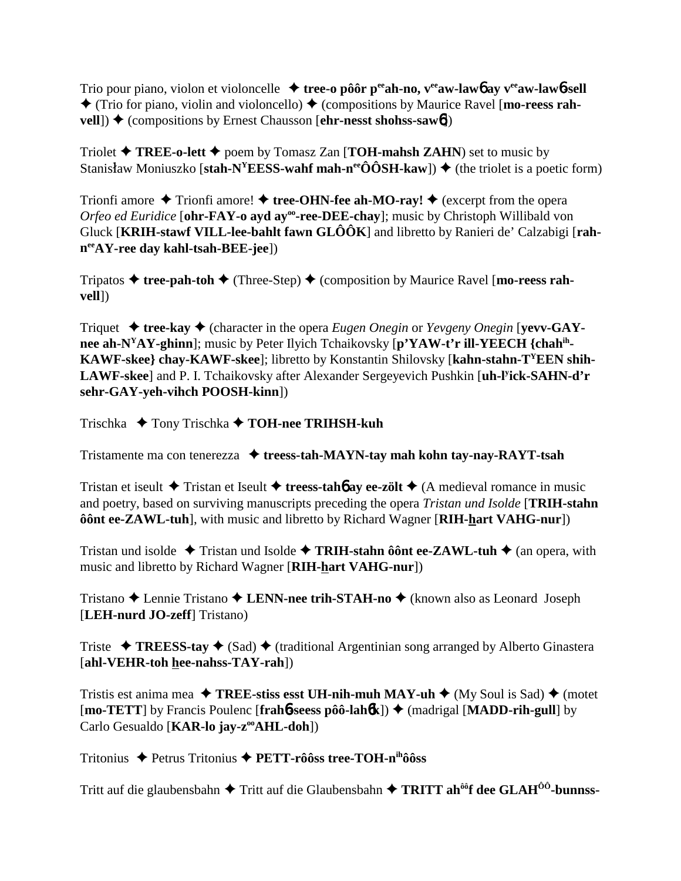Trio pour piano, violon et violoncelle ✦ **tree-o pôôr p**ee**ah-no, v**ee**aw-lawɓ ay v**ee**aw-lawɓ-sell** ✦ (Trio for piano, violin and violoncello) ✦ (compositions by Maurice Ravel [**mo-reess rah-vell**]) ✦ (compositions by Ernest Chausson [**ehr-nesst shohss-sawɓ**])

Triolet ✦ **TREE-o-lett** ✦ poem by Tomasz Zan [**TOH-mahsh ZAHN**) set to music by Stanisław Moniuszko [**stah-N**Y**EESS-wahf mah-n**ee**ÔÔSH-kaw**]) ✦ (the triolet is a poetic form)

Trionfi amore ✦ Trionfi amore! ✦ **tree-OHN-fee ah-MO-ray!** ✦ (excerpt from the opera *Orfeo ed Euridice* [**ohr-FAY-o ayd ay**oo**-ree-DEE-chay**]; music by Christoph Willibald von Gluck [**KRIH-stawf VILL-lee-bahlt fawn GLÔÔK**] and libretto by Ranieri de' Calzabigi [**rah-n**ee**AY-ree day kahl-tsah-BEE-jee**])

Tripatos ✦ **tree-pah-toh** ✦ (Three-Step) ✦ (composition by Maurice Ravel [**mo-reess rah-vell**])

Triquet ✦ **tree-kay** ✦ (character in the opera *Eugen Onegin* or *Yevgeny Onegin* [**yevv-GAY-nee ah-N**Y**AY-ghinn**]; music by Peter Ilyich Tchaikovsky [**p'YAW-t'r ill-YEECH {chah**ih**-KAWF-skee} chay-KAWF-skee**]; libretto by Konstantin Shilovsky [**kahn-stahn-T**Y**EEN shih-LAWF-skee**] and P. I. Tchaikovsky after Alexander Sergeyevich Pushkin [**uh-l**y**ick-SAHN-d'r sehr-GAY-yeh-vihch POOSH-kinn**])

Trischka ✦ Tony Trischka ✦ **TOH-nee TRIHSH-kuh**

Tristamente ma con tenerezza ✦ **treess-tah-MAYN-tay mah kohn tay-nay-RAYT-tsah**

Tristan et iseult ✦ Tristan et Iseult ✦ **treess-tahɓ ay ee-zölt** ✦ (A medieval romance in music and poetry, based on surviving manuscripts preceding the opera *Tristan und Isolde* [**TRIH-stahn ôônt ee-ZAWL-tuh**], with music and libretto by Richard Wagner [**RIH-hart VAHG-nur**])

Tristan und isolde ✦ Tristan und Isolde ✦ **TRIH-stahn ôônt ee-ZAWL-tuh** ✦ (an opera, with music and libretto by Richard Wagner [**RIH-hart VAHG-nur**])

Tristano ✦ Lennie Tristano ✦ **LENN-nee trih-STAH-no** ✦ (known also as Leonard Joseph [**LEH-nurd JO-zeff**] Tristano)

Triste ✦ **TREESS-tay** ✦ (Sad) ✦ (traditional Argentinian song arranged by Alberto Ginastera [**ahl-VEHR-toh hee-nahss-TAY-rah**])

Tristis est anima mea ✦ **TREE-stiss esst UH-nih-muh MAY-uh** ✦ (My Soul is Sad) ✦ (motet [**mo-TETT**] by Francis Poulenc [**frahɓ-seess pôô-lahɓk**]) ✦ (madrigal [**MADD-rih-gull**] by Carlo Gesualdo [**KAR-lo jay-z**oo**AHL-doh**])

Tritonius ✦ Petrus Tritonius ✦ **PETT-rôôss tree-TOH-n**ih**ôôss**

Tritt auf die glaubensbahn ✦ Tritt auf die Glaubensbahn ✦ **TRITT ah**ôô**f dee GLAH**ÔÔ**-bunnss-**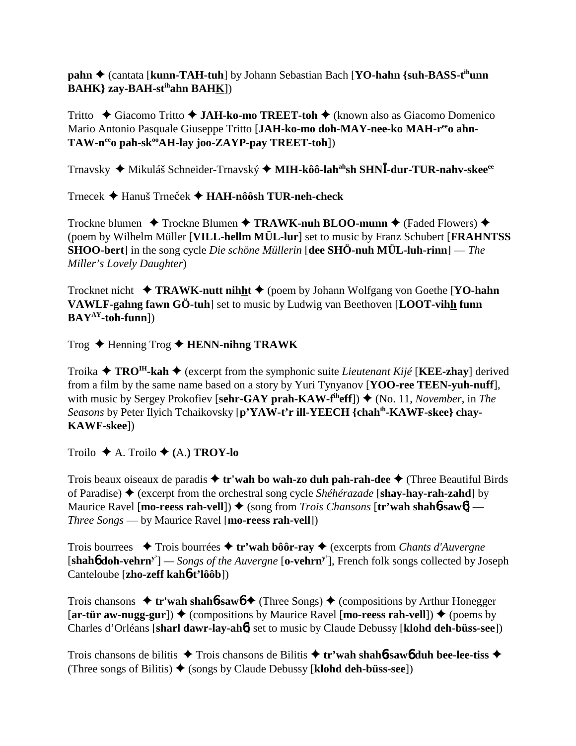**pahn** ✦ (cantata [**kunn-TAH-tuh**] by Johann Sebastian Bach [**YO-hahn {suh-BASS-t**ih**unn BAHK} zay-BAH-st**ih**ahn BAHK**])

Tritto ✦ Giacomo Tritto ✦ **JAH-ko-mo TREET-toh** ✦ (known also as Giacomo Domenico Mario Antonio Pasquale Giuseppe Tritto [**JAH-ko-mo doh-MAY-nee-ko MAH-r**ee**o ahn-TAW-n**ee**o pah-sk**oo**AH-lay joo-ZAYP-pay TREET-toh**])

Trnavsky ✦ Mikuláš Schneider-Trnavský ✦ **MIH-kôô-lah**ah**sh SHNĪ-dur-TUR-nahv-skee**ee

Trnecek ✦ Hanuš Trneček ✦ **HAH-nôôsh TUR-neh-check**

Trockne blumen ✦ Trockne Blumen ✦ **TRAWK-nuh BLOO-munn** ✦ (Faded Flowers) ✦ (poem by Wilhelm Müller [**VILL-hellm MÜL-lur**] set to music by Franz Schubert [**FRAHNTSS SHOO-bert**] in the song cycle *Die schöne Müllerin* [**dee SHÖ-nuh MÜL-luh-rinn**] — *The Miller's Lovely Daughter*)

Trocknet nicht ✦ **TRAWK-nutt nihht** ✦ (poem by Johann Wolfgang von Goethe [**YO-hahn VAWLF-gahng fawn GÖ-tuh**] set to music by Ludwig van Beethoven [**LOOT-vihh funn BAY**AY**-toh-funn**])

Trog ✦ Henning Trog ✦ **HENN-nihng TRAWK**

Troika ✦ **TRO**IH**-kah** ✦ (excerpt from the symphonic suite *Lieutenant Kijé* [**KEE-zhay**] derived from a film by the same name based on a story by Yuri Tynyanov [**YOO-ree TEEN-yuh-nuff**], with music by Sergey Prokofiev [**sehr-GAY prah-KAW-f**ih**eff**]) ✦ (No. 11, *November*, in *The Seasons* by Peter Ilyich Tchaikovsky [**p'YAW-t'r ill-YEECH {chah**ih**-KAWF-skee} chay-KAWF-skee**])

Troilo ✦ A. Troilo ✦ **(A.) TROY-lo**

Trois beaux oiseaux de paradis ✦ **tr'wah bo wah-zo duh pah-rah-dee** ✦ (Three Beautiful Birds of Paradise) ✦ (excerpt from the orchestral song cycle *Shéhérazade* [**shay-hay-rah-zahd**] by Maurice Ravel [**mo-reess rah-vell**]) ✦ (song from *Trois Chansons* [**tr'wah shahб-sawб**] — *Three Songs* — by Maurice Ravel [**mo-reess rah-vell**])

Trois bourrees ✦ Trois bourrées ✦ **tr'wah bôôr-ray** ✦ (excerpts from *Chants d'Auvergne* [**shahб doh-vehrn**y'] — *Songs of the Auvergne* [**o-vehrn**y'], French folk songs collected by Joseph Canteloube [**zho-zeff kahб-t'lôôb**])

Trois chansons ✦ **tr'wah shahб-sawб** ✦ (Three Songs) ✦ (compositions by Arthur Honegger [**ar-tür aw-nugg-gur**]) ✦ (compositions by Maurice Ravel [**mo-reess rah-vell**]) ✦ (poems by Charles d'Orléans [**sharl dawr-lay-ahб**] set to music by Claude Debussy [**klohd deh-büss-see**])

Trois chansons de bilitis ✦ Trois chansons de Bilitis ✦ **tr'wah shahб-sawб duh bee-lee-tiss** ✦ (Three songs of Bilitis) ✦ (songs by Claude Debussy [**klohd deh-büss-see**])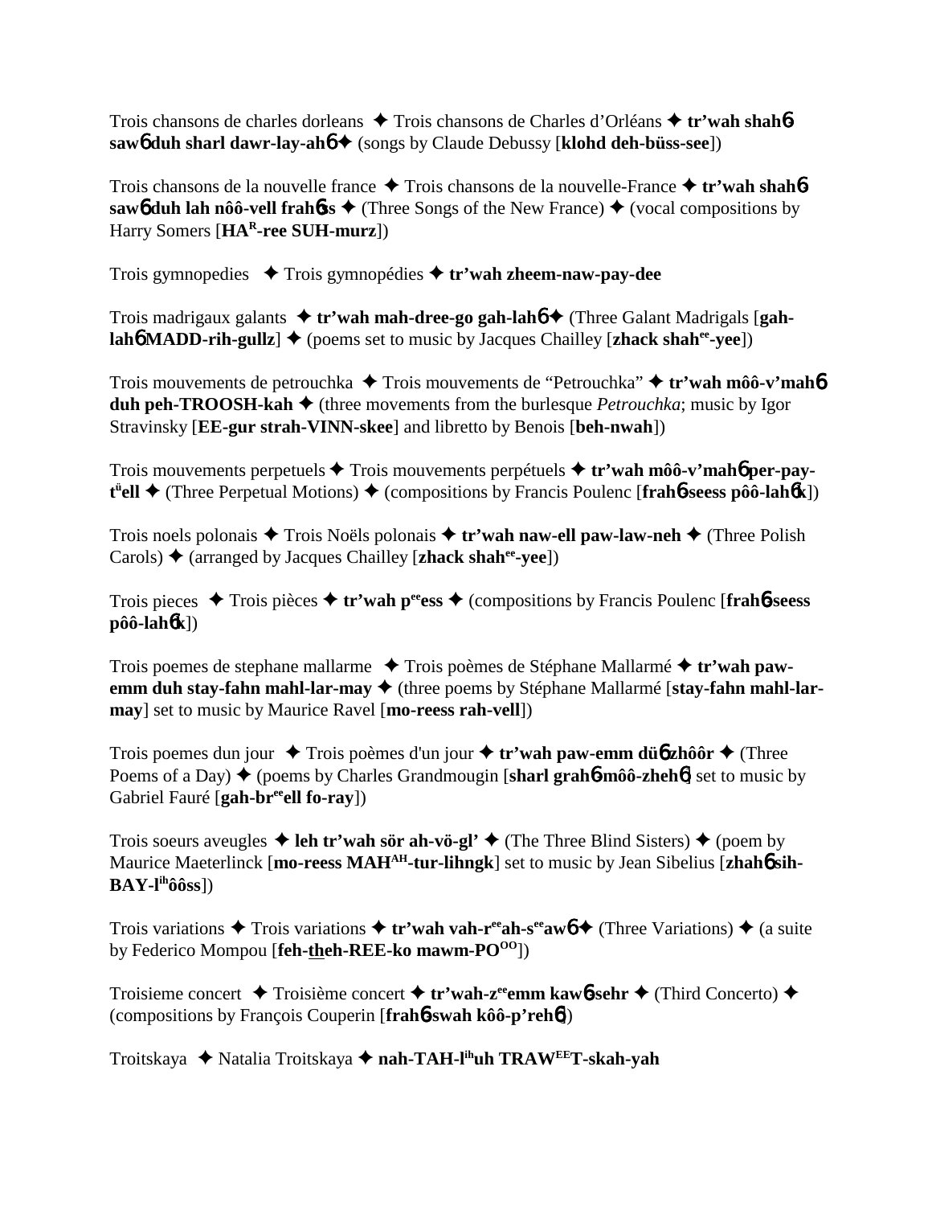Trois chansons de charles dorleans ✦ Trois chansons de Charles d'Orléans ✦ **tr'wah shahɓ sawɓ duh sharl dawr-lay-ahɓ** ✦ (songs by Claude Debussy [**klohd deh-büss-see**])

Trois chansons de la nouvelle france ✦ Trois chansons de la nouvelle-France ✦ **tr'wah shahɓ sawɓ duh lah nôô-vell frahɓss** ✦ (Three Songs of the New France) ✦ (vocal compositions by Harry Somers [**HA^R-ree SUH-murz**])

Trois gymnopedies ✦ Trois gymnopédies ✦ **tr'wah zheem-naw-pay-dee**

Trois madrigaux galants ✦ **tr'wah mah-dree-go gah-lahɓ** ✦ (Three Galant Madrigals [**gah-lahɓ MADD-rih-gullz**] ✦ (poems set to music by Jacques Chailley [**zhack shah^ee-yee**])

Trois mouvements de petrouchka ✦ Trois mouvements de "Petrouchka" ✦ **tr'wah môô-v'mahɓ duh peh-TROOSH-kah** ✦ (three movements from the burlesque *Petrouchka*; music by Igor Stravinsky [**EE-gur strah-VINN-skee**] and libretto by Benois [**beh-nwah**])

Trois mouvements perpetuels ✦ Trois mouvements perpétuels ✦ **tr'wah môô-v'mahɓ per-pay-t^ü ell** ✦ (Three Perpetual Motions) ✦ (compositions by Francis Poulenc [**frahɓ-seess pôô-lahɓk**])

Trois noels polonais ✦ Trois Noëls polonais ✦ **tr'wah naw-ell paw-law-neh** ✦ (Three Polish Carols) ✦ (arranged by Jacques Chailley [**zhack shah^ee-yee**])

Trois pieces ✦ Trois pièces ✦ **tr'wah p^ee ess** ✦ (compositions by Francis Poulenc [**frahɓ-seess pôô-lahɓk**])

Trois poemes de stephane mallarme ✦ Trois poèmes de Stéphane Mallarmé ✦ **tr'wah paw-emm duh stay-fahn mahl-lar-may** ✦ (three poems by Stéphane Mallarmé [**stay-fahn mahl-lar-may**] set to music by Maurice Ravel [**mo-reess rah-vell**])

Trois poemes dun jour ✦ Trois poèmes d'un jour ✦ **tr'wah paw-emm düɓ zhôôr** ✦ (Three Poems of a Day) ✦ (poems by Charles Grandmougin [**sharl grahɓ-môô-zhehɓ**] set to music by Gabriel Fauré [**gah-br^ee ell fo-ray**])

Trois soeurs aveugles ✦ **leh tr'wah sör ah-vö-gl'** ✦ (The Three Blind Sisters) ✦ (poem by Maurice Maeterlinck [**mo-reess MAH^AH-tur-lihngk**] set to music by Jean Sibelius [**zhahɓ sih-BAY-l^ih ôôss**])

Trois variations ✦ Trois variations ✦ **tr'wah vah-r^ee ah-s^ee awɓ** ✦ (Three Variations) ✦ (a suite by Federico Mompou [**feh-theh-REE-ko mawm-PO^OO**])

Troisieme concert ✦ Troisième concert ✦ **tr'wah-z^ee emm kawɓ-sehr** ✦ (Third Concerto) ✦ (compositions by François Couperin [**frahɓ-swah kôô-p'rehɓ**])

Troitskaya ✦ Natalia Troitskaya ✦ **nah-TAH-l^ih uh TRAW^EE T-skah-yah**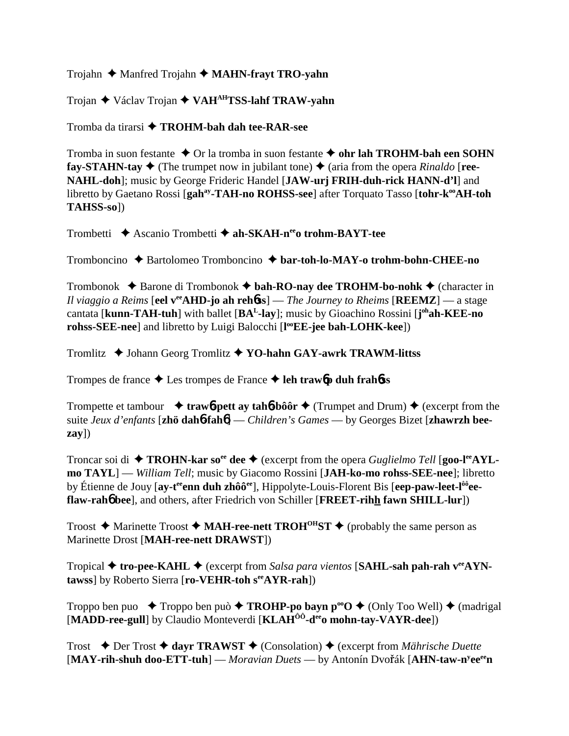Trojahn ✦ Manfred Trojahn ✦ **MAHN-frayt TRO-yahn**

Trojan ✦ Václav Trojan ✦ **VAH[AH]TSS-lahf TRAW-yahn**

Tromba da tirarsi ✦ **TROHM-bah dah tee-RAR-see**

Tromba in suon festante ✦ Or la tromba in suon festante ✦ **ohr lah TROHM-bah een SOHN fay-STAHN-tay** ✦ (The trumpet now in jubilant tone) ✦ (aria from the opera *Rinaldo* [**ree-NAHL-doh**]; music by George Frideric Handel [**JAW-urj FRIH-duh-rick HANN-d'l**] and libretto by Gaetano Rossi [**gah[ay]-TAH-no ROHSS-see**] after Torquato Tasso [**tohr-k[oo]AH-toh TAHSS-so**])

Trombetti ✦ Ascanio Trombetti ✦ **ah-SKAH-n[ee]o trohm-BAYT-tee**

Tromboncino ✦ Bartolomeo Tromboncino ✦ **bar-toh-lo-MAY-o trohm-bohn-CHEE-no**

Trombonok ✦ Barone di Trombonok ✦ **bah-RO-nay dee TROHM-bo-nohk** ✦ (character in *Il viaggio a Reims* [**eel v[ee]AHD-jo ah reh6ss**] — *The Journey to Rheims* [**REEMZ**] — a stage cantata [**kunn-TAH-tuh**] with ballet [**BA[L]-lay**]; music by Gioachino Rossini [**j[oh]ah-KEE-no rohss-SEE-nee**] and libretto by Luigi Balocchi [**l[oo]EE-jee bah-LOHK-kee**])

Tromlitz ✦ Johann Georg Tromlitz ✦ **YO-hahn GAY-awrk TRAWM-littss**

Trompes de france ✦ Les trompes de France ✦ **leh traw6p duh frah6ss**

Trompette et tambour ✦ **traw6-pett ay tah6-bôôr** ✦ (Trumpet and Drum) ✦ (excerpt from the suite *Jeux d'enfants* [**zhö dah6-fah6**] — *Children's Games* — by Georges Bizet [**zhawrzh bee-zay**])

Troncar soi di ✦ **TROHN-kar so[ee] dee** ✦ (excerpt from the opera *Guglielmo Tell* [**goo-l[ee]AYL-mo TAYL**] — *William Tell*; music by Giacomo Rossini [**JAH-ko-mo rohss-SEE-nee**]; libretto by Étienne de Jouy [**ay-t[ee]enn duh zhôô[ee]**], Hippolyte-Louis-Florent Bis [**eep-paw-leet-l[ôô]ee-flaw-rah6 bee**], and others, after Friedrich von Schiller [**FREET-rihh fawn SHILL-lur**])

Troost ✦ Marinette Troost ✦ **MAH-ree-nett TROH[OH]ST** ✦ (probably the same person as Marinette Drost [**MAH-ree-nett DRAWST**])

Tropical ✦ **tro-pee-KAHL** ✦ (excerpt from *Salsa para vientos* [**SAHL-sah pah-rah v[ee]AYN-tawss**] by Roberto Sierra [**ro-VEHR-toh s[ee]AYR-rah**])

Troppo ben puo ✦ Troppo ben può ✦ **TROHP-po bayn p[oo]O** ✦ (Only Too Well) ✦ (madrigal [**MADD-ree-gull**] by Claudio Monteverdi [**KLAH[ÔÔ]-d[ee]o mohn-tay-VAYR-dee**])

Trost ✦ Der Trost ✦ **dayr TRAWST** ✦ (Consolation) ✦ (excerpt from *Mährische Duette* [**MAY-rih-shuh doo-ETT-tuh**] — *Moravian Duets* — by Antonín Dvořák [**AHN-taw-n[y]ee[ee]n**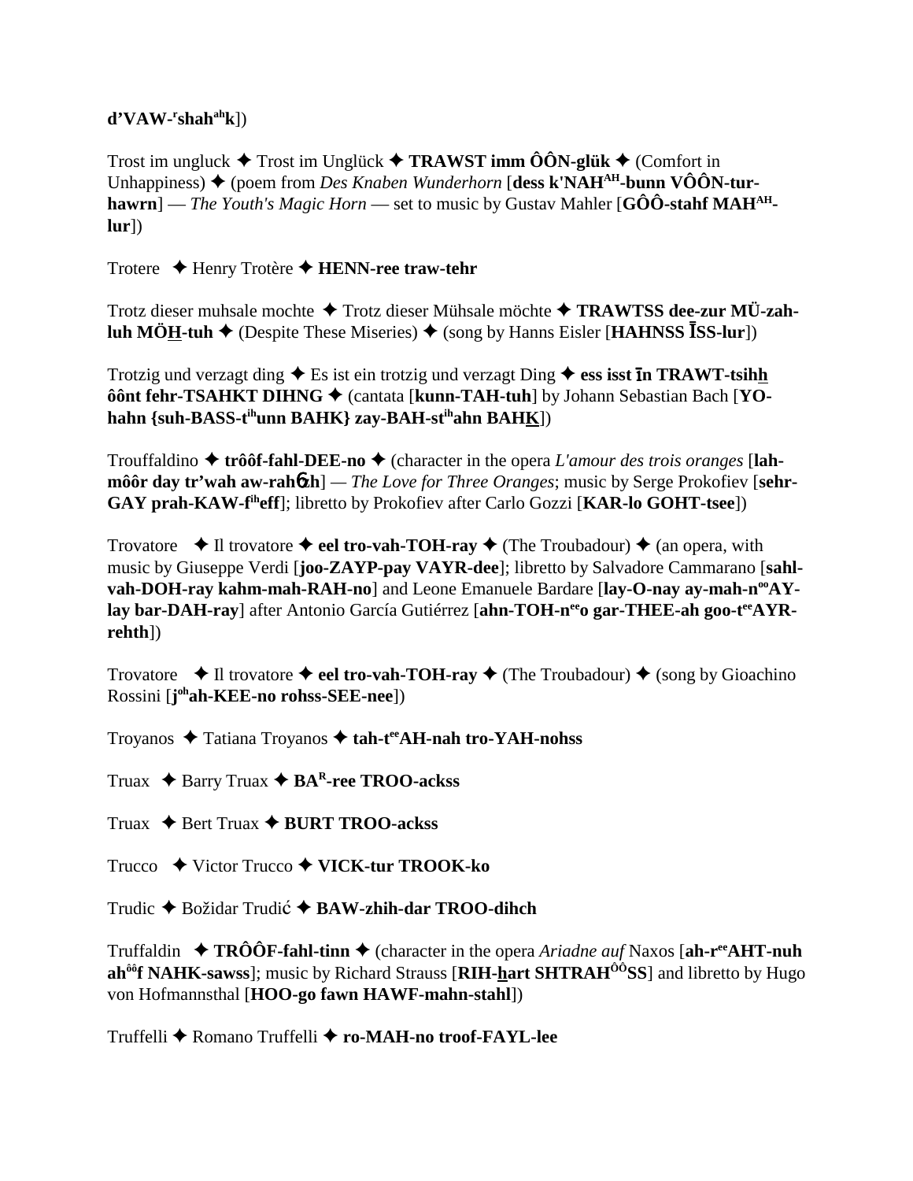**d'VAW-ʳshahᵃʰk**])

Trost im ungluck ✦ Trost im Unglück ✦ **TRAWST imm ÔÔN-glük** ✦ (Comfort in Unhappiness) ✦ (poem from *Des Knaben Wunderhorn* [**dess k'NAHᴬᴴ-bunn VÔÔN-tur-hawrn**] — *The Youth's Magic Horn* — set to music by Gustav Mahler [**GÔÔ-stahf MAHᴬᴴ-lur**])

Trotere ✦ Henry Trotère ✦ **HENN-ree traw-tehr**

Trotz dieser muhsale mochte ✦ Trotz dieser Mühsale möchte ✦ **TRAWTSS dee-zur MÜ-zah-luh MÖH-tuh** ✦ (Despite These Miseries) ✦ (song by Hanns Eisler [**HAHNSS ĪSS-lur**])

Trotzig und verzagt ding ✦ Es ist ein trotzig und verzagt Ding ✦ **ess isst īn TRAWT-tsihh ôônt fehr-TSAHKT DIHNG** ✦ (cantata [**kunn-TAH-tuh**] by Johann Sebastian Bach [**YO-hahn {suh-BASS-tⁱʰunn BAHK} zay-BAH-stⁱʰahn BAHK**])

Trouffaldino ✦ **trôôf-fahl-DEE-no** ✦ (character in the opera *L'amour des trois oranges* [**lah-môôr day tr'wah aw-rahzh**] — *The Love for Three Oranges*; music by Serge Prokofiev [**sehr-GAY prah-KAW-fⁱʰeff**]; libretto by Prokofiev after Carlo Gozzi [**KAR-lo GOHT-tsee**])

Trovatore ✦ Il trovatore ✦ **eel tro-vah-TOH-ray** ✦ (The Troubadour) ✦ (an opera, with music by Giuseppe Verdi [**joo-ZAYP-pay VAYR-dee**]; libretto by Salvadore Cammarano [**sahl-vah-DOH-ray kahm-mah-RAH-no**] and Leone Emanuele Bardare [**lay-O-nay ay-mah-nᵒᵒAY-lay bar-DAH-ray**] after Antonio García Gutiérrez [**ahn-TOH-nᵉᵉo gar-THEE-ah goo-tᵉᵉAYR-rehth**])

Trovatore ✦ Il trovatore ✦ **eel tro-vah-TOH-ray** ✦ (The Troubadour) ✦ (song by Gioachino Rossini [**jᵒʰah-KEE-no rohss-SEE-nee**])

Troyanos ✦ Tatiana Troyanos ✦ **tah-tᵉᵉAH-nah tro-YAH-nohss**

Truax ✦ Barry Truax ✦ **BAᴿ-ree TROO-ackss**

Truax ✦ Bert Truax ✦ **BURT TROO-ackss**

Trucco ✦ Victor Trucco ✦ **VICK-tur TROOK-ko**

Trudic ✦ Božidar Trudić ✦ **BAW-zhih-dar TROO-dihch**

Truffaldin ✦ **TRÔÔF-fahl-tinn** ✦ (character in the opera *Ariadne auf* Naxos [**ah-rᵉᵉAHT-nuh ahᵒᵒf NAHK-sawss**]; music by Richard Strauss [**RIH-hart SHTRAHᴼᴼSS**] and libretto by Hugo von Hofmannsthal [**HOO-go fawn HAWF-mahn-stahl**])

Truffelli ✦ Romano Truffelli ✦ **ro-MAH-no troof-FAYL-lee**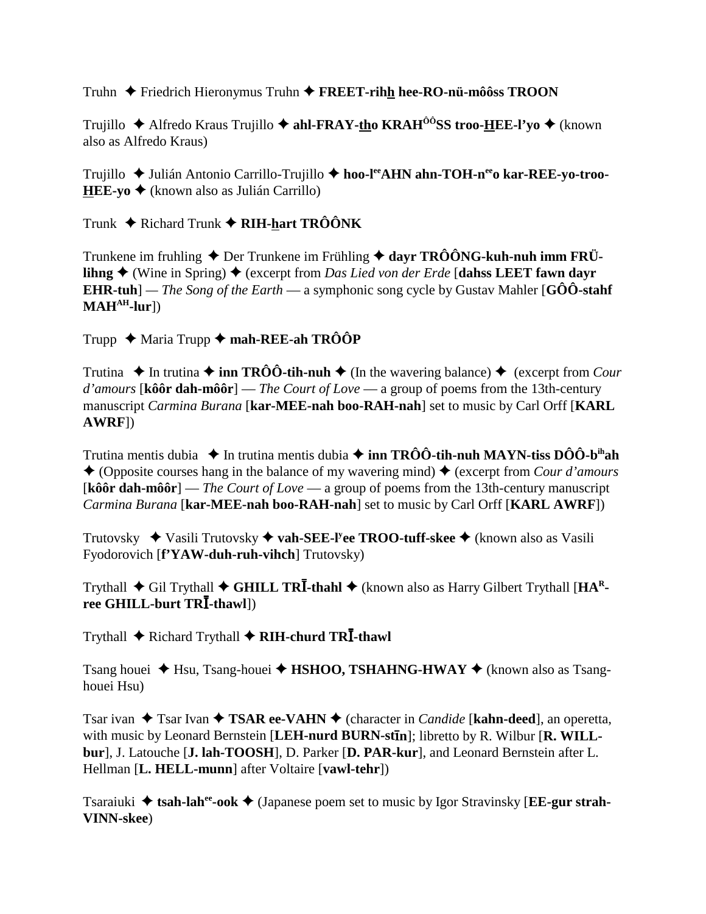Truhn ✦ Friedrich Hieronymus Truhn ✦ **FREET-rihh hee-RO-nü-môôss TROON**

Trujillo ✦ Alfredo Kraus Trujillo ✦ **ahl-FRAY-tho KRAH[ÔÔ]SS troo-HEE-l'yo** ✦ (known also as Alfredo Kraus)

Trujillo ✦ Julián Antonio Carrillo-Trujillo ✦ **hoo-l[ee]AHN ahn-TOH-n[ee]o kar-REE-yo-troo-HEE-yo** ✦ (known also as Julián Carrillo)

Trunk ✦ Richard Trunk ✦ **RIH-hart TRÔÔNK**

Trunkene im fruhling ✦ Der Trunkene im Frühling ✦ **dayr TRÔÔNG-kuh-nuh imm FRÜ-lihng** ✦ (Wine in Spring) ✦ (excerpt from *Das Lied von der Erde* [**dahss LEET fawn dayr EHR-tuh**] — *The Song of the Earth* — a symphonic song cycle by Gustav Mahler [**GÔÔ-stahf MAH[AH]-lur**])

Trupp ✦ Maria Trupp ✦ **mah-REE-ah TRÔÔP**

Trutina ✦ In trutina ✦ **inn TRÔÔ-tih-nuh** ✦ (In the wavering balance) ✦ (excerpt from *Cour d'amours* [**kôôr dah-môôr**] — *The Court of Love* — a group of poems from the 13th-century manuscript *Carmina Burana* [**kar-MEE-nah boo-RAH-nah**] set to music by Carl Orff [**KARL AWRF**])

Trutina mentis dubia ✦ In trutina mentis dubia ✦ **inn TRÔÔ-tih-nuh MAYN-tiss DÔÔ-b[ih]ah** ✦ (Opposite courses hang in the balance of my wavering mind) ✦ (excerpt from *Cour d'amours* [**kôôr dah-môôr**] — *The Court of Love* — a group of poems from the 13th-century manuscript *Carmina Burana* [**kar-MEE-nah boo-RAH-nah**] set to music by Carl Orff [**KARL AWRF**])

Trutovsky ✦ Vasili Trutovsky ✦ **vah-SEE-l[y]ee TROO-tuff-skee** ✦ (known also as Vasili Fyodorovich [**f'YAW-duh-ruh-vihch**] Trutovsky)

Trythall ✦ Gil Trythall ✦ **GHILL TRĪ-thahl** ✦ (known also as Harry Gilbert Trythall [**HA[R]-ree GHILL-burt TRĪ-thawl**])

Trythall ✦ Richard Trythall ✦ **RIH-churd TRĪ-thawl**

Tsang houei ✦ Hsu, Tsang-houei ✦ **HSHOO, TSHAHNG-HWAY** ✦ (known also as Tsang-houei Hsu)

Tsar ivan ✦ Tsar Ivan ✦ **TSAR ee-VAHN** ✦ (character in *Candide* [**kahn-deed**], an operetta, with music by Leonard Bernstein [**LEH-nurd BURN-stīn**]; libretto by R. Wilbur [**R. WILL-bur**], J. Latouche [**J. lah-TOOSH**], D. Parker [**D. PAR-kur**], and Leonard Bernstein after L. Hellman [**L. HELL-munn**] after Voltaire [**vawl-tehr**])

Tsaraiuki ✦ **tsah-lah[ee]-ook** ✦ (Japanese poem set to music by Igor Stravinsky [**EE-gur strah-VINN-skee**)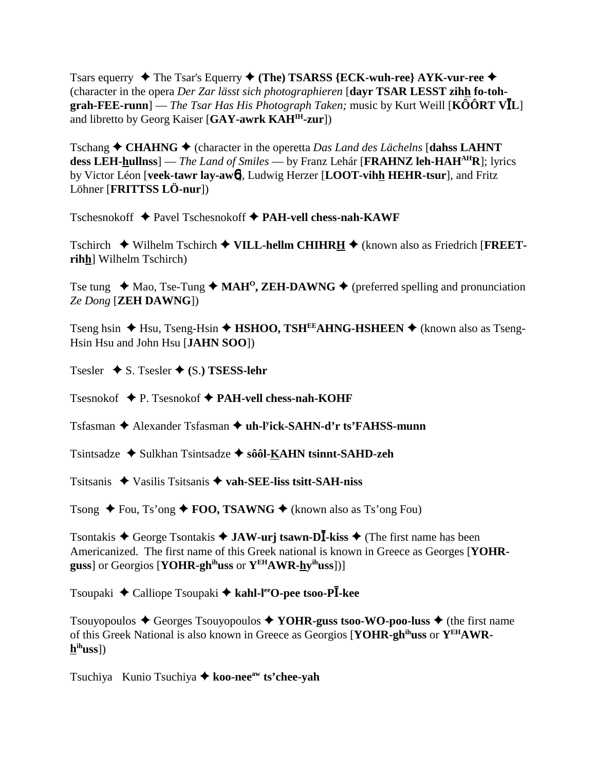Tsars equerry ✦ The Tsar's Equerry ✦ **(The) TSARSS {ECK-wuh-ree} AYK-vur-ree** ✦ (character in the opera *Der Zar lässt sich photographieren* [**dayr TSAR LESST zihh fo-toh-grah-FEE-runn**] — *The Tsar Has His Photograph Taken;* music by Kurt Weill [**KÔÔRT VĪL**] and libretto by Georg Kaiser [**GAY-awrk KAH^IH-zur**])

Tschang ✦ **CHAHNG** ✦ (character in the operetta *Das Land des Lächelns* [**dahss LAHNT dess LEH-hullnss**] — *The Land of Smiles* — by Franz Lehár [**FRAHNZ leh-HAH^AH R**]; lyrics by Victor Léon [**veek-tawr lay-awɱ**], Ludwig Herzer [**LOOT-vihh HEHR-tsur**], and Fritz Löhner [**FRITTSS LÖ-nur**])

Tschesnokoff ✦ Pavel Tschesnokoff ✦ **PAH-vell chess-nah-KAWF**

Tschirch ✦ Wilhelm Tschirch ✦ **VILL-hellm CHIHRH** ✦ (known also as Friedrich [**FREET-rihh**] Wilhelm Tschirch)

Tse tung ✦ Mao, Tse-Tung ✦ **MAH^O, ZEH-DAWNG** ✦ (preferred spelling and pronunciation *Ze Dong* [**ZEH DAWNG**])

Tseng hsin ✦ Hsu, Tseng-Hsin ✦ **HSHOO, TSH^EE AHNG-HSHEEN** ✦ (known also as Tseng-Hsin Hsu and John Hsu [**JAHN SOO**])

Tsesler ✦ S. Tsesler ✦ **(S.) TSESS-lehr**

Tsesnokof ✦ P. Tsesnokof ✦ **PAH-vell chess-nah-KOHF**

Tsfasman ✦ Alexander Tsfasman ✦ **uh-l^y ick-SAHN-d'r ts'FAHSS-munn**

Tsintsadze ✦ Sulkhan Tsintsadze ✦ **sôôl-KAHN tsinnt-SAHD-zeh**

Tsitsanis ✦ Vasilis Tsitsanis ✦ **vah-SEE-liss tsitt-SAH-niss**

Tsong ✦ Fou, Ts'ong ✦ **FOO, TSAWNG** ✦ (known also as Ts'ong Fou)

Tsontakis ✦ George Tsontakis ✦ **JAW-urj tsawn-DĪ-kiss** ✦ (The first name has been Americanized. The first name of this Greek national is known in Greece as Georges [**YOHR-guss**] or Georgios [**YOHR-gh^ih uss** or **Y^EH AWR-hy^ih uss**])]

Tsoupaki ✦ Calliope Tsoupaki ✦ **kahl-l^ee O-pee tsoo-PĪ-kee**

Tsouyopoulos ✦ Georges Tsouyopoulos ✦ **YOHR-guss tsoo-WO-poo-luss** ✦ (the first name of this Greek National is also known in Greece as Georgios [**YOHR-gh^ih uss** or **Y^EH AWR-h^ih uss**])

Tsuchiya Kunio Tsuchiya ✦ **koo-nee^aw ts'chee-yah**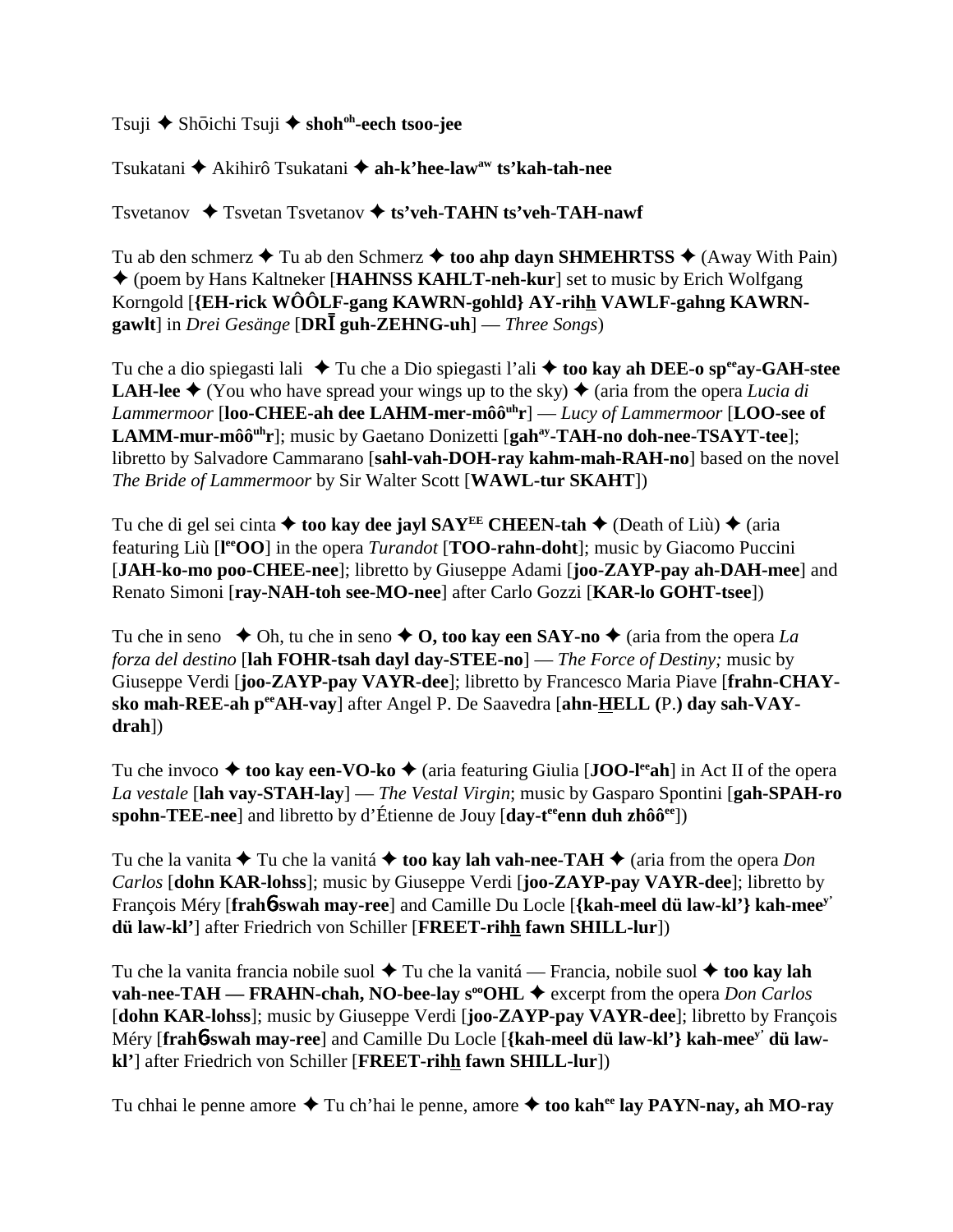Tsuji ✦ Shōichi Tsuji ✦ **shoh^oh-eech tsoo-jee**

Tsukatani ✦ Akihirô Tsukatani ✦ **ah-k'hee-law^aw ts'kah-tah-nee**

Tsvetanov ✦ Tsvetan Tsvetanov ✦ **ts'veh-TAHN ts'veh-TAH-nawf**

Tu ab den schmerz ✦ Tu ab den Schmerz ✦ **too ahp dayn SHMEHRTSS** ✦ (Away With Pain) ✦ (poem by Hans Kaltneker [**HAHNSS KAHLT-neh-kur**] set to music by Erich Wolfgang Korngold [**{EH-rick WÔÔLF-gang KAWRN-gohld} AY-rihh VAWLF-gahng KAWRN-gawlt**] in *Drei Gesänge* [**DRĪ guh-ZEHNG-uh**] — *Three Songs*)

Tu che a dio spiegasti lali ✦ Tu che a Dio spiegasti l'ali ✦ **too kay ah DEE-o sp^ee ay-GAH-stee LAH-lee** ✦ (You who have spread your wings up to the sky) ✦ (aria from the opera *Lucia di Lammermoor* [**loo-CHEE-ah dee LAHM-mer-môô^uh r**] — *Lucy of Lammermoor* [**LOO-see of LAMM-mur-môô^uh r**]; music by Gaetano Donizetti [**gah^ay-TAH-no doh-nee-TSAYT-tee**]; libretto by Salvadore Cammarano [**sahl-vah-DOH-ray kahm-mah-RAH-no**] based on the novel *The Bride of Lammermoor* by Sir Walter Scott [**WAWL-tur SKAHT**])

Tu che di gel sei cinta ✦ **too kay dee jayl SAY^EE CHEEN-tah** ✦ (Death of Liù) ✦ (aria featuring Liù [**l^ee OO**] in the opera *Turandot* [**TOO-rahn-doht**]; music by Giacomo Puccini [**JAH-ko-mo poo-CHEE-nee**]; libretto by Giuseppe Adami [**joo-ZAYP-pay ah-DAH-mee**] and Renato Simoni [**ray-NAH-toh see-MO-nee**] after Carlo Gozzi [**KAR-lo GOHT-tsee**])

Tu che in seno ✦ Oh, tu che in seno ✦ **O, too kay een SAY-no** ✦ (aria from the opera *La forza del destino* [**lah FOHR-tsah dayl day-STEE-no**] — *The Force of Destiny;* music by Giuseppe Verdi [**joo-ZAYP-pay VAYR-dee**]; libretto by Francesco Maria Piave [**frahn-CHAY-sko mah-REE-ah p^ee AH-vay**] after Angel P. De Saavedra [**ahn-HELL (**P.**) day sah-VAY-drah**])

Tu che invoco ✦ **too kay een-VO-ko** ✦ (aria featuring Giulia [**JOO-l^ee ah**] in Act II of the opera *La vestale* [**lah vay-STAH-lay**] — *The Vestal Virgin*; music by Gasparo Spontini [**gah-SPAH-ro spohn-TEE-nee**] and libretto by d'Étienne de Jouy [**day-t^ee enn duh zhôô^ee**])

Tu che la vanita ✦ Tu che la vanitá ✦ **too kay lah vah-nee-TAH** ✦ (aria from the opera *Don Carlos* [**dohn KAR-lohss**]; music by Giuseppe Verdi [**joo-ZAYP-pay VAYR-dee**]; libretto by François Méry [**frahɓ-swah may-ree**] and Camille Du Locle [**{kah-meel dü law-kl'} kah-mee^y' dü law-kl'**] after Friedrich von Schiller [**FREET-rihh fawn SHILL-lur**])

Tu che la vanita francia nobile suol ✦ Tu che la vanitá — Francia, nobile suol ✦ **too kay lah vah-nee-TAH — FRAHN-chah, NO-bee-lay s^oo OHL** ✦ excerpt from the opera *Don Carlos* [**dohn KAR-lohss**]; music by Giuseppe Verdi [**joo-ZAYP-pay VAYR-dee**]; libretto by François Méry [**frahɓ-swah may-ree**] and Camille Du Locle [**{kah-meel dü law-kl'} kah-mee^y' dü law-kl'**] after Friedrich von Schiller [**FREET-rihh fawn SHILL-lur**])

Tu chhai le penne amore ✦ Tu ch'hai le penne, amore ✦ **too kah^ee lay PAYN-nay, ah MO-ray**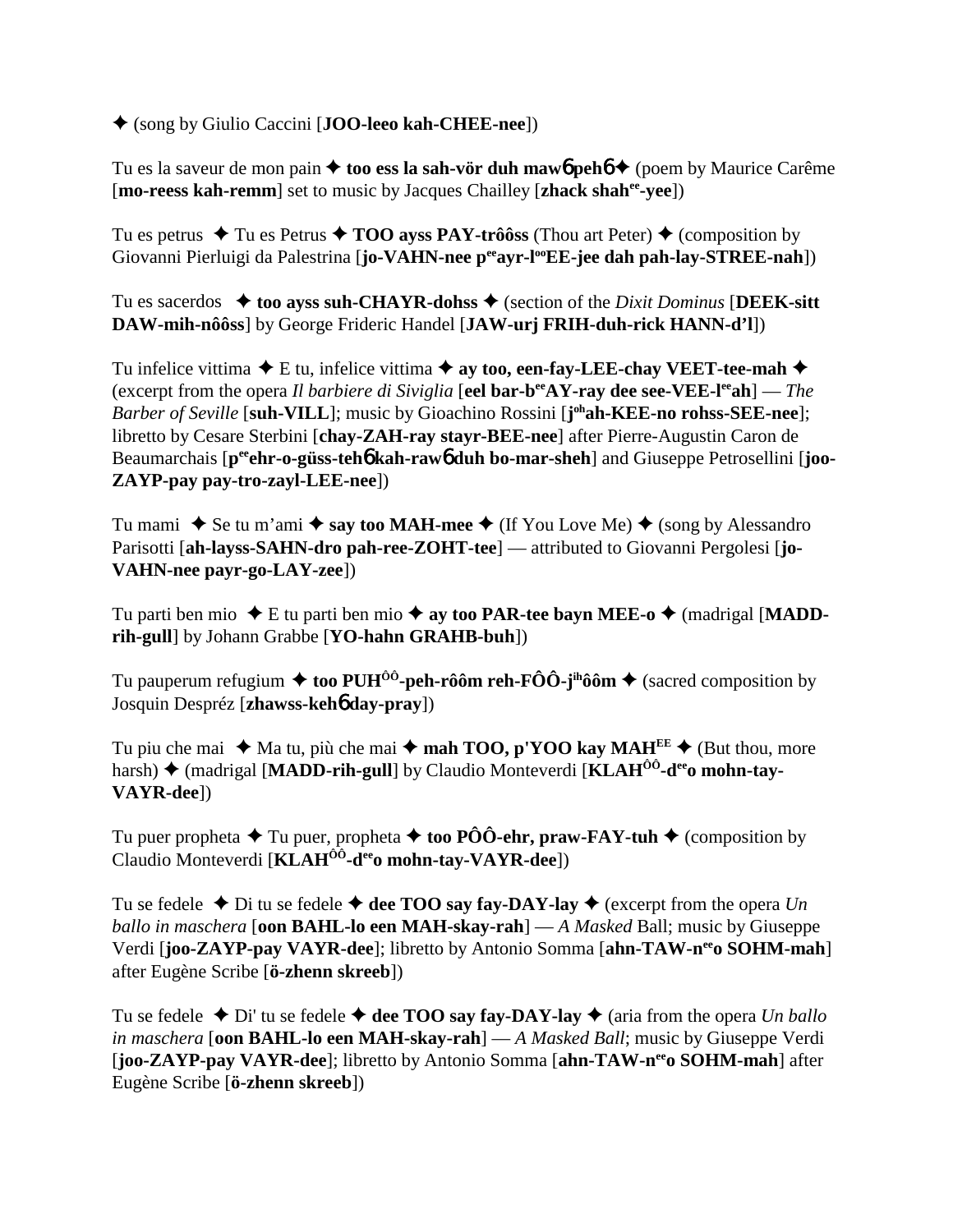✦ (song by Giulio Caccini [**JOO-leeo kah-CHEE-nee**])

Tu es la saveur de mon pain ✦ **too ess la sah-vör duh maw**6 **peh**6 ✦ (poem by Maurice Carême [**mo-reess kah-remm**] set to music by Jacques Chailley [**zhack shah**ee**-yee**])

Tu es petrus ✦ Tu es Petrus ✦ **TOO ayss PAY-trôôss** (Thou art Peter) ✦ (composition by Giovanni Pierluigi da Palestrina [**jo-VAHN-nee p**ee**ayr-l**oo**EE-jee dah pah-lay-STREE-nah**])

Tu es sacerdos ✦ **too ayss suh-CHAYR-dohss** ✦ (section of the *Dixit Dominus* [**DEEK-sitt DAW-mih-nôôss**] by George Frideric Handel [**JAW-urj FRIH-duh-rick HANN-d'l**])

Tu infelice vittima ✦ E tu, infelice vittima ✦ **ay too, een-fay-LEE-chay VEET-tee-mah** ✦ (excerpt from the opera *Il barbiere di Siviglia* [**eel bar-b**ee**AY-ray dee see-VEE-l**ee**ah**] — *The Barber of Seville* [**suh-VILL**]; music by Gioachino Rossini [**j**oh**ah-KEE-no rohss-SEE-nee**]; libretto by Cesare Sterbini [**chay-ZAH-ray stayr-BEE-nee**] after Pierre-Augustin Caron de Beaumarchais [**p**ee**ehr-o-güss-teh**6 **kah-raw**6 **duh bo-mar-sheh**] and Giuseppe Petrosellini [**joo-ZAYP-pay pay-tro-zayl-LEE-nee**])

Tu mami ✦ Se tu m'ami ✦ **say too MAH-mee** ✦ (If You Love Me) ✦ (song by Alessandro Parisotti [**ah-layss-SAHN-dro pah-ree-ZOHT-tee**] — attributed to Giovanni Pergolesi [**jo-VAHN-nee payr-go-LAY-zee**])

Tu parti ben mio ✦ E tu parti ben mio ✦ **ay too PAR-tee bayn MEE-o** ✦ (madrigal [**MADD-rih-gull**] by Johann Grabbe [**YO-hahn GRAHB-buh**])

Tu pauperum refugium ✦ **too PUH**ÔÔ**-peh-rôôm reh-FÔÔ-j**ih**ôôm** ✦ (sacred composition by Josquin Despréz [**zhawss-keh**6 **day-pray**])

Tu piu che mai ✦ Ma tu, più che mai ✦ **mah TOO, p'YOO kay MAH**EE ✦ (But thou, more harsh) ✦ (madrigal [**MADD-rih-gull**] by Claudio Monteverdi [**KLAH**ÔÔ**-d**ee**o mohn-tay-VAYR-dee**])

Tu puer propheta ✦ Tu puer, propheta ✦ **too PÔÔ-ehr, praw-FAY-tuh** ✦ (composition by Claudio Monteverdi [**KLAH**ÔÔ**-d**ee**o mohn-tay-VAYR-dee**])

Tu se fedele ✦ Di tu se fedele ✦ **dee TOO say fay-DAY-lay** ✦ (excerpt from the opera *Un ballo in maschera* [**oon BAHL-lo een MAH-skay-rah**] — *A Masked* Ball; music by Giuseppe Verdi [**joo-ZAYP-pay VAYR-dee**]; libretto by Antonio Somma [**ahn-TAW-n**ee**o SOHM-mah**] after Eugène Scribe [**ö-zhenn skreeb**])

Tu se fedele ✦ Di' tu se fedele ✦ **dee TOO say fay-DAY-lay** ✦ (aria from the opera *Un ballo in maschera* [**oon BAHL-lo een MAH-skay-rah**] — *A Masked Ball*; music by Giuseppe Verdi [**joo-ZAYP-pay VAYR-dee**]; libretto by Antonio Somma [**ahn-TAW-n**ee**o SOHM-mah**] after Eugène Scribe [**ö-zhenn skreeb**])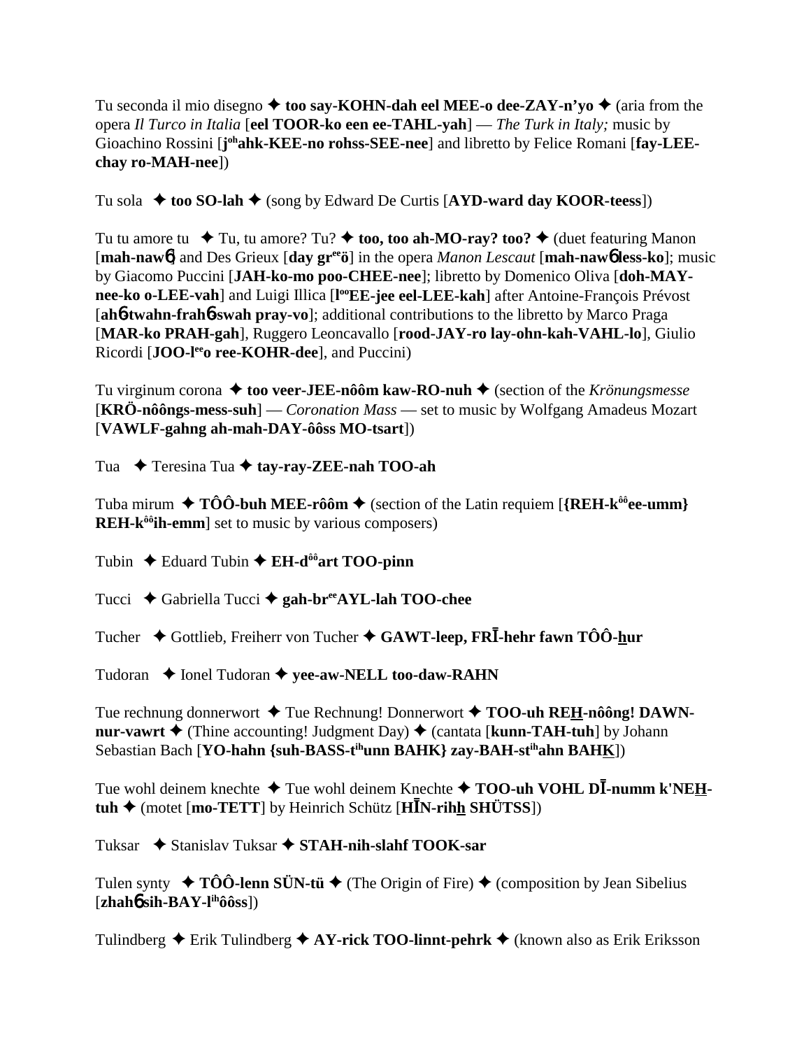Tu seconda il mio disegno ✦ **too say-KOHN-dah eel MEE-o dee-ZAY-n'yo** ✦ (aria from the opera *Il Turco in Italia* [**eel TOOR-ko een ee-TAHL-yah**] — *The Turk in Italy;* music by Gioachino Rossini [**j**[oh]**ahk-KEE-no rohss-SEE-nee**] and libretto by Felice Romani [**fay-LEE-chay ro-MAH-nee**])

Tu sola ✦ **too SO-lah** ✦ (song by Edward De Curtis [**AYD-ward day KOOR-teess**])

Tu tu amore tu ✦ Tu, tu amore? Tu? ✦ **too, too ah-MO-ray? too?** ✦ (duet featuring Manon [**mah-nawɓ**] and Des Grieux [**day gr**[ee]**ö**] in the opera *Manon Lescaut* [**mah-nawɓ less-ko**]; music by Giacomo Puccini [**JAH-ko-mo poo-CHEE-nee**]; libretto by Domenico Oliva [**doh-MAY-nee-ko o-LEE-vah**] and Luigi Illica [**l**[oo]**EE-jee eel-LEE-kah**] after Antoine-François Prévost [**ahɓ-twahn-frahɓ-swah pray-vo**]; additional contributions to the libretto by Marco Praga [**MAR-ko PRAH-gah**], Ruggero Leoncavallo [**rood-JAY-ro lay-ohn-kah-VAHL-lo**], Giulio Ricordi [**JOO-l**[ee]**o ree-KOHR-dee**], and Puccini)

Tu virginum corona ✦ **too veer-JEE-nôôm kaw-RO-nuh** ✦ (section of the *Krönungsmesse* [**KRÖ-nôôngs-mess-suh**] — *Coronation Mass* — set to music by Wolfgang Amadeus Mozart [**VAWLF-gahng ah-mah-DAY-ôôss MO-tsart**])

Tua ✦ Teresina Tua ✦ **tay-ray-ZEE-nah TOO-ah**

Tuba mirum ✦ **TÔÔ-buh MEE-rôôm** ✦ (section of the Latin requiem [**{REH-k**[ôô]**ee-umm} REH-k**[ôô]**ih-emm**] set to music by various composers)

Tubin ✦ Eduard Tubin ✦ **EH-d**[ôô]**art TOO-pinn**

Tucci ✦ Gabriella Tucci ✦ **gah-br**[ee]**AYL-lah TOO-chee**

Tucher ✦ Gottlieb, Freiherr von Tucher ✦ **GAWT-leep, FRĪ-hehr fawn TÔÔ-hur**

Tudoran ✦ Ionel Tudoran ✦ **yee-aw-NELL too-daw-RAHN**

Tue rechnung donnerwort ✦ Tue Rechnung! Donnerwort ✦ **TOO-uh REH-nôông! DAWN-nur-vawrt** ✦ (Thine accounting! Judgment Day) ✦ (cantata [**kunn-TAH-tuh**] by Johann Sebastian Bach [**YO-hahn {suh-BASS-t**[ih]**unn BAHK} zay-BAH-st**[ih]**ahn BAHK**])

Tue wohl deinem knechte ✦ Tue wohl deinem Knechte ✦ **TOO-uh VOHL DĪ-numm k'NEH-tuh** ✦ (motet [**mo-TETT**] by Heinrich Schütz [**HĪN-rihh SHÜTSS**])

Tuksar ✦ Stanislav Tuksar ✦ **STAH-nih-slahf TOOK-sar**

Tulen synty ✦ **TÔÔ-lenn SÜN-tü** ✦ (The Origin of Fire) ✦ (composition by Jean Sibelius [**zhahɓ sih-BAY-l**[ih]**ôôss**])

Tulindberg ✦ Erik Tulindberg ✦ **AY-rick TOO-linnt-pehrk** ✦ (known also as Erik Eriksson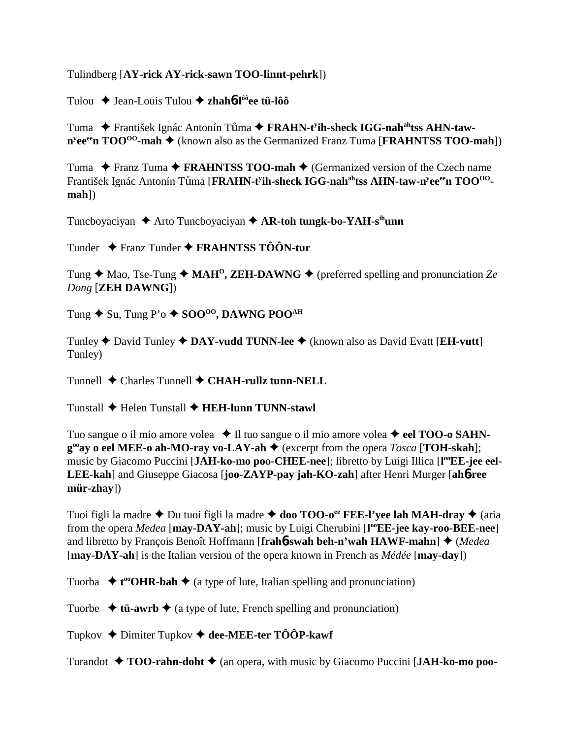Tulindberg [**AY-rick AY-rick-sawn TOO-linnt-pehrk**])

Tulou ✦ Jean-Louis Tulou ✦ **zhahɓ-lôôee tü-lôô**

Tuma ✦ František Ignác Antonín Tůma ✦ **FRAHN-tʸih-sheck IGG-nahahtss AHN-taw-nʸeeeen TOOOO-mah** ✦ (known also as the Germanized Franz Tuma [**FRAHNTSS TOO-mah**])

Tuma ✦ Franz Tuma ✦ **FRAHNTSS TOO-mah** ✦ (Germanized version of the Czech name František Ignác Antonín Tůma [**FRAHN-tʸih-sheck IGG-nahahtss AHN-taw-nʸeeeen TOOOO-mah**])

Tuncboyaciyan ✦ Arto Tuncboyaciyan ✦ **AR-toh tungk-bo-YAH-sihunn**

Tunder ✦ Franz Tunder ✦ **FRAHNTSS TÔÔN-tur**

Tung ✦ Mao, Tse-Tung ✦ **MAHO, ZEH-DAWNG** ✦ (preferred spelling and pronunciation *Ze Dong* [**ZEH DAWNG**])

Tung ✦ Su, Tung P'o ✦ **SOOOO, DAWNG POOAH**

Tunley ✦ David Tunley ✦ **DAY-vudd TUNN-lee** ✦ (known also as David Evatt [**EH-vutt**] Tunley)

Tunnell ✦ Charles Tunnell ✦ **CHAH-rullz tunn-NELL**

Tunstall ✦ Helen Tunstall ✦ **HEH-lunn TUNN-stawl**

Tuo sangue o il mio amore volea ✦ Il tuo sangue o il mio amore volea ✦ **eel TOO-o SAHN-gooay o eel MEE-o ah-MO-ray vo-LAY-ah** ✦ (excerpt from the opera *Tosca* [**TOH-skah**]; music by Giacomo Puccini [**JAH-ko-mo poo-CHEE-nee**]; libretto by Luigi Illica [**looEE-jee eel-LEE-kah**] and Giuseppe Giacosa [**joo-ZAYP-pay jah-KO-zah**] after Henri Murger [**ahɓ-ree mür-zhay**])

Tuoi figli la madre ✦ Du tuoi figli la madre ✦ **doo TOO-oee FEE-l'yee lah MAH-dray** ✦ (aria from the opera *Medea* [**may-DAY-ah**]; music by Luigi Cherubini [**looEE-jee kay-roo-BEE-nee**] and libretto by François Benoît Hoffmann [**frahɓ-swah beh-n'wah HAWF-mahn**] ✦ (*Medea* [**may-DAY-ah**] is the Italian version of the opera known in French as *Médée* [**may-day**])

Tuorba ✦ **tooOHR-bah** ✦ (a type of lute, Italian spelling and pronunciation)

Tuorbe ✦ **tü-awrb** ✦ (a type of lute, French spelling and pronunciation)

Tupkov ✦ Dimiter Tupkov ✦ **dee-MEE-ter TÔÔP-kawf**

Turandot ✦ **TOO-rahn-doht** ✦ (an opera, with music by Giacomo Puccini [**JAH-ko-mo poo-**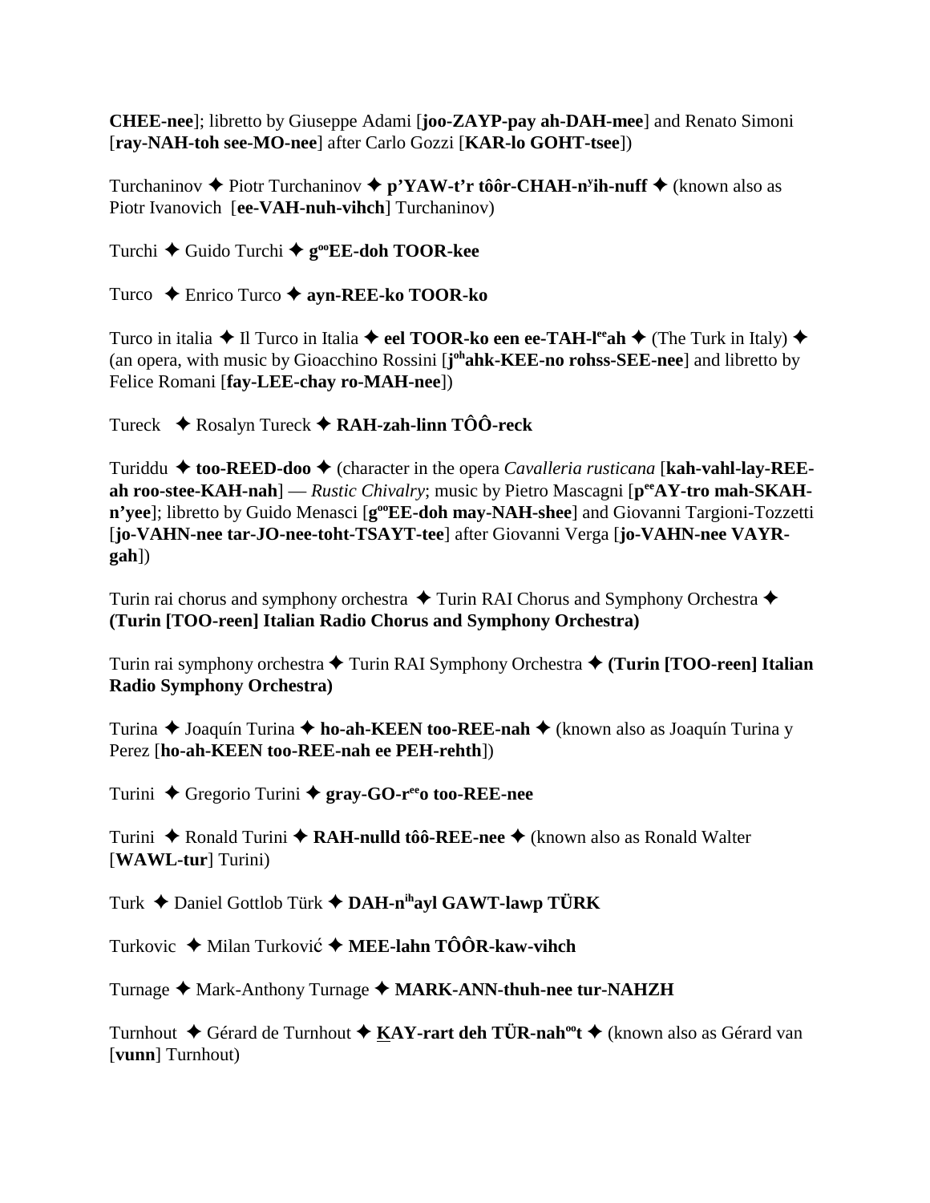**CHEE-nee**]; libretto by Giuseppe Adami [**joo-ZAYP-pay ah-DAH-mee**] and Renato Simoni [**ray-NAH-toh see-MO-nee**] after Carlo Gozzi [**KAR-lo GOHT-tsee**])

Turchaninov ✦ Piotr Turchaninov ✦ **p'YAW-t'r tôôr-CHAH-n$^{y}$ih-nuff** ✦ (known also as Piotr Ivanovich [**ee-VAH-nuh-vihch**] Turchaninov)

Turchi ✦ Guido Turchi ✦ **g$^{oo}$EE-doh TOOR-kee**

Turco ✦ Enrico Turco ✦ **ayn-REE-ko TOOR-ko**

Turco in italia ✦ Il Turco in Italia ✦ **eel TOOR-ko een ee-TAH-l$^{ee}$ah** ✦ (The Turk in Italy) ✦ (an opera, with music by Gioacchino Rossini [**j$^{oh}$ahk-KEE-no rohss-SEE-nee**] and libretto by Felice Romani [**fay-LEE-chay ro-MAH-nee**])

Tureck ✦ Rosalyn Tureck ✦ **RAH-zah-linn TÔÔ-reck**

Turiddu ✦ **too-REED-doo** ✦ (character in the opera *Cavalleria rusticana* [**kah-vahl-lay-REE-ah roo-stee-KAH-nah**] — *Rustic Chivalry*; music by Pietro Mascagni [**p$^{ee}$AY-tro mah-SKAH-n'yee**]; libretto by Guido Menasci [**g$^{oo}$EE-doh may-NAH-shee**] and Giovanni Targioni-Tozzetti [**jo-VAHN-nee tar-JO-nee-toht-TSAYT-tee**] after Giovanni Verga [**jo-VAHN-nee VAYR-gah**])

Turin rai chorus and symphony orchestra ✦ Turin RAI Chorus and Symphony Orchestra ✦ **(Turin [TOO-reen] Italian Radio Chorus and Symphony Orchestra)**

Turin rai symphony orchestra ✦ Turin RAI Symphony Orchestra ✦ **(Turin [TOO-reen] Italian Radio Symphony Orchestra)**

Turina ✦ Joaquín Turina ✦ **ho-ah-KEEN too-REE-nah** ✦ (known also as Joaquín Turina y Perez [**ho-ah-KEEN too-REE-nah ee PEH-rehth**])

Turini ✦ Gregorio Turini ✦ **gray-GO-r$^{ee}$o too-REE-nee**

Turini ✦ Ronald Turini ✦ **RAH-nulld tôô-REE-nee** ✦ (known also as Ronald Walter [**WAWL-tur**] Turini)

Turk ✦ Daniel Gottlob Türk ✦ **DAH-n$^{ih}$ayl GAWT-lawp TÜRK**

Turkovic ✦ Milan Turković ✦ **MEE-lahn TÔÔR-kaw-vihch**

Turnage ✦ Mark-Anthony Turnage ✦ **MARK-ANN-thuh-nee tur-NAHZH**

Turnhout ✦ Gérard de Turnhout ✦ **KAY-rart deh TÜR-nah$^{oo}$t** ✦ (known also as Gérard van [**vunn**] Turnhout)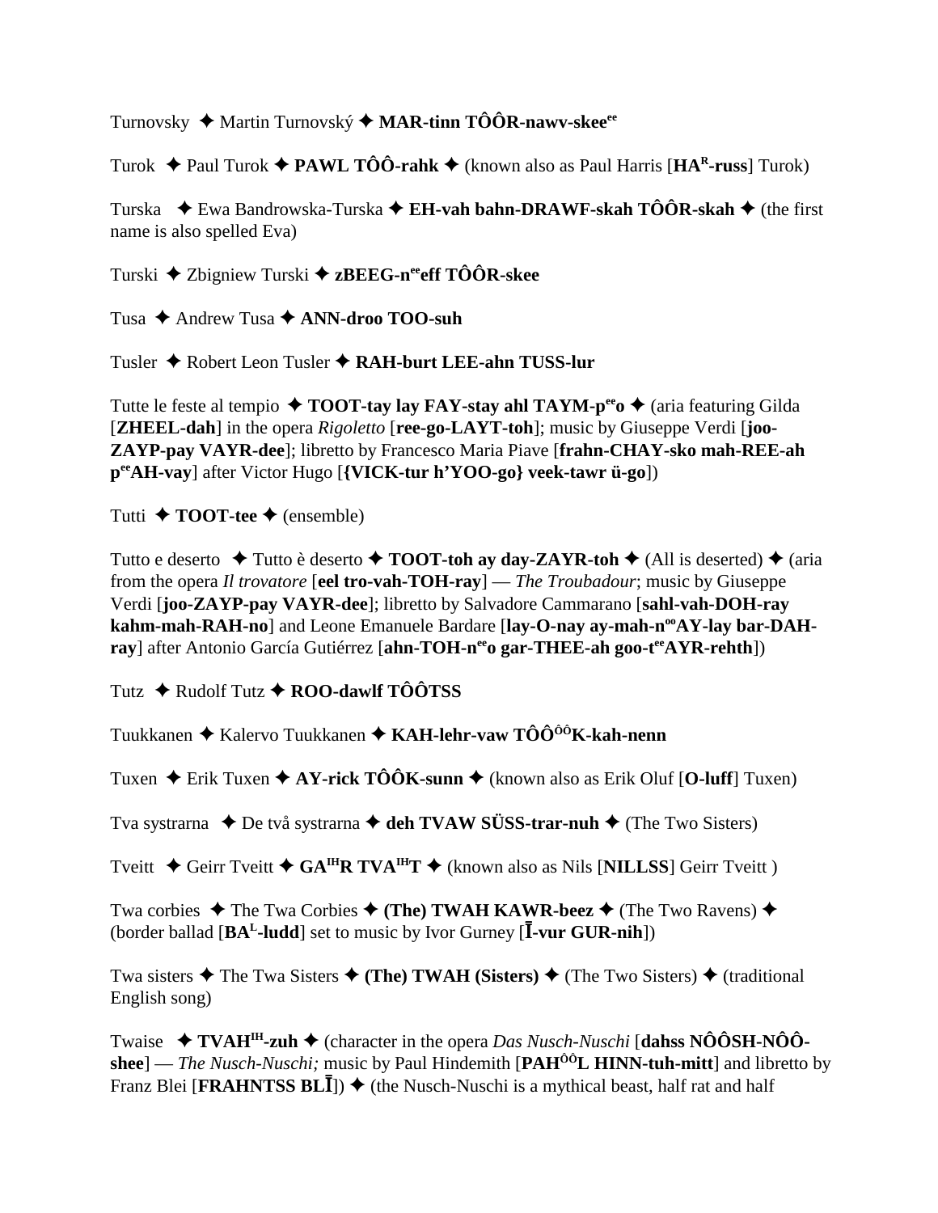Turnovsky ✦ Martin Turnovský ✦ **MAR-tinn TÔÔR-nawv-skee[ee]**

Turok ✦ Paul Turok ✦ **PAWL TÔÔ-rahk** ✦ (known also as Paul Harris [**HA[R]-russ**] Turok)

Turska ✦ Ewa Bandrowska-Turska ✦ **EH-vah bahn-DRAWF-skah TÔÔR-skah** ✦ (the first name is also spelled Eva)

Turski ✦ Zbigniew Turski ✦ **zBEEG-n[ee]eff TÔÔR-skee**

Tusa ✦ Andrew Tusa ✦ **ANN-droo TOO-suh**

Tusler ✦ Robert Leon Tusler ✦ **RAH-burt LEE-ahn TUSS-lur**

Tutte le feste al tempio ✦ **TOOT-tay lay FAY-stay ahl TAYM-p[ee]o** ✦ (aria featuring Gilda [**ZHEEL-dah**] in the opera *Rigoletto* [**ree-go-LAYT-toh**]; music by Giuseppe Verdi [**joo-ZAYP-pay VAYR-dee**]; libretto by Francesco Maria Piave [**frahn-CHAY-sko mah-REE-ah p[ee]AH-vay**] after Victor Hugo [**{VICK-tur h'YOO-go} veek-tawr ü-go**])

Tutti ✦ **TOOT-tee** ✦ (ensemble)

Tutto e deserto ✦ Tutto è deserto ✦ **TOOT-toh ay day-ZAYR-toh** ✦ (All is deserted) ✦ (aria from the opera *Il trovatore* [**eel tro-vah-TOH-ray**] — *The Troubadour*; music by Giuseppe Verdi [**joo-ZAYP-pay VAYR-dee**]; libretto by Salvadore Cammarano [**sahl-vah-DOH-ray kahm-mah-RAH-no**] and Leone Emanuele Bardare [**lay-O-nay ay-mah-n[oo]AY-lay bar-DAH-ray**] after Antonio García Gutiérrez [**ahn-TOH-n[ee]o gar-THEE-ah goo-t[ee]AYR-rehth**])

Tutz ✦ Rudolf Tutz ✦ **ROO-dawlf TÔÔTSS**

Tuukkanen ✦ Kalervo Tuukkanen ✦ **KAH-lehr-vaw TÔÔ[ÔÔ]K-kah-nenn**

Tuxen ✦ Erik Tuxen ✦ **AY-rick TÔÔK-sunn** ✦ (known also as Erik Oluf [**O-luff**] Tuxen)

Tva systrarna ✦ De två systrarna ✦ **deh TVAW SÜSS-trar-nuh** ✦ (The Two Sisters)

Tveitt ✦ Geirr Tveitt ✦ **GA[IH]R TVA[IH]T** ✦ (known also as Nils [**NILLSS**] Geirr Tveitt )

Twa corbies ✦ The Twa Corbies ✦ **(The) TWAH KAWR-beez** ✦ (The Two Ravens) ✦ (border ballad [**BA[L]-ludd**] set to music by Ivor Gurney [**Ī-vur GUR-nih**])

Twa sisters ✦ The Twa Sisters ✦ **(The) TWAH (Sisters)** ✦ (The Two Sisters) ✦ (traditional English song)

Twaise ✦ **TVAH[IH]-zuh** ✦ (character in the opera *Das Nusch-Nuschi* [**dahss NÔÔSH-NÔÔ-shee**] — *The Nusch-Nuschi;* music by Paul Hindemith [**PAH[ÔÔ]L HINN-tuh-mitt**] and libretto by Franz Blei [**FRAHNTSS BLĪ**]) ✦ (the Nusch-Nuschi is a mythical beast, half rat and half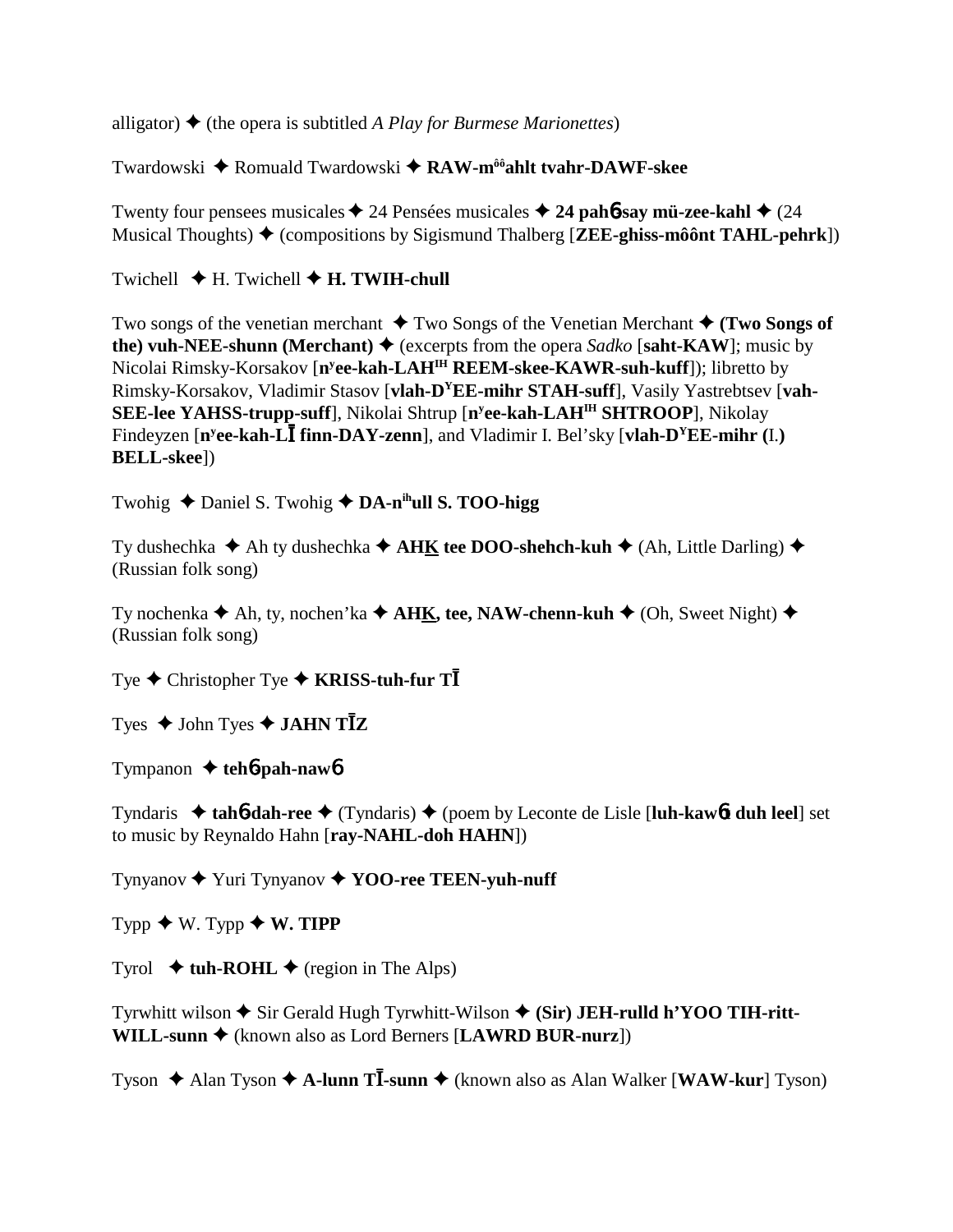alligator) ✦ (the opera is subtitled *A Play for Burmese Marionettes*)

Twardowski ✦ Romuald Twardowski ✦ **RAW-m^ôô^ahlt tvahr-DAWF-skee**

Twenty four pensees musicales ✦ 24 Pensées musicales ✦ **24 pah6-say mü-zee-kahl** ✦ (24 Musical Thoughts) ✦ (compositions by Sigismund Thalberg [**ZEE-ghiss-môônt TAHL-pehrk**])

Twichell ✦ H. Twichell ✦ **H. TWIH-chull**

Two songs of the venetian merchant ✦ Two Songs of the Venetian Merchant ✦ **(Two Songs of the) vuh-NEE-shunn (Merchant)** ✦ (excerpts from the opera *Sadko* [**saht-KAW**]; music by Nicolai Rimsky-Korsakov [**n^y^ee-kah-LAH^IH^ REEM-skee-KAWR-suh-kuff**]); libretto by Rimsky-Korsakov, Vladimir Stasov [**vlah-D^Y^EE-mihr STAH-suff**], Vasily Yastrebtsev [**vah-SEE-lee YAHSS-trupp-suff**], Nikolai Shtrup [**n^y^ee-kah-LAH^IH^ SHTROOP**], Nikolay Findeyzen [**n^y^ee-kah-LĪ finn-DAY-zenn**], and Vladimir I. Bel'sky [**vlah-D^Y^EE-mihr (**I.**) BELL-skee**])

Twohig ✦ Daniel S. Twohig ✦ **DA-n^ih^ull S. TOO-higg**

Ty dushechka ✦ Ah ty dushechka ✦ **AHK̲ tee DOO-shehch-kuh** ✦ (Ah, Little Darling) ✦ (Russian folk song)

Ty nochenka ✦ Ah, ty, nochen'ka ✦ **AHK̲, tee, NAW-chenn-kuh** ✦ (Oh, Sweet Night) ✦ (Russian folk song)

Tye ✦ Christopher Tye ✦ **KRISS-tuh-fur TĪ**

Tyes ✦ John Tyes ✦ **JAHN TĪZ**

Tympanon ✦ **teh6-pah-naw6**

Tyndaris ✦ **tah6-dah-ree** ✦ (Tyndaris) ✦ (poem by Leconte de Lisle [**luh-kaw6t duh leel**] set to music by Reynaldo Hahn [**ray-NAHL-doh HAHN**])

Tynyanov ✦ Yuri Tynyanov ✦ **YOO-ree TEEN-yuh-nuff**

Typp ✦ W. Typp ✦ **W. TIPP**

Tyrol ✦ **tuh-ROHL** ✦ (region in The Alps)

Tyrwhitt wilson ✦ Sir Gerald Hugh Tyrwhitt-Wilson ✦ **(Sir) JEH-rulld h'YOO TIH-ritt-WILL-sunn** ✦ (known also as Lord Berners [**LAWRD BUR-nurz**])

Tyson ✦ Alan Tyson ✦ **A-lunn TĪ-sunn** ✦ (known also as Alan Walker [**WAW-kur**] Tyson)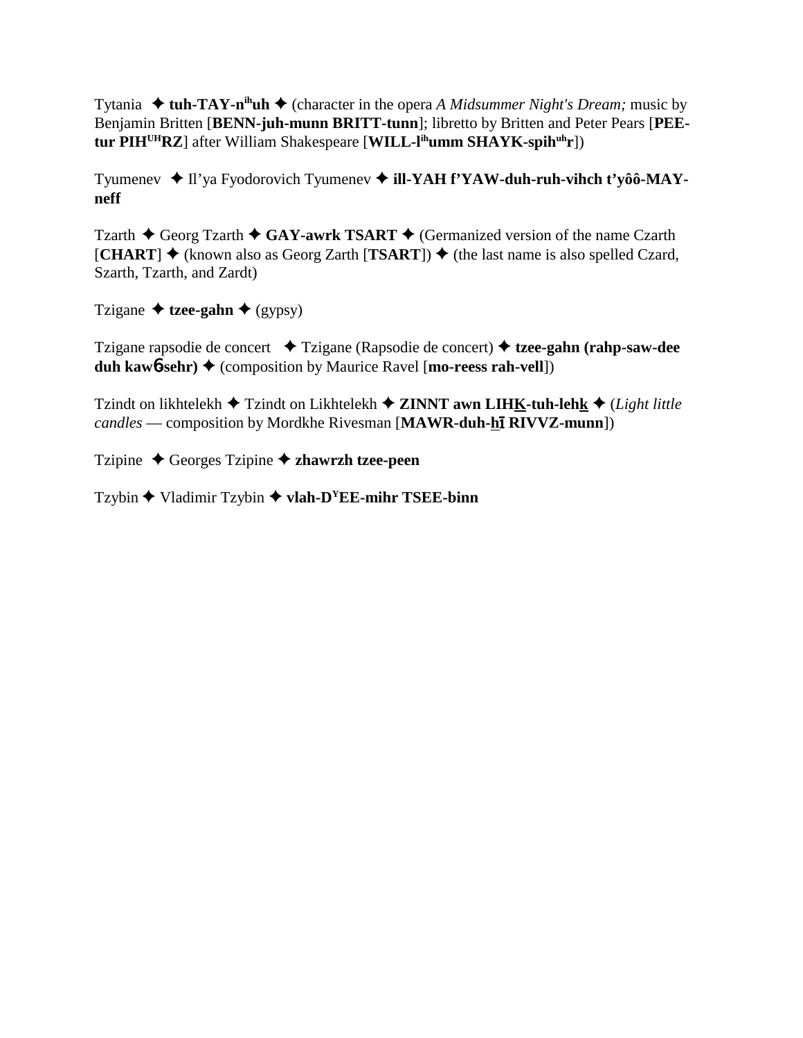Tytania ✦ **tuh-TAY-n<sup>ih</sup>uh** ✦ (character in the opera *A Midsummer Night's Dream;* music by Benjamin Britten [**BENN-juh-munn BRITT-tunn**]; libretto by Britten and Peter Pears [**PEE-tur PIH<sup>UH</sup>RZ**] after William Shakespeare [**WILL-l<sup>ih</sup>umm SHAYK-spih<sup>uh</sup>r**])

Tyumenev ✦ Il'ya Fyodorovich Tyumenev ✦ **ill-YAH f'YAW-duh-ruh-vihch t'yôô-MAY-neff**

Tzarth ✦ Georg Tzarth ✦ **GAY-awrk TSART** ✦ (Germanized version of the name Czarth [**CHART**] ✦ (known also as Georg Zarth [**TSART**]) ✦ (the last name is also spelled Czard, Szarth, Tzarth, and Zardt)

Tzigane ✦ **tzee-gahn** ✦ (gypsy)

Tzigane rapsodie de concert ✦ Tzigane (Rapsodie de concert) ✦ **tzee-gahn (rahp-saw-dee duh kawɓsehr)** ✦ (composition by Maurice Ravel [**mo-reess rah-vell**])

Tzindt on likhtelekh ✦ Tzindt on Likhtelekh ✦ **ZINNT awn LIH<u>K</u>-tuh-leh<u>k</u>** ✦ (*Light little candles* — composition by Mordkhe Rivesman [**MAWR-duh-<u>h</u>ī RIVVZ-munn**])

Tzipine ✦ Georges Tzipine ✦ **zhawrzh tzee-peen**

Tzybin ✦ Vladimir Tzybin ✦ **vlah-D<sup>Y</sup>EE-mihr TSEE-binn**